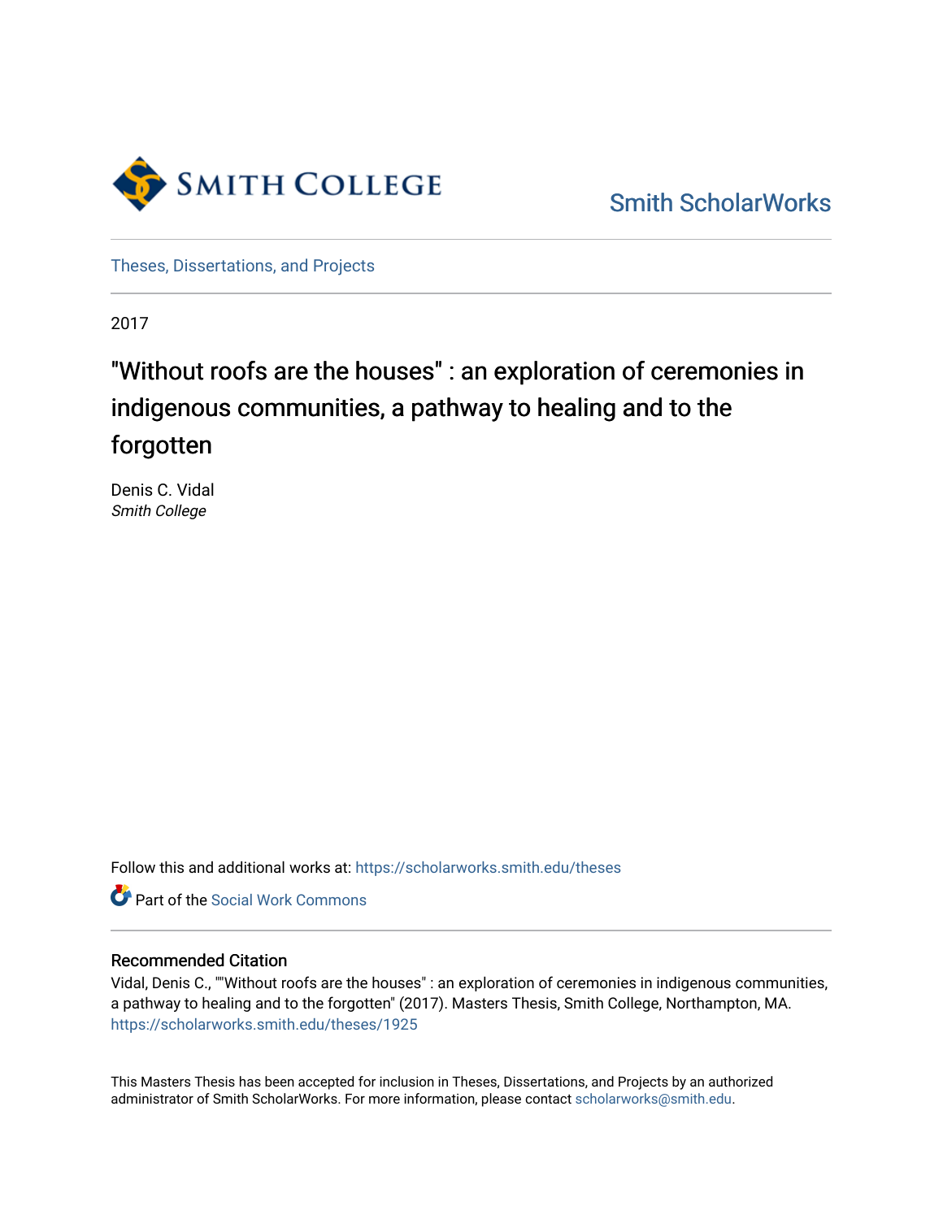Smith College

Smith ScholarWorks

Theses, Dissertations, and Projects

2017

# "Without roofs are the houses" : an exploration of ceremonies in indigenous communities, a pathway to healing and to the forgotten

Denis C. Vidal
*Smith College*

Follow this and additional works at: https://scholarworks.smith.edu/theses

Part of the Social Work Commons

## Recommended Citation

Vidal, Denis C., ""Without roofs are the houses" : an exploration of ceremonies in indigenous communities, a pathway to healing and to the forgotten" (2017). Masters Thesis, Smith College, Northampton, MA. https://scholarworks.smith.edu/theses/1925

This Masters Thesis has been accepted for inclusion in Theses, Dissertations, and Projects by an authorized administrator of Smith ScholarWorks. For more information, please contact scholarworks@smith.edu.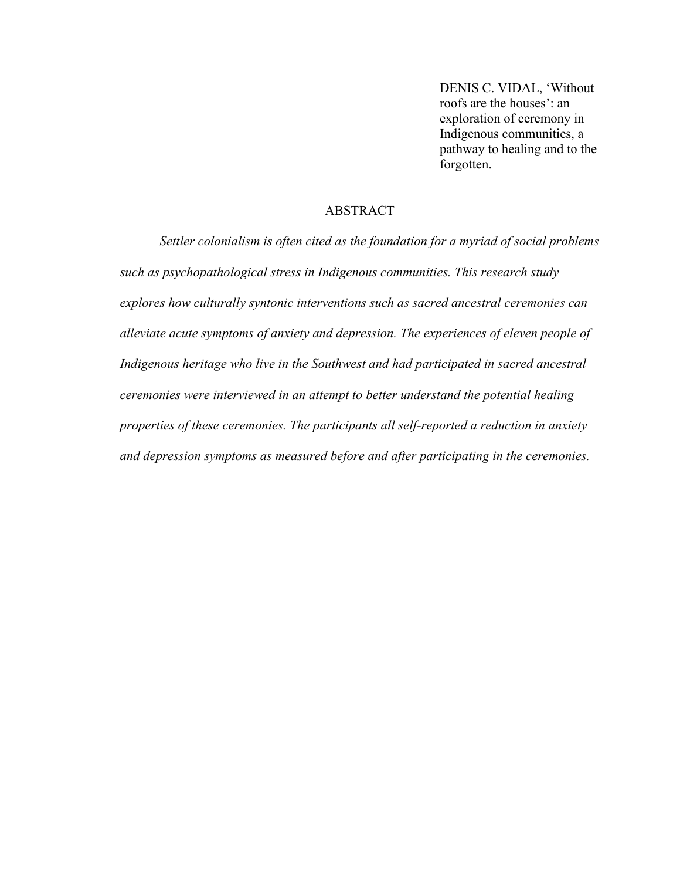DENIS C. VIDAL, 'Without roofs are the houses': an exploration of ceremony in Indigenous communities, a pathway to healing and to the forgotten.

## ABSTRACT

*Settler colonialism is often cited as the foundation for a myriad of social problems such as psychopathological stress in Indigenous communities. This research study explores how culturally syntonic interventions such as sacred ancestral ceremonies can alleviate acute symptoms of anxiety and depression. The experiences of eleven people of Indigenous heritage who live in the Southwest and had participated in sacred ancestral ceremonies were interviewed in an attempt to better understand the potential healing properties of these ceremonies. The participants all self-reported a reduction in anxiety and depression symptoms as measured before and after participating in the ceremonies.*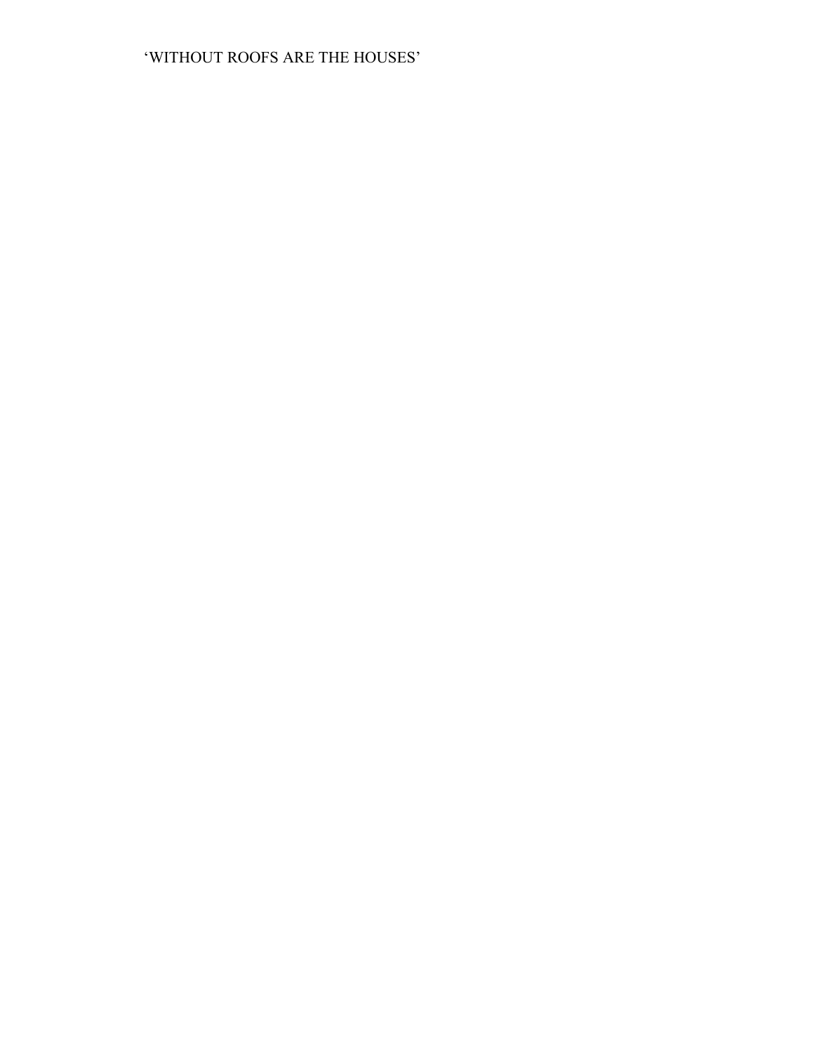‘WITHOUT ROOFS ARE THE HOUSES’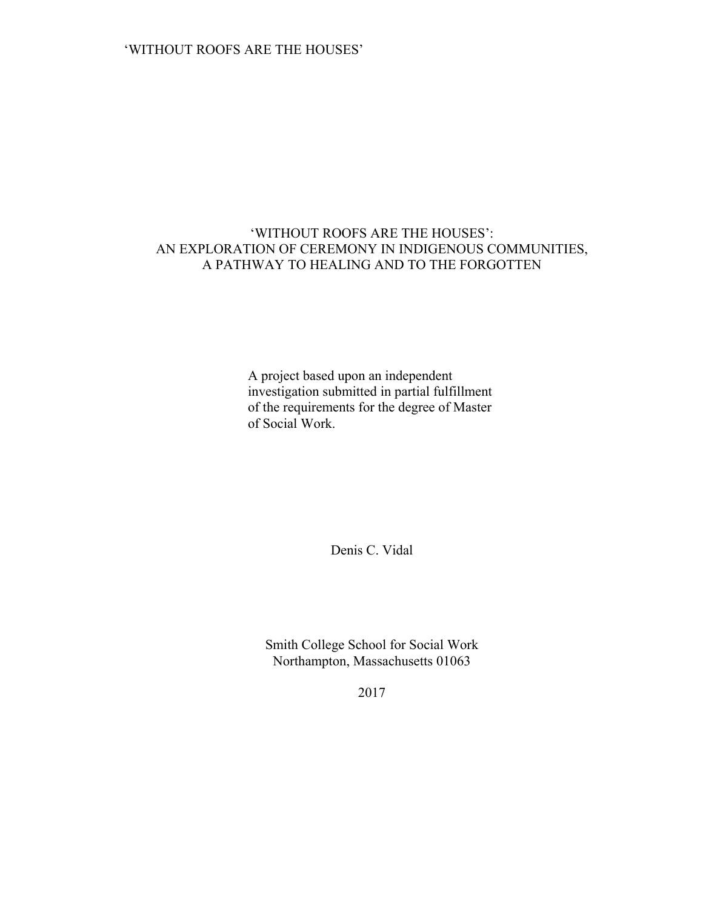# 'WITHOUT ROOFS ARE THE HOUSES': AN EXPLORATION OF CEREMONY IN INDIGENOUS COMMUNITIES, A PATHWAY TO HEALING AND TO THE FORGOTTEN

A project based upon an independent investigation submitted in partial fulfillment of the requirements for the degree of Master of Social Work.

Denis C. Vidal

Smith College School for Social Work
Northampton, Massachusetts 01063

2017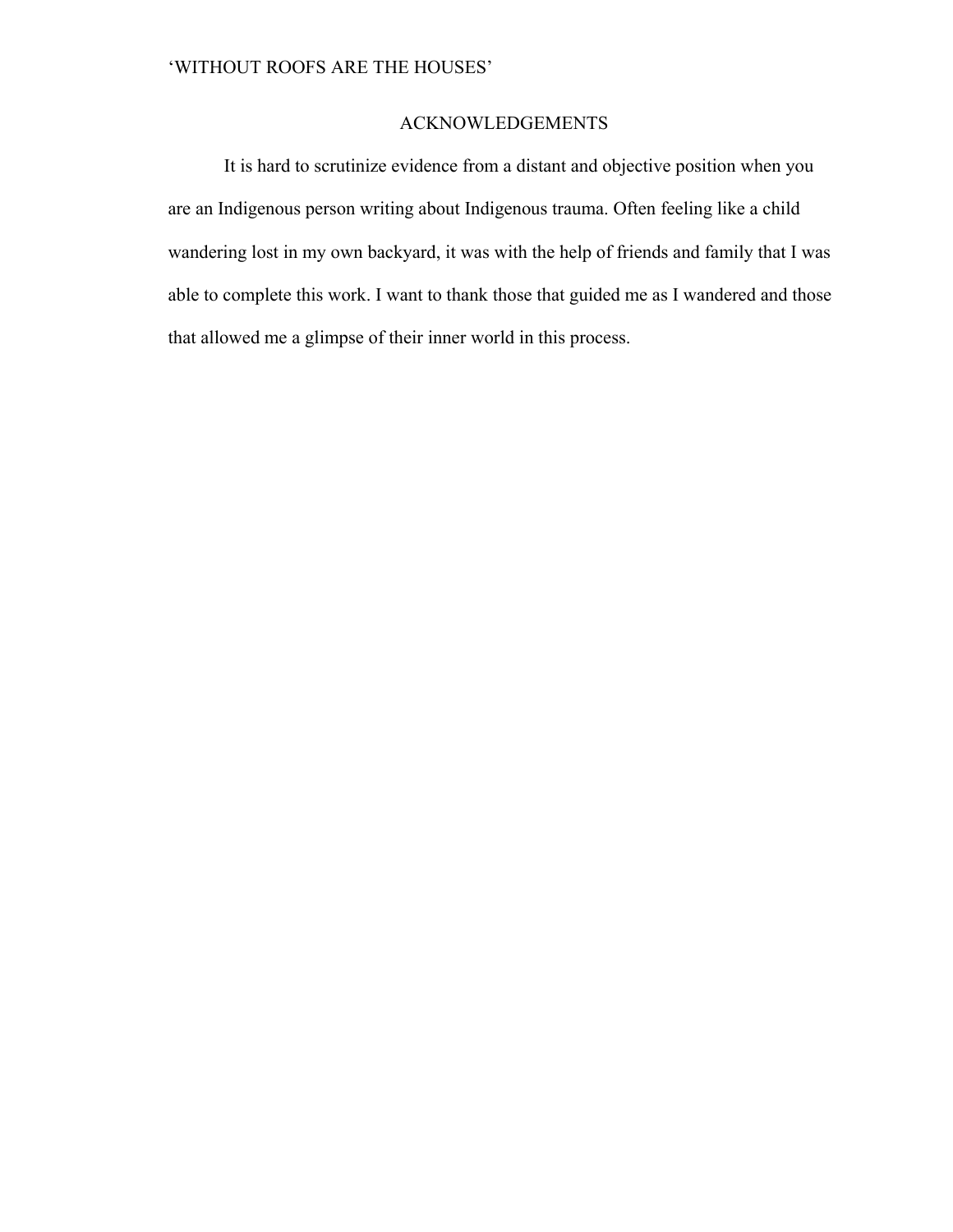## ACKNOWLEDGEMENTS

It is hard to scrutinize evidence from a distant and objective position when you are an Indigenous person writing about Indigenous trauma. Often feeling like a child wandering lost in my own backyard, it was with the help of friends and family that I was able to complete this work. I want to thank those that guided me as I wandered and those that allowed me a glimpse of their inner world in this process.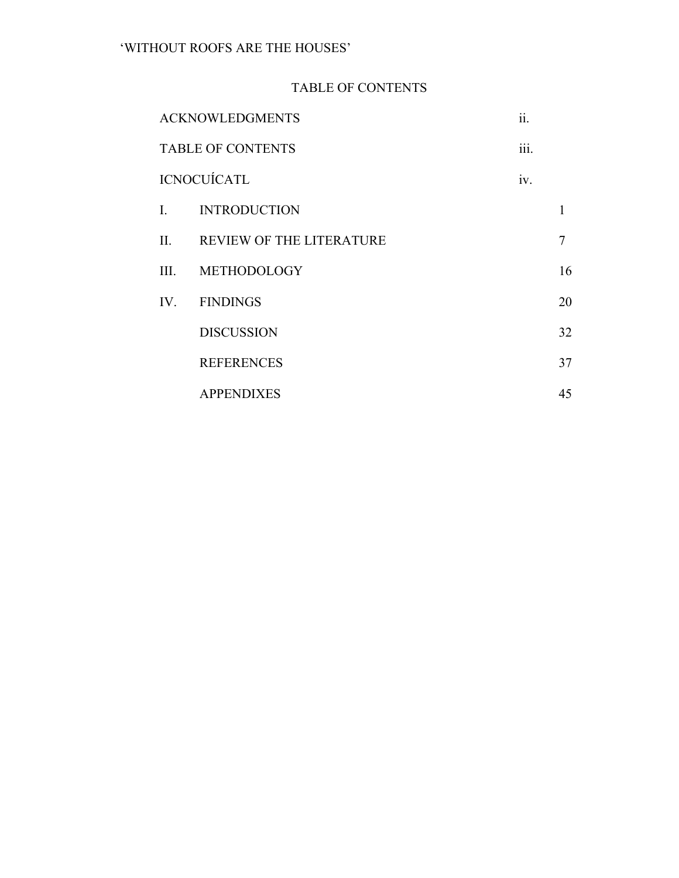## TABLE OF CONTENTS

| | | |
|---|---|---|
| ACKNOWLEDGMENTS | | ii. |
| TABLE OF CONTENTS | | iii. |
| ICNOCUÍCATL | | iv. |
| I. | INTRODUCTION | 1 |
| II. | REVIEW OF THE LITERATURE | 7 |
| III. | METHODOLOGY | 16 |
| IV. | FINDINGS | 20 |
| | DISCUSSION | 32 |
| | REFERENCES | 37 |
| | APPENDIXES | 45 |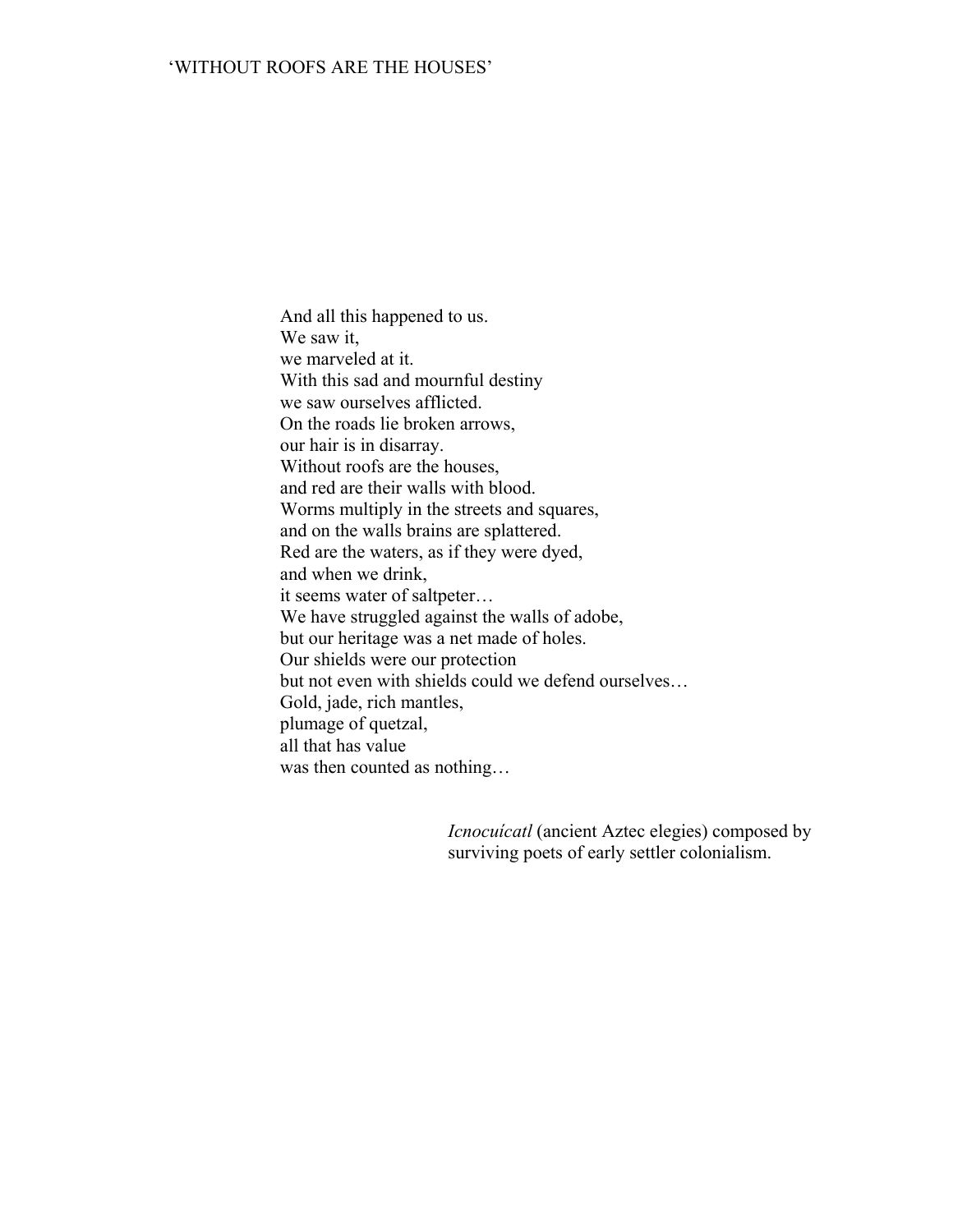# ‘WITHOUT ROOFS ARE THE HOUSES’

And all this happened to us.  
We saw it,  
we marveled at it.  
With this sad and mournful destiny  
we saw ourselves afflicted.  
On the roads lie broken arrows,  
our hair is in disarray.  
Without roofs are the houses,  
and red are their walls with blood.  
Worms multiply in the streets and squares,  
and on the walls brains are splattered.  
Red are the waters, as if they were dyed,  
and when we drink,  
it seems water of saltpeter…  
We have struggled against the walls of adobe,  
but our heritage was a net made of holes.  
Our shields were our protection  
but not even with shields could we defend ourselves…  
Gold, jade, rich mantles,  
plumage of quetzal,  
all that has value  
was then counted as nothing…

*Icnocuícatl* (ancient Aztec elegies) composed by surviving poets of early settler colonialism.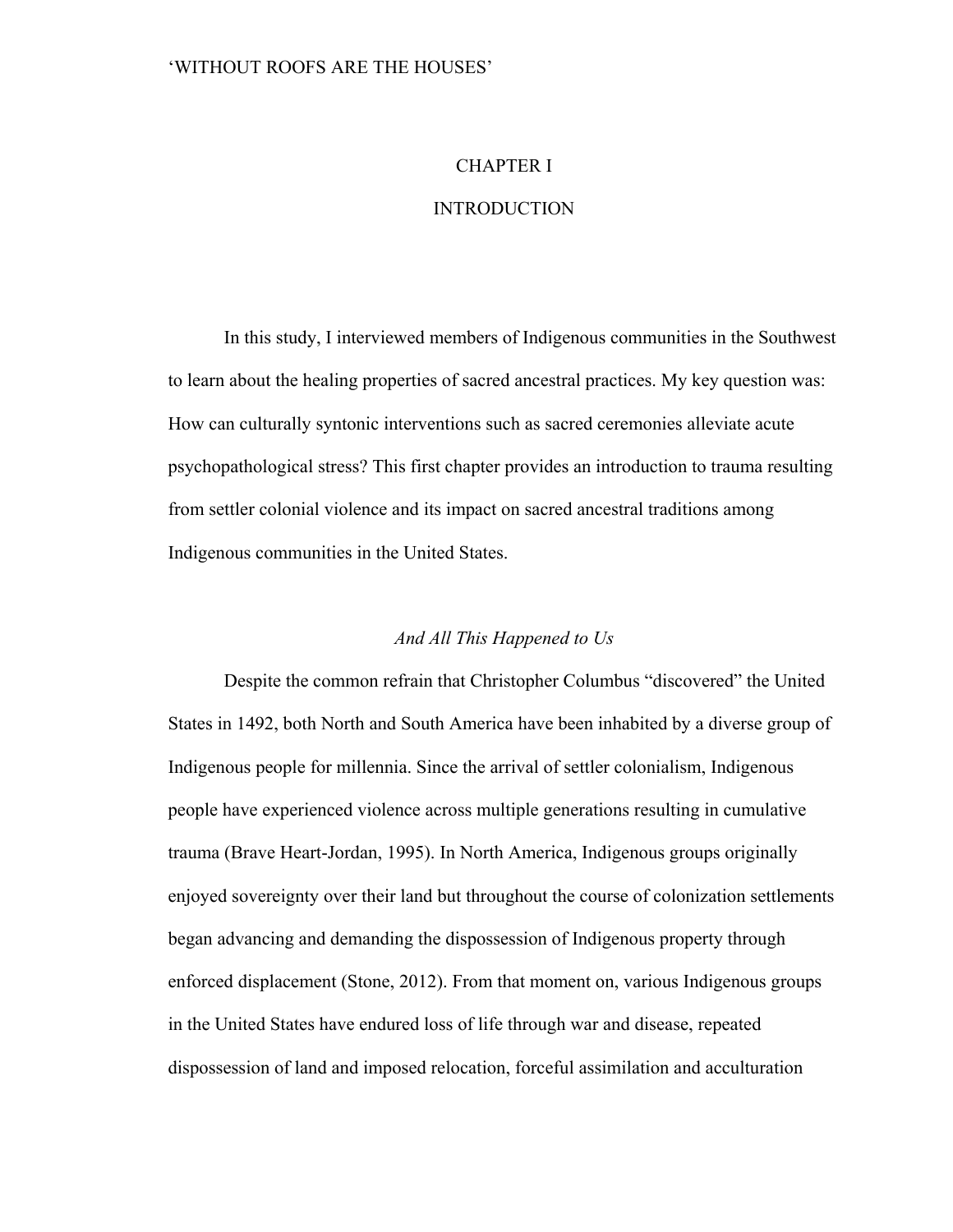# CHAPTER I

# INTRODUCTION

In this study, I interviewed members of Indigenous communities in the Southwest to learn about the healing properties of sacred ancestral practices. My key question was: How can culturally syntonic interventions such as sacred ceremonies alleviate acute psychopathological stress? This first chapter provides an introduction to trauma resulting from settler colonial violence and its impact on sacred ancestral traditions among Indigenous communities in the United States.

## *And All This Happened to Us*

Despite the common refrain that Christopher Columbus "discovered" the United States in 1492, both North and South America have been inhabited by a diverse group of Indigenous people for millennia. Since the arrival of settler colonialism, Indigenous people have experienced violence across multiple generations resulting in cumulative trauma (Brave Heart-Jordan, 1995). In North America, Indigenous groups originally enjoyed sovereignty over their land but throughout the course of colonization settlements began advancing and demanding the dispossession of Indigenous property through enforced displacement (Stone, 2012). From that moment on, various Indigenous groups in the United States have endured loss of life through war and disease, repeated dispossession of land and imposed relocation, forceful assimilation and acculturation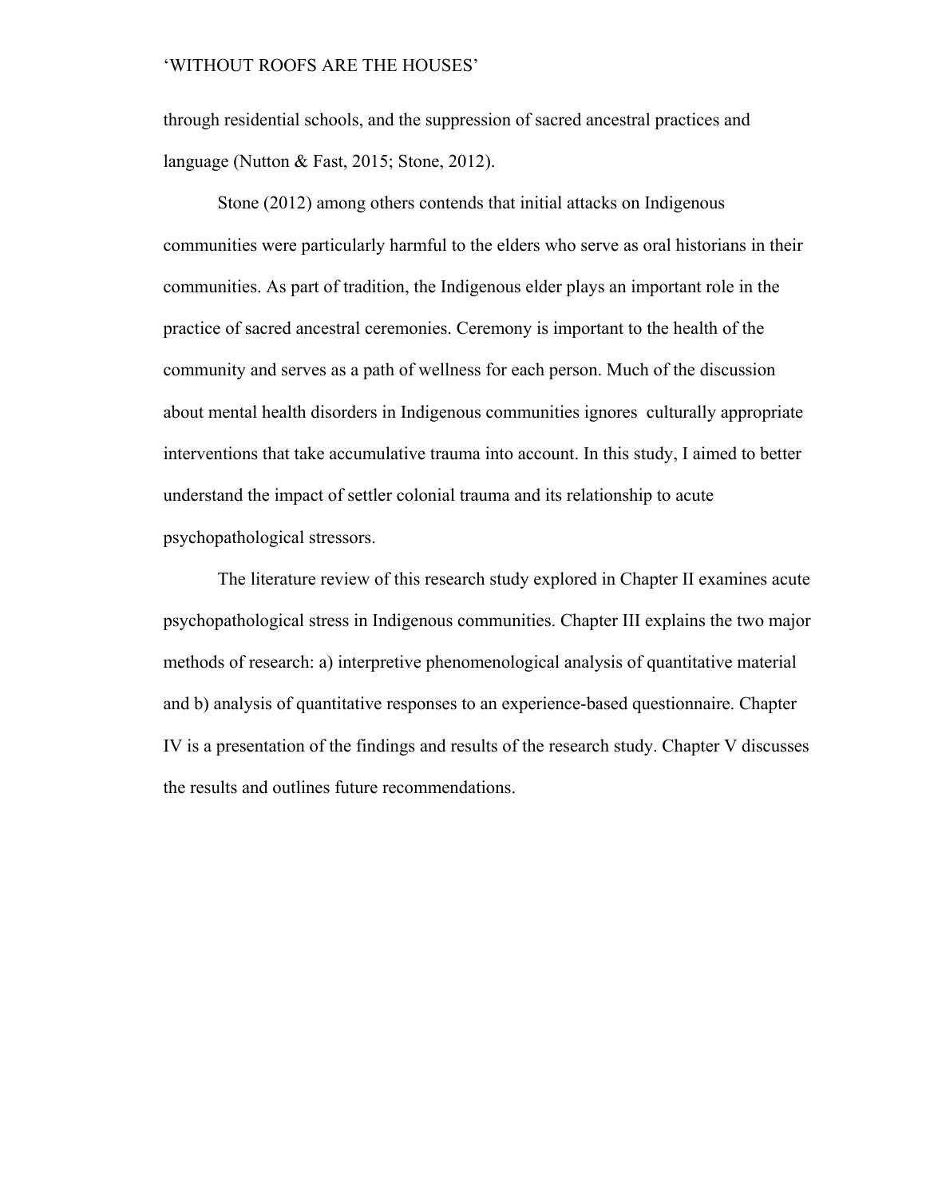through residential schools, and the suppression of sacred ancestral practices and language (Nutton & Fast, 2015; Stone, 2012).

Stone (2012) among others contends that initial attacks on Indigenous communities were particularly harmful to the elders who serve as oral historians in their communities. As part of tradition, the Indigenous elder plays an important role in the practice of sacred ancestral ceremonies. Ceremony is important to the health of the community and serves as a path of wellness for each person. Much of the discussion about mental health disorders in Indigenous communities ignores culturally appropriate interventions that take accumulative trauma into account. In this study, I aimed to better understand the impact of settler colonial trauma and its relationship to acute psychopathological stressors.

The literature review of this research study explored in Chapter II examines acute psychopathological stress in Indigenous communities. Chapter III explains the two major methods of research: a) interpretive phenomenological analysis of quantitative material and b) analysis of quantitative responses to an experience-based questionnaire. Chapter IV is a presentation of the findings and results of the research study. Chapter V discusses the results and outlines future recommendations.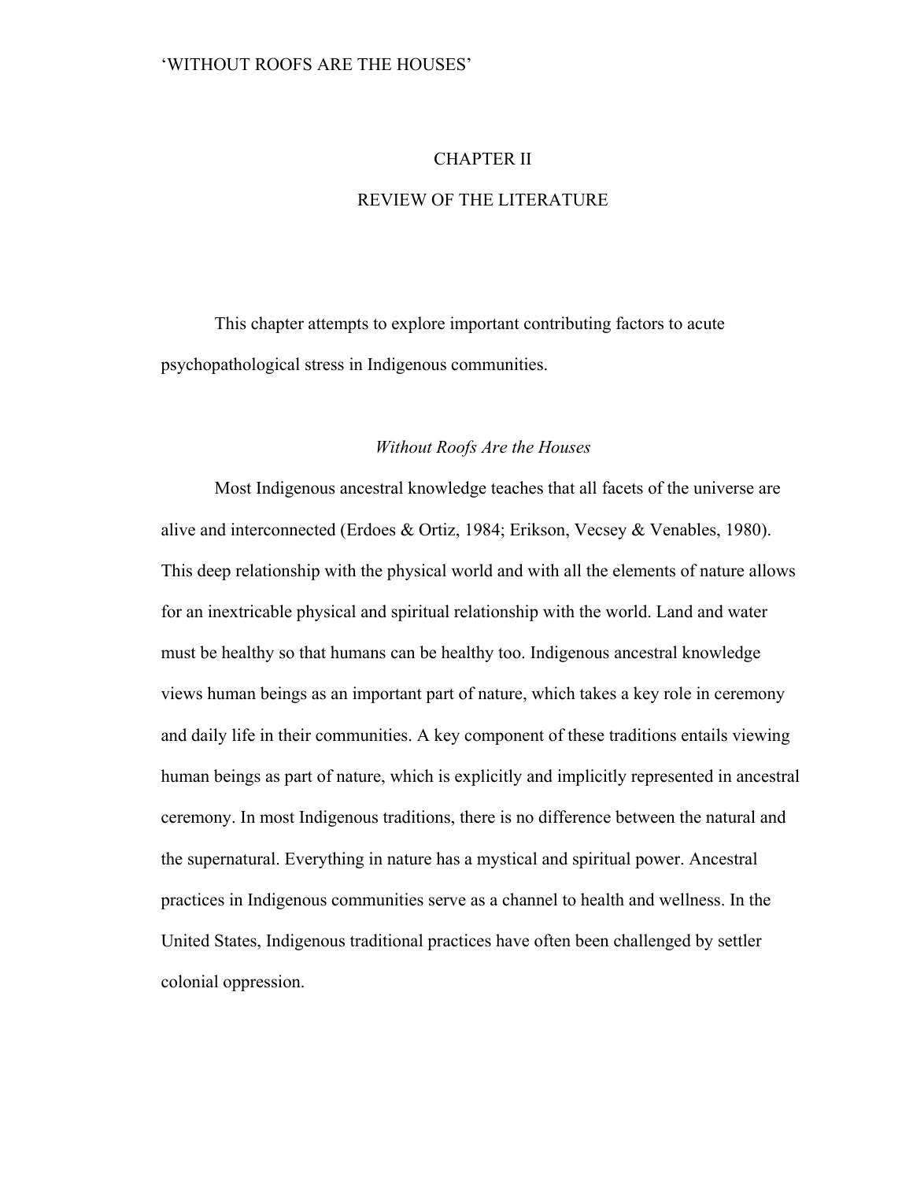# CHAPTER II

# REVIEW OF THE LITERATURE

This chapter attempts to explore important contributing factors to acute psychopathological stress in Indigenous communities.

## *Without Roofs Are the Houses*

Most Indigenous ancestral knowledge teaches that all facets of the universe are alive and interconnected (Erdoes & Ortiz, 1984; Erikson, Vecsey & Venables, 1980). This deep relationship with the physical world and with all the elements of nature allows for an inextricable physical and spiritual relationship with the world. Land and water must be healthy so that humans can be healthy too. Indigenous ancestral knowledge views human beings as an important part of nature, which takes a key role in ceremony and daily life in their communities. A key component of these traditions entails viewing human beings as part of nature, which is explicitly and implicitly represented in ancestral ceremony. In most Indigenous traditions, there is no difference between the natural and the supernatural. Everything in nature has a mystical and spiritual power. Ancestral practices in Indigenous communities serve as a channel to health and wellness. In the United States, Indigenous traditional practices have often been challenged by settler colonial oppression.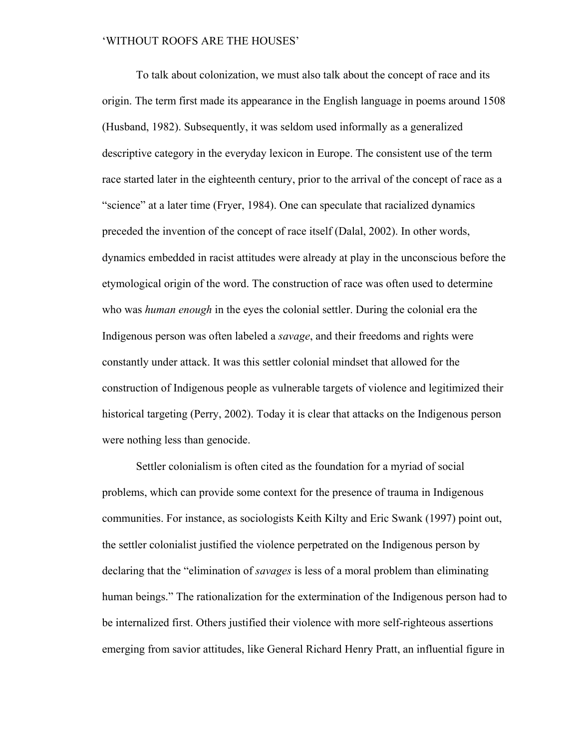To talk about colonization, we must also talk about the concept of race and its origin. The term first made its appearance in the English language in poems around 1508 (Husband, 1982). Subsequently, it was seldom used informally as a generalized descriptive category in the everyday lexicon in Europe. The consistent use of the term race started later in the eighteenth century, prior to the arrival of the concept of race as a "science" at a later time (Fryer, 1984). One can speculate that racialized dynamics preceded the invention of the concept of race itself (Dalal, 2002). In other words, dynamics embedded in racist attitudes were already at play in the unconscious before the etymological origin of the word. The construction of race was often used to determine who was *human enough* in the eyes the colonial settler. During the colonial era the Indigenous person was often labeled a *savage*, and their freedoms and rights were constantly under attack. It was this settler colonial mindset that allowed for the construction of Indigenous people as vulnerable targets of violence and legitimized their historical targeting (Perry, 2002). Today it is clear that attacks on the Indigenous person were nothing less than genocide.

Settler colonialism is often cited as the foundation for a myriad of social problems, which can provide some context for the presence of trauma in Indigenous communities. For instance, as sociologists Keith Kilty and Eric Swank (1997) point out, the settler colonialist justified the violence perpetrated on the Indigenous person by declaring that the "elimination of *savages* is less of a moral problem than eliminating human beings." The rationalization for the extermination of the Indigenous person had to be internalized first. Others justified their violence with more self-righteous assertions emerging from savior attitudes, like General Richard Henry Pratt, an influential figure in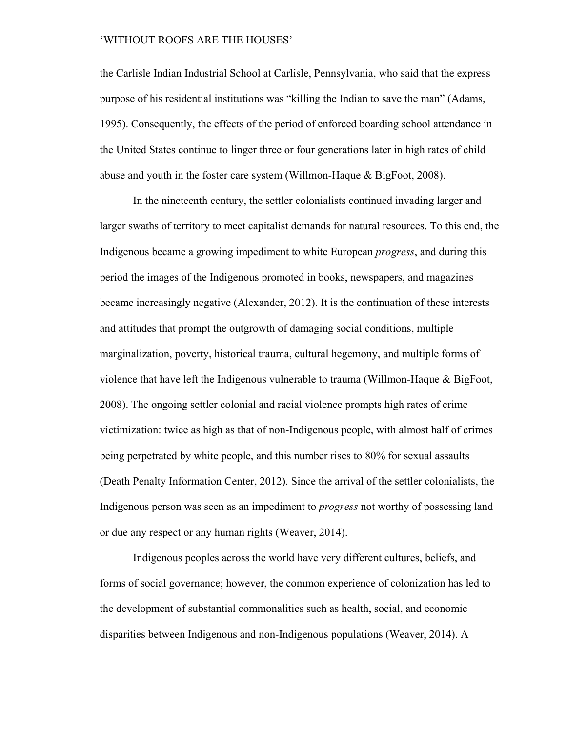the Carlisle Indian Industrial School at Carlisle, Pennsylvania, who said that the express purpose of his residential institutions was “killing the Indian to save the man” (Adams, 1995). Consequently, the effects of the period of enforced boarding school attendance in the United States continue to linger three or four generations later in high rates of child abuse and youth in the foster care system (Willmon-Haque & BigFoot, 2008).

In the nineteenth century, the settler colonialists continued invading larger and larger swaths of territory to meet capitalist demands for natural resources. To this end, the Indigenous became a growing impediment to white European *progress*, and during this period the images of the Indigenous promoted in books, newspapers, and magazines became increasingly negative (Alexander, 2012). It is the continuation of these interests and attitudes that prompt the outgrowth of damaging social conditions, multiple marginalization, poverty, historical trauma, cultural hegemony, and multiple forms of violence that have left the Indigenous vulnerable to trauma (Willmon-Haque & BigFoot, 2008). The ongoing settler colonial and racial violence prompts high rates of crime victimization: twice as high as that of non-Indigenous people, with almost half of crimes being perpetrated by white people, and this number rises to 80% for sexual assaults (Death Penalty Information Center, 2012). Since the arrival of the settler colonialists, the Indigenous person was seen as an impediment to *progress* not worthy of possessing land or due any respect or any human rights (Weaver, 2014).

Indigenous peoples across the world have very different cultures, beliefs, and forms of social governance; however, the common experience of colonization has led to the development of substantial commonalities such as health, social, and economic disparities between Indigenous and non-Indigenous populations (Weaver, 2014). A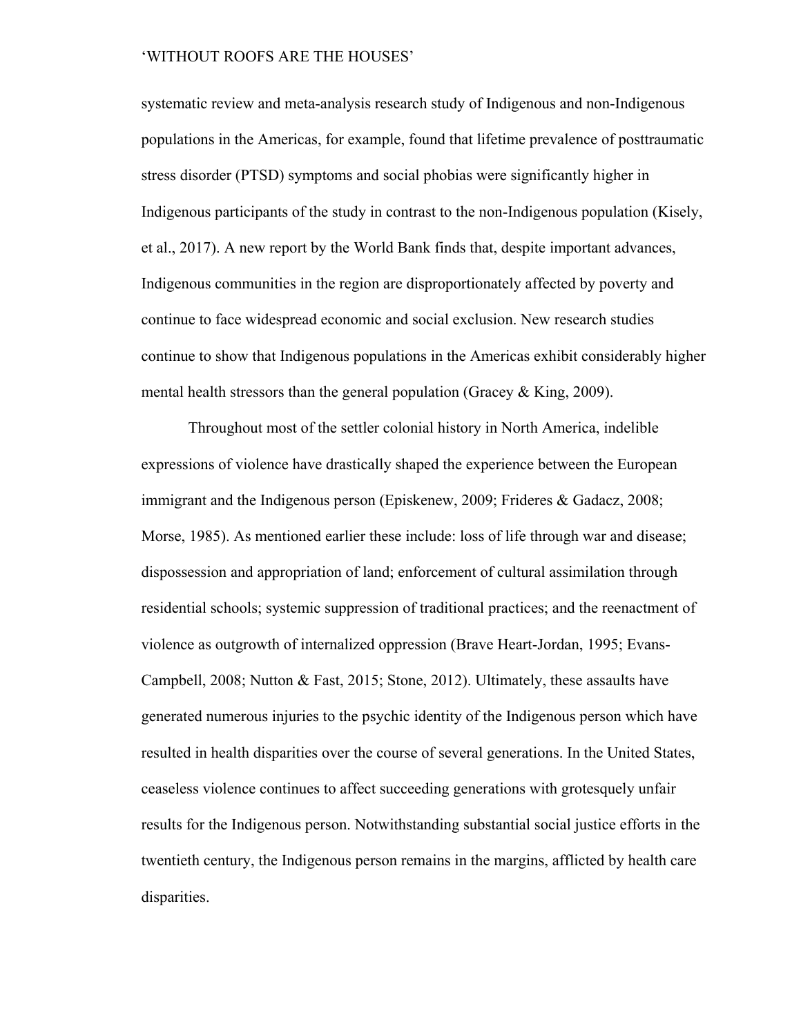systematic review and meta-analysis research study of Indigenous and non-Indigenous populations in the Americas, for example, found that lifetime prevalence of posttraumatic stress disorder (PTSD) symptoms and social phobias were significantly higher in Indigenous participants of the study in contrast to the non-Indigenous population (Kisely, et al., 2017). A new report by the World Bank finds that, despite important advances, Indigenous communities in the region are disproportionately affected by poverty and continue to face widespread economic and social exclusion. New research studies continue to show that Indigenous populations in the Americas exhibit considerably higher mental health stressors than the general population (Gracey & King, 2009).

Throughout most of the settler colonial history in North America, indelible expressions of violence have drastically shaped the experience between the European immigrant and the Indigenous person (Episkenew, 2009; Frideres & Gadacz, 2008; Morse, 1985). As mentioned earlier these include: loss of life through war and disease; dispossession and appropriation of land; enforcement of cultural assimilation through residential schools; systemic suppression of traditional practices; and the reenactment of violence as outgrowth of internalized oppression (Brave Heart-Jordan, 1995; Evans-Campbell, 2008; Nutton & Fast, 2015; Stone, 2012). Ultimately, these assaults have generated numerous injuries to the psychic identity of the Indigenous person which have resulted in health disparities over the course of several generations. In the United States, ceaseless violence continues to affect succeeding generations with grotesquely unfair results for the Indigenous person. Notwithstanding substantial social justice efforts in the twentieth century, the Indigenous person remains in the margins, afflicted by health care disparities.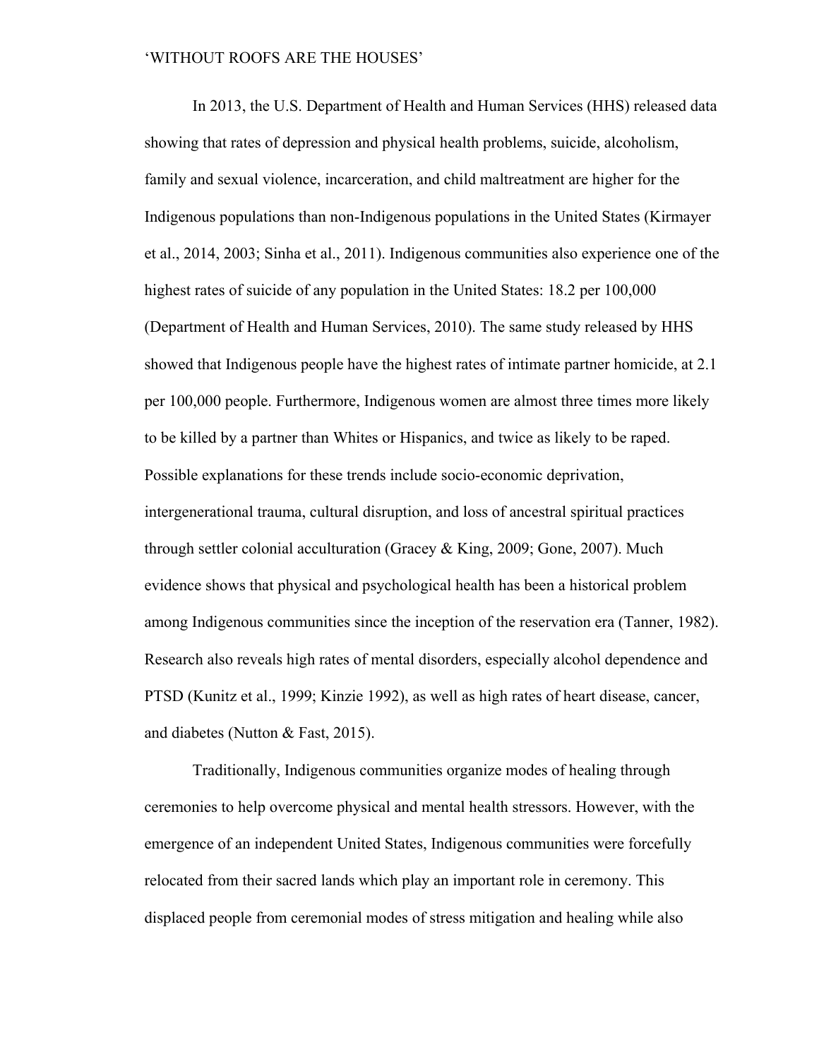In 2013, the U.S. Department of Health and Human Services (HHS) released data showing that rates of depression and physical health problems, suicide, alcoholism, family and sexual violence, incarceration, and child maltreatment are higher for the Indigenous populations than non-Indigenous populations in the United States (Kirmayer et al., 2014, 2003; Sinha et al., 2011). Indigenous communities also experience one of the highest rates of suicide of any population in the United States: 18.2 per 100,000 (Department of Health and Human Services, 2010). The same study released by HHS showed that Indigenous people have the highest rates of intimate partner homicide, at 2.1 per 100,000 people. Furthermore, Indigenous women are almost three times more likely to be killed by a partner than Whites or Hispanics, and twice as likely to be raped. Possible explanations for these trends include socio-economic deprivation, intergenerational trauma, cultural disruption, and loss of ancestral spiritual practices through settler colonial acculturation (Gracey & King, 2009; Gone, 2007). Much evidence shows that physical and psychological health has been a historical problem among Indigenous communities since the inception of the reservation era (Tanner, 1982). Research also reveals high rates of mental disorders, especially alcohol dependence and PTSD (Kunitz et al., 1999; Kinzie 1992), as well as high rates of heart disease, cancer, and diabetes (Nutton & Fast, 2015).

Traditionally, Indigenous communities organize modes of healing through ceremonies to help overcome physical and mental health stressors. However, with the emergence of an independent United States, Indigenous communities were forcefully relocated from their sacred lands which play an important role in ceremony. This displaced people from ceremonial modes of stress mitigation and healing while also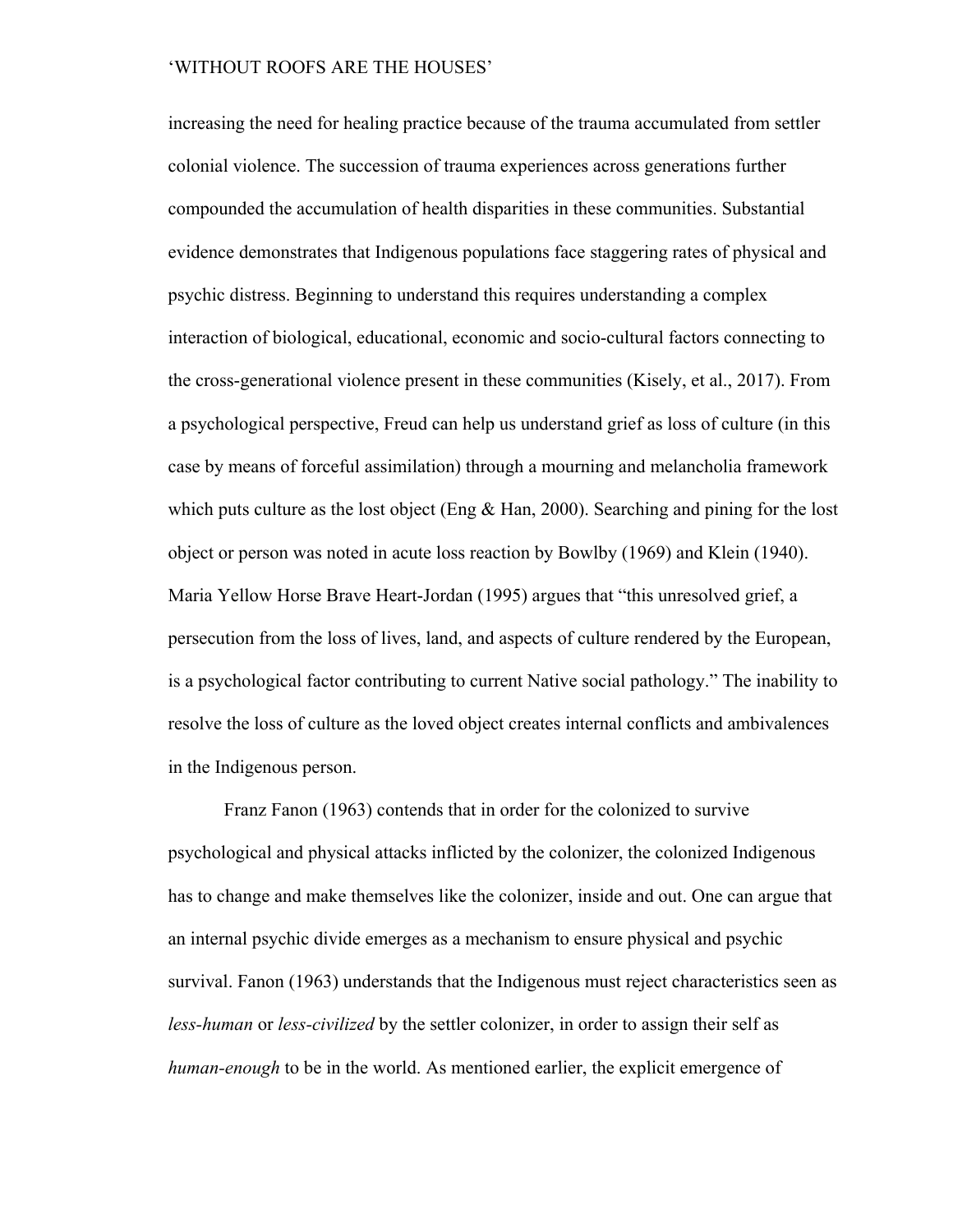increasing the need for healing practice because of the trauma accumulated from settler colonial violence. The succession of trauma experiences across generations further compounded the accumulation of health disparities in these communities. Substantial evidence demonstrates that Indigenous populations face staggering rates of physical and psychic distress. Beginning to understand this requires understanding a complex interaction of biological, educational, economic and socio-cultural factors connecting to the cross-generational violence present in these communities (Kisely, et al., 2017). From a psychological perspective, Freud can help us understand grief as loss of culture (in this case by means of forceful assimilation) through a mourning and melancholia framework which puts culture as the lost object (Eng & Han, 2000). Searching and pining for the lost object or person was noted in acute loss reaction by Bowlby (1969) and Klein (1940). Maria Yellow Horse Brave Heart-Jordan (1995) argues that "this unresolved grief, a persecution from the loss of lives, land, and aspects of culture rendered by the European, is a psychological factor contributing to current Native social pathology." The inability to resolve the loss of culture as the loved object creates internal conflicts and ambivalences in the Indigenous person.

Franz Fanon (1963) contends that in order for the colonized to survive psychological and physical attacks inflicted by the colonizer, the colonized Indigenous has to change and make themselves like the colonizer, inside and out. One can argue that an internal psychic divide emerges as a mechanism to ensure physical and psychic survival. Fanon (1963) understands that the Indigenous must reject characteristics seen as *less-human* or *less-civilized* by the settler colonizer, in order to assign their self as *human-enough* to be in the world. As mentioned earlier, the explicit emergence of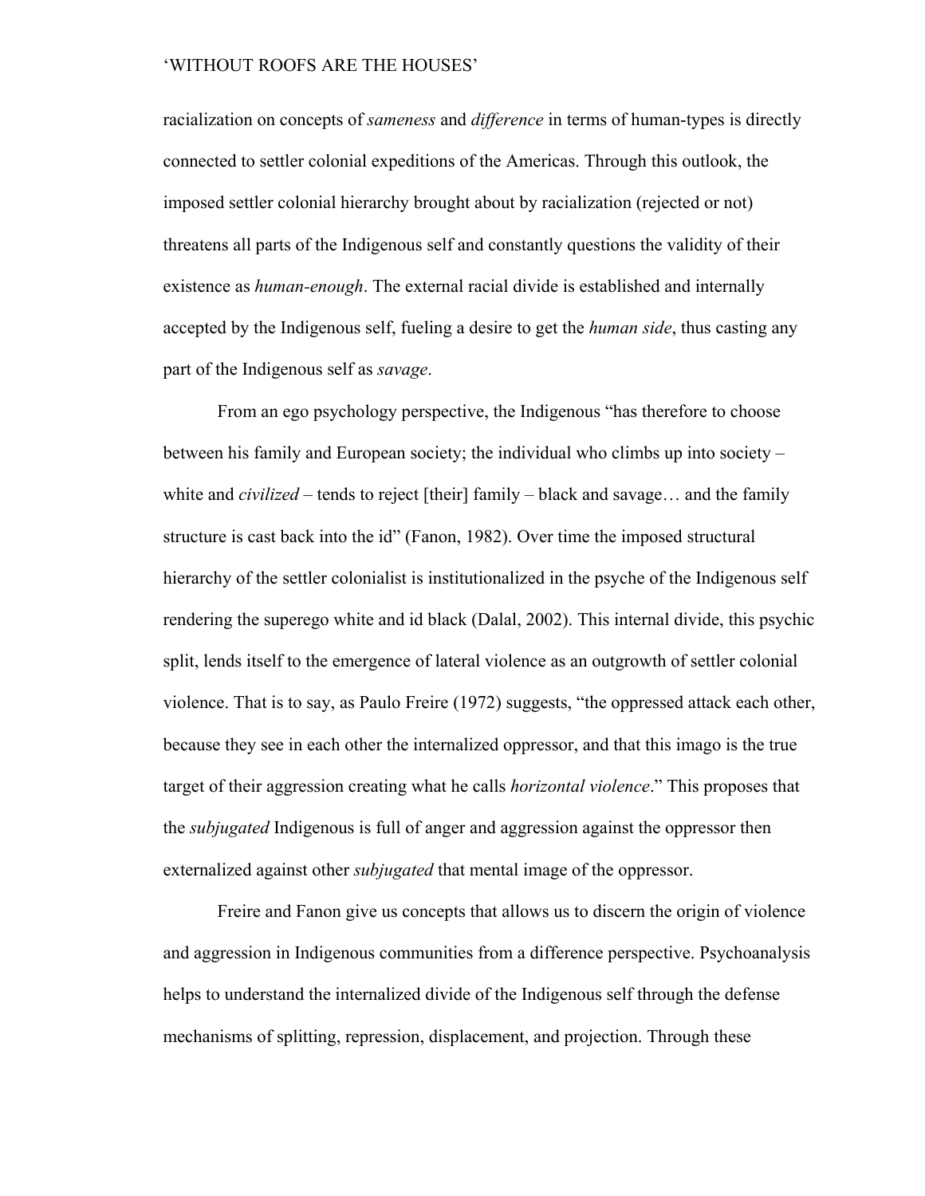racialization on concepts of *sameness* and *difference* in terms of human-types is directly connected to settler colonial expeditions of the Americas. Through this outlook, the imposed settler colonial hierarchy brought about by racialization (rejected or not) threatens all parts of the Indigenous self and constantly questions the validity of their existence as *human-enough*. The external racial divide is established and internally accepted by the Indigenous self, fueling a desire to get the *human side*, thus casting any part of the Indigenous self as *savage*.

From an ego psychology perspective, the Indigenous "has therefore to choose between his family and European society; the individual who climbs up into society – white and *civilized* – tends to reject [their] family – black and savage… and the family structure is cast back into the id" (Fanon, 1982). Over time the imposed structural hierarchy of the settler colonialist is institutionalized in the psyche of the Indigenous self rendering the superego white and id black (Dalal, 2002). This internal divide, this psychic split, lends itself to the emergence of lateral violence as an outgrowth of settler colonial violence. That is to say, as Paulo Freire (1972) suggests, "the oppressed attack each other, because they see in each other the internalized oppressor, and that this imago is the true target of their aggression creating what he calls *horizontal violence*." This proposes that the *subjugated* Indigenous is full of anger and aggression against the oppressor then externalized against other *subjugated* that mental image of the oppressor.

Freire and Fanon give us concepts that allows us to discern the origin of violence and aggression in Indigenous communities from a difference perspective. Psychoanalysis helps to understand the internalized divide of the Indigenous self through the defense mechanisms of splitting, repression, displacement, and projection. Through these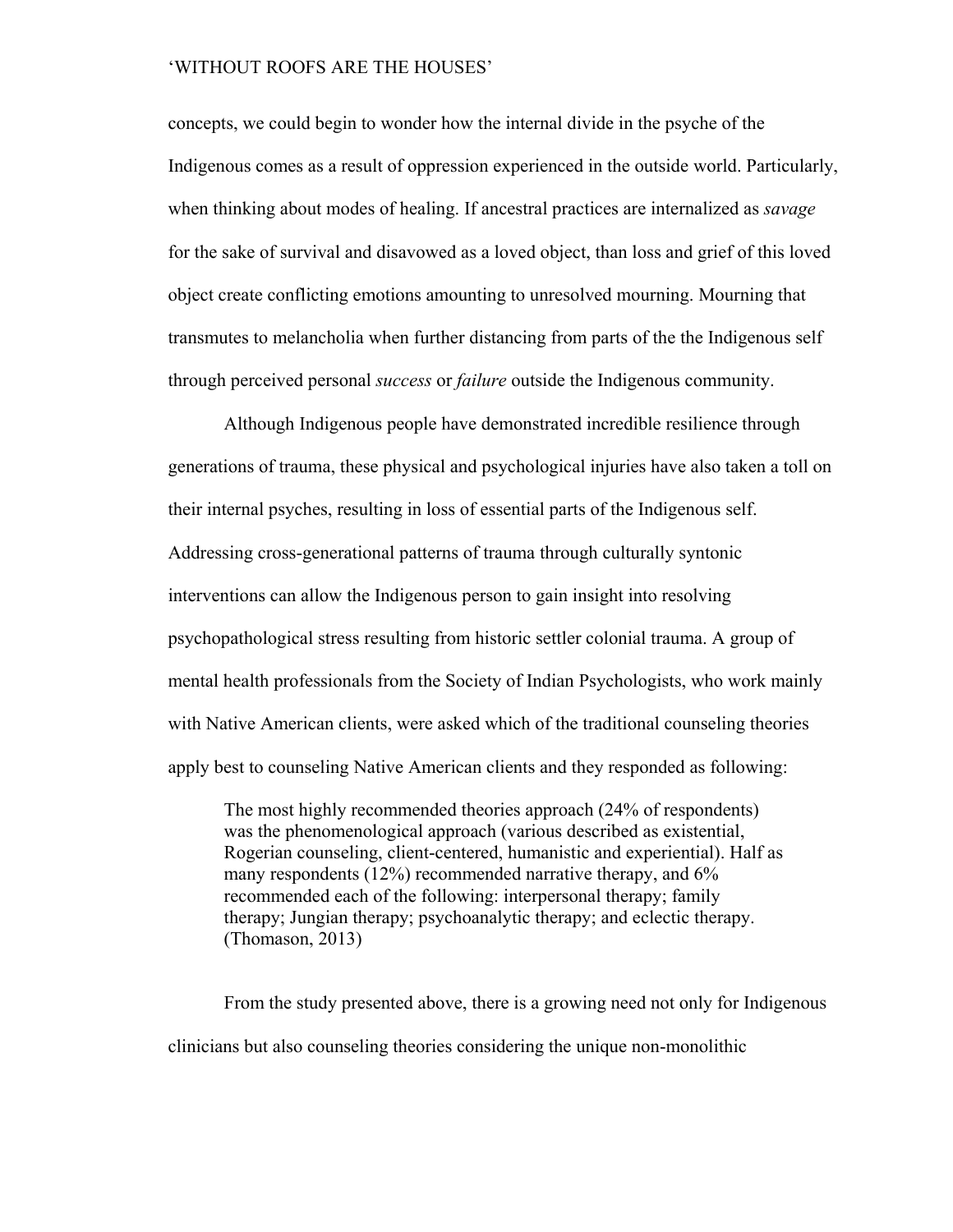concepts, we could begin to wonder how the internal divide in the psyche of the Indigenous comes as a result of oppression experienced in the outside world. Particularly, when thinking about modes of healing. If ancestral practices are internalized as *savage* for the sake of survival and disavowed as a loved object, than loss and grief of this loved object create conflicting emotions amounting to unresolved mourning. Mourning that transmutes to melancholia when further distancing from parts of the the Indigenous self through perceived personal *success* or *failure* outside the Indigenous community.

Although Indigenous people have demonstrated incredible resilience through generations of trauma, these physical and psychological injuries have also taken a toll on their internal psyches, resulting in loss of essential parts of the Indigenous self. Addressing cross-generational patterns of trauma through culturally syntonic interventions can allow the Indigenous person to gain insight into resolving psychopathological stress resulting from historic settler colonial trauma. A group of mental health professionals from the Society of Indian Psychologists, who work mainly with Native American clients, were asked which of the traditional counseling theories apply best to counseling Native American clients and they responded as following:

> The most highly recommended theories approach (24% of respondents) was the phenomenological approach (various described as existential, Rogerian counseling, client-centered, humanistic and experiential). Half as many respondents (12%) recommended narrative therapy, and 6% recommended each of the following: interpersonal therapy; family therapy; Jungian therapy; psychoanalytic therapy; and eclectic therapy. (Thomason, 2013)

From the study presented above, there is a growing need not only for Indigenous clinicians but also counseling theories considering the unique non-monolithic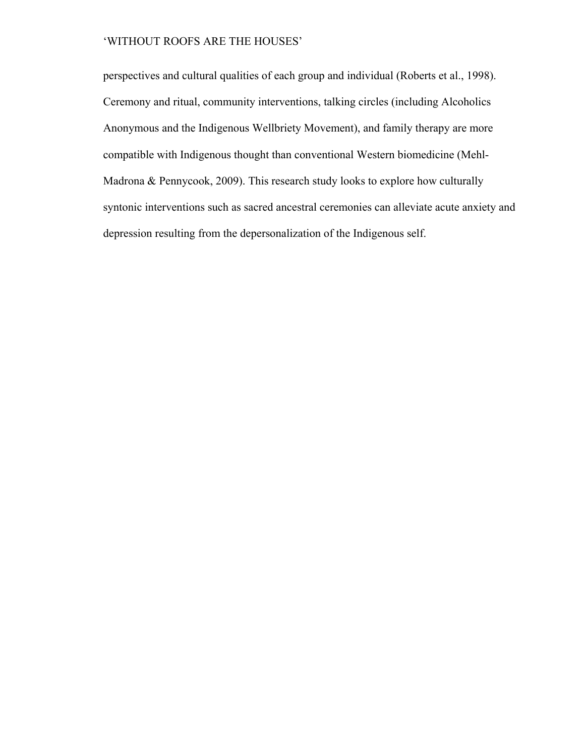perspectives and cultural qualities of each group and individual (Roberts et al., 1998). Ceremony and ritual, community interventions, talking circles (including Alcoholics Anonymous and the Indigenous Wellbriety Movement), and family therapy are more compatible with Indigenous thought than conventional Western biomedicine (Mehl-Madrona & Pennycook, 2009). This research study looks to explore how culturally syntonic interventions such as sacred ancestral ceremonies can alleviate acute anxiety and depression resulting from the depersonalization of the Indigenous self.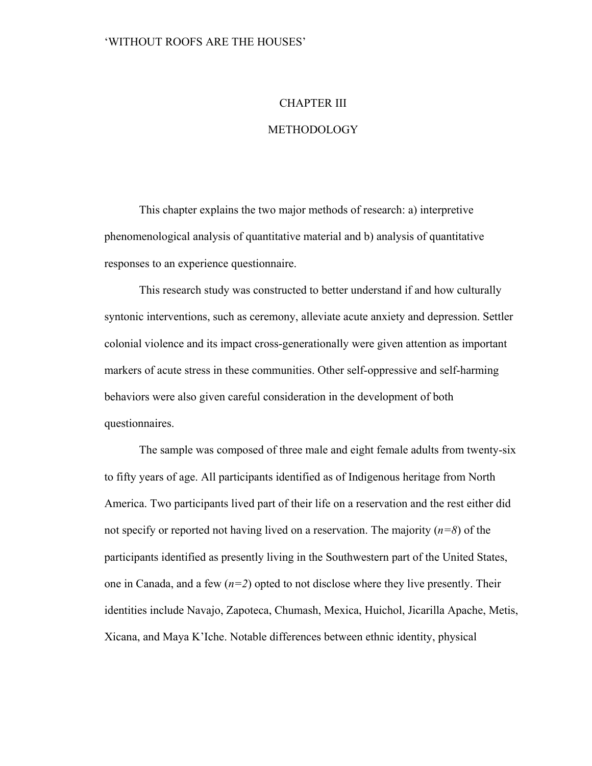# CHAPTER III

# METHODOLOGY

This chapter explains the two major methods of research: a) interpretive phenomenological analysis of quantitative material and b) analysis of quantitative responses to an experience questionnaire.

This research study was constructed to better understand if and how culturally syntonic interventions, such as ceremony, alleviate acute anxiety and depression. Settler colonial violence and its impact cross-generationally were given attention as important markers of acute stress in these communities. Other self-oppressive and self-harming behaviors were also given careful consideration in the development of both questionnaires.

The sample was composed of three male and eight female adults from twenty-six to fifty years of age. All participants identified as of Indigenous heritage from North America. Two participants lived part of their life on a reservation and the rest either did not specify or reported not having lived on a reservation. The majority (*n=8*) of the participants identified as presently living in the Southwestern part of the United States, one in Canada, and a few (*n=2*) opted to not disclose where they live presently. Their identities include Navajo, Zapoteca, Chumash, Mexica, Huichol, Jicarilla Apache, Metis, Xicana, and Maya K'Iche. Notable differences between ethnic identity, physical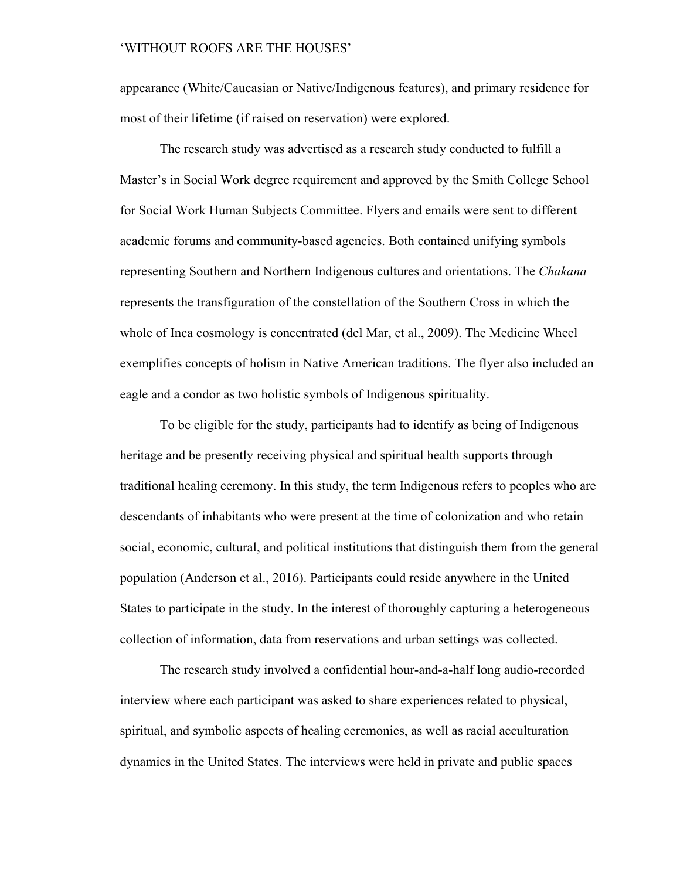appearance (White/Caucasian or Native/Indigenous features), and primary residence for most of their lifetime (if raised on reservation) were explored.

The research study was advertised as a research study conducted to fulfill a Master's in Social Work degree requirement and approved by the Smith College School for Social Work Human Subjects Committee. Flyers and emails were sent to different academic forums and community-based agencies. Both contained unifying symbols representing Southern and Northern Indigenous cultures and orientations. The *Chakana* represents the transfiguration of the constellation of the Southern Cross in which the whole of Inca cosmology is concentrated (del Mar, et al., 2009). The Medicine Wheel exemplifies concepts of holism in Native American traditions. The flyer also included an eagle and a condor as two holistic symbols of Indigenous spirituality.

To be eligible for the study, participants had to identify as being of Indigenous heritage and be presently receiving physical and spiritual health supports through traditional healing ceremony. In this study, the term Indigenous refers to peoples who are descendants of inhabitants who were present at the time of colonization and who retain social, economic, cultural, and political institutions that distinguish them from the general population (Anderson et al., 2016). Participants could reside anywhere in the United States to participate in the study. In the interest of thoroughly capturing a heterogeneous collection of information, data from reservations and urban settings was collected.

The research study involved a confidential hour-and-a-half long audio-recorded interview where each participant was asked to share experiences related to physical, spiritual, and symbolic aspects of healing ceremonies, as well as racial acculturation dynamics in the United States. The interviews were held in private and public spaces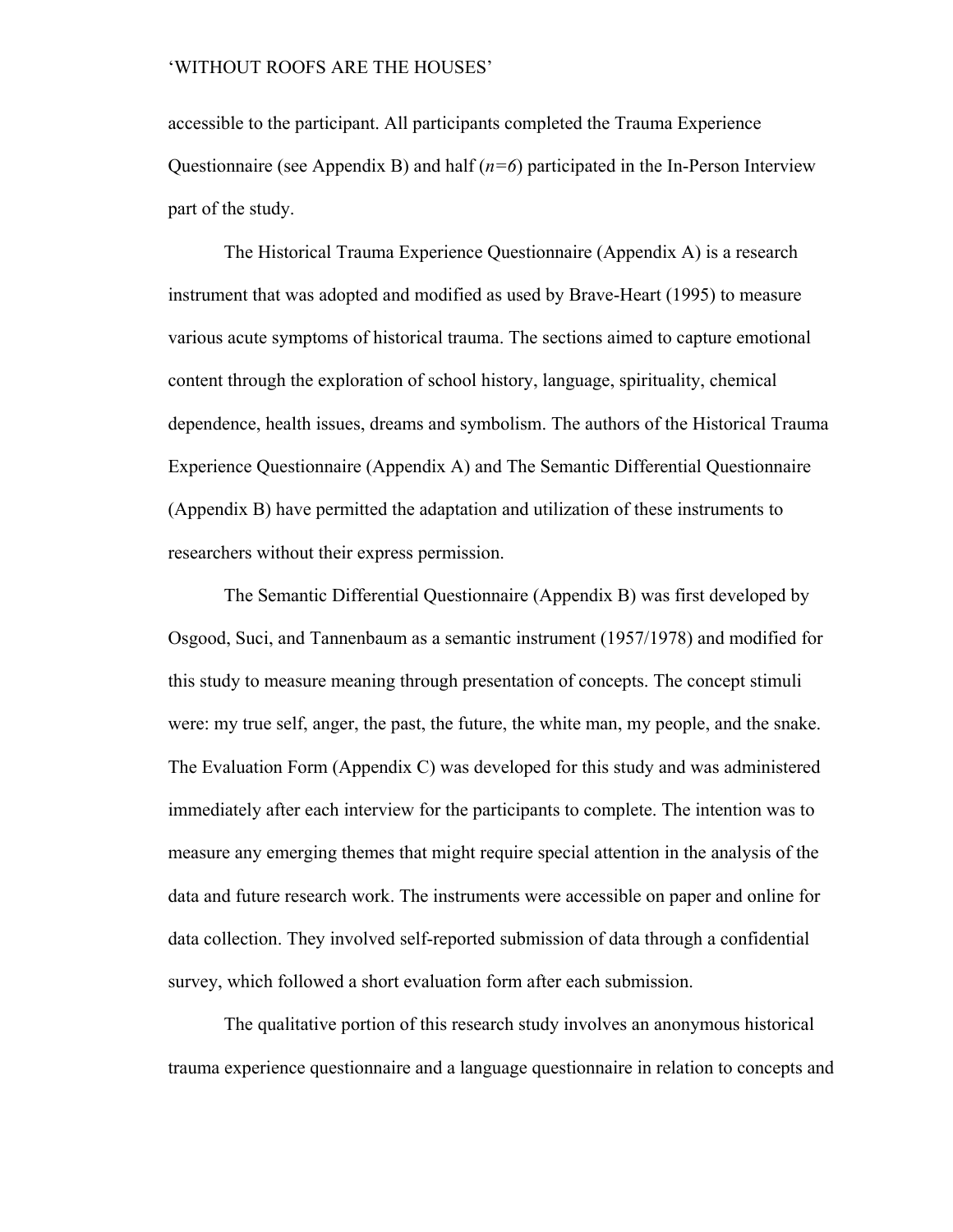accessible to the participant. All participants completed the Trauma Experience Questionnaire (see Appendix B) and half (*n=6*) participated in the In-Person Interview part of the study.

The Historical Trauma Experience Questionnaire (Appendix A) is a research instrument that was adopted and modified as used by Brave-Heart (1995) to measure various acute symptoms of historical trauma. The sections aimed to capture emotional content through the exploration of school history, language, spirituality, chemical dependence, health issues, dreams and symbolism. The authors of the Historical Trauma Experience Questionnaire (Appendix A) and The Semantic Differential Questionnaire (Appendix B) have permitted the adaptation and utilization of these instruments to researchers without their express permission.

The Semantic Differential Questionnaire (Appendix B) was first developed by Osgood, Suci, and Tannenbaum as a semantic instrument (1957/1978) and modified for this study to measure meaning through presentation of concepts. The concept stimuli were: my true self, anger, the past, the future, the white man, my people, and the snake. The Evaluation Form (Appendix C) was developed for this study and was administered immediately after each interview for the participants to complete. The intention was to measure any emerging themes that might require special attention in the analysis of the data and future research work. The instruments were accessible on paper and online for data collection. They involved self-reported submission of data through a confidential survey, which followed a short evaluation form after each submission.

The qualitative portion of this research study involves an anonymous historical trauma experience questionnaire and a language questionnaire in relation to concepts and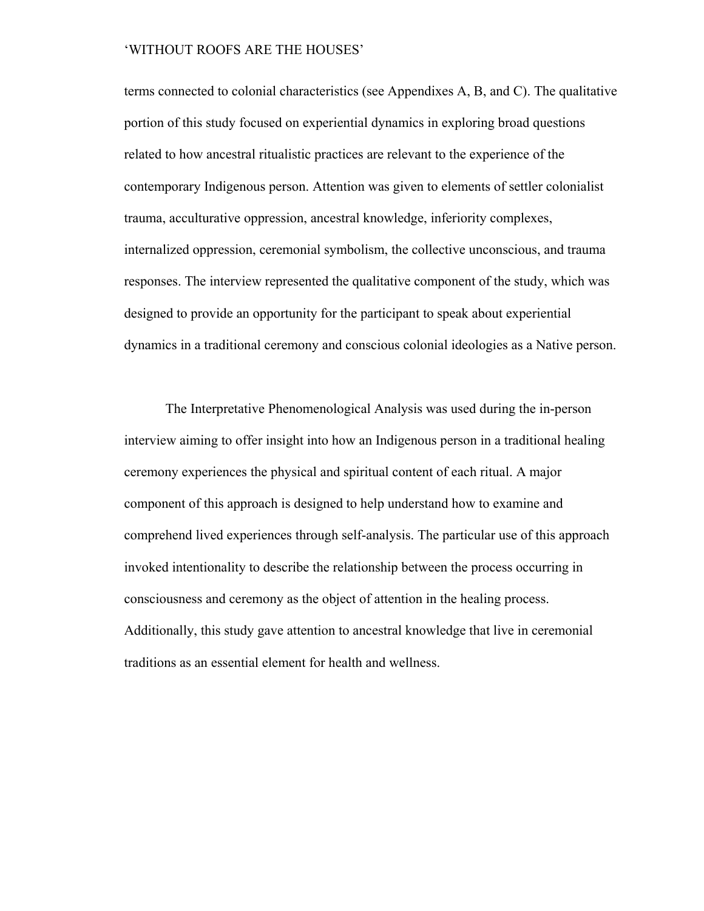terms connected to colonial characteristics (see Appendixes A, B, and C). The qualitative portion of this study focused on experiential dynamics in exploring broad questions related to how ancestral ritualistic practices are relevant to the experience of the contemporary Indigenous person. Attention was given to elements of settler colonialist trauma, acculturative oppression, ancestral knowledge, inferiority complexes, internalized oppression, ceremonial symbolism, the collective unconscious, and trauma responses. The interview represented the qualitative component of the study, which was designed to provide an opportunity for the participant to speak about experiential dynamics in a traditional ceremony and conscious colonial ideologies as a Native person.

The Interpretative Phenomenological Analysis was used during the in-person interview aiming to offer insight into how an Indigenous person in a traditional healing ceremony experiences the physical and spiritual content of each ritual. A major component of this approach is designed to help understand how to examine and comprehend lived experiences through self-analysis. The particular use of this approach invoked intentionality to describe the relationship between the process occurring in consciousness and ceremony as the object of attention in the healing process. Additionally, this study gave attention to ancestral knowledge that live in ceremonial traditions as an essential element for health and wellness.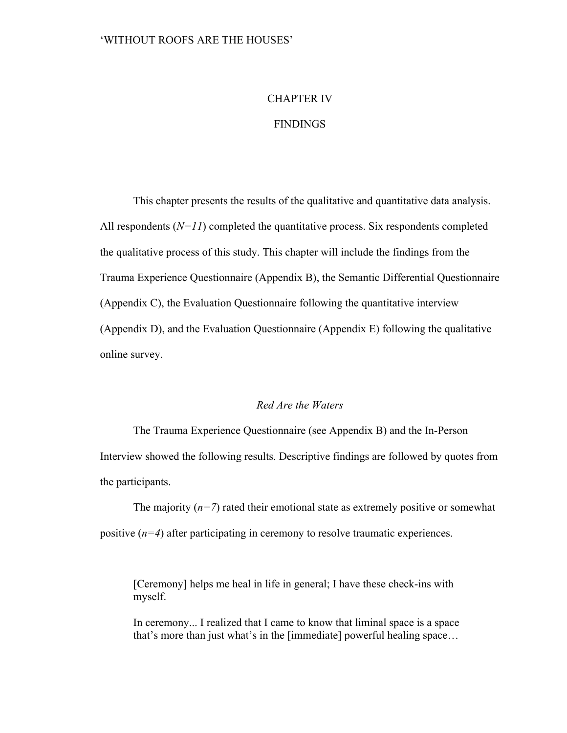# CHAPTER IV

# FINDINGS

This chapter presents the results of the qualitative and quantitative data analysis. All respondents (*N=11*) completed the quantitative process. Six respondents completed the qualitative process of this study. This chapter will include the findings from the Trauma Experience Questionnaire (Appendix B), the Semantic Differential Questionnaire (Appendix C), the Evaluation Questionnaire following the quantitative interview (Appendix D), and the Evaluation Questionnaire (Appendix E) following the qualitative online survey.

## *Red Are the Waters*

The Trauma Experience Questionnaire (see Appendix B) and the In-Person Interview showed the following results. Descriptive findings are followed by quotes from the participants.

The majority (*n=7*) rated their emotional state as extremely positive or somewhat positive (*n=4*) after participating in ceremony to resolve traumatic experiences.

> [Ceremony] helps me heal in life in general; I have these check-ins with myself.
>
> In ceremony... I realized that I came to know that liminal space is a space that's more than just what's in the [immediate] powerful healing space…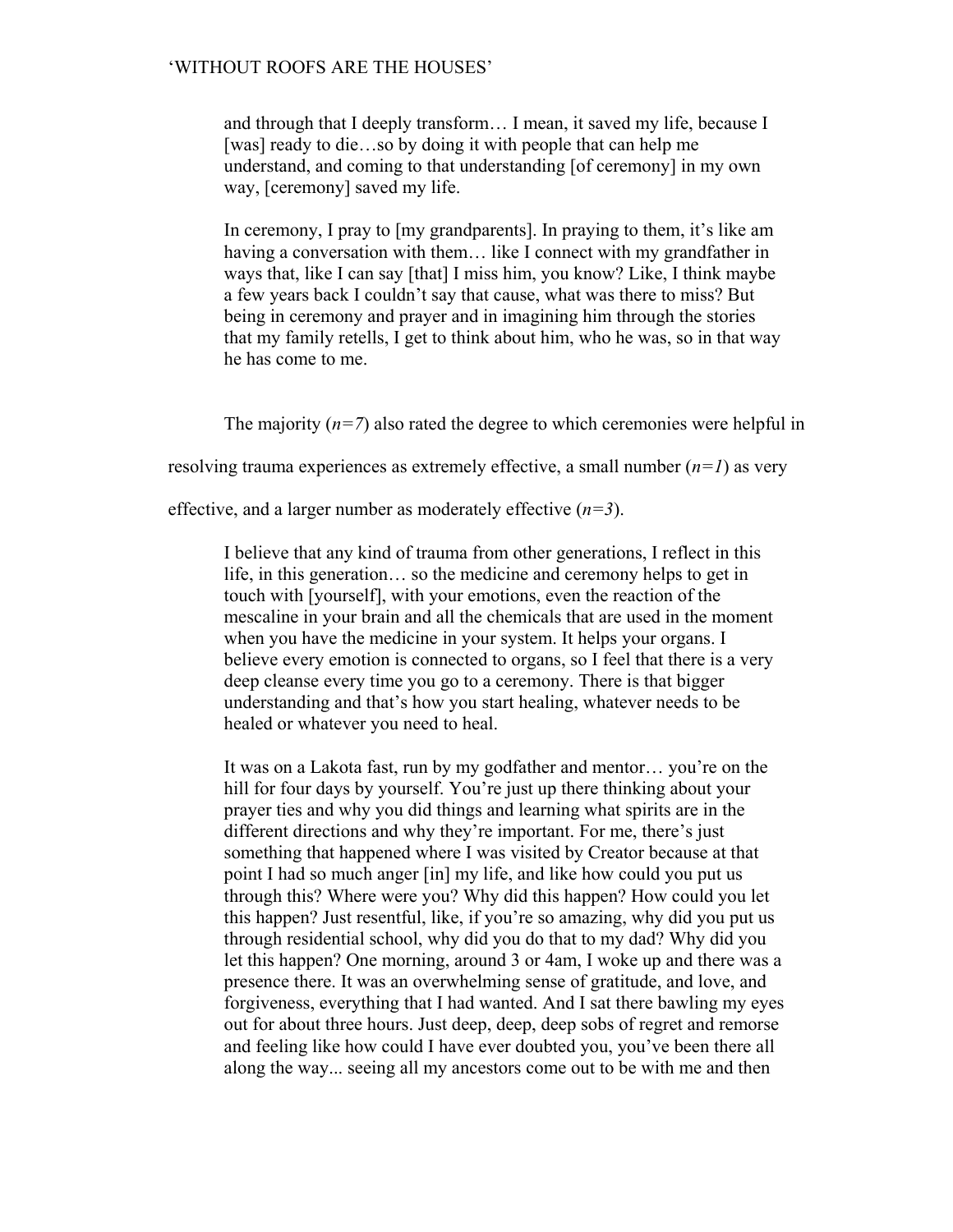> and through that I deeply transform… I mean, it saved my life, because I [was] ready to die…so by doing it with people that can help me understand, and coming to that understanding [of ceremony] in my own way, [ceremony] saved my life.
>
> In ceremony, I pray to [my grandparents]. In praying to them, it's like am having a conversation with them… like I connect with my grandfather in ways that, like I can say [that] I miss him, you know? Like, I think maybe a few years back I couldn't say that cause, what was there to miss? But being in ceremony and prayer and in imagining him through the stories that my family retells, I get to think about him, who he was, so in that way he has come to me.

The majority (*n=7*) also rated the degree to which ceremonies were helpful in resolving trauma experiences as extremely effective, a small number (*n=1*) as very effective, and a larger number as moderately effective (*n=3*).

> I believe that any kind of trauma from other generations, I reflect in this life, in this generation… so the medicine and ceremony helps to get in touch with [yourself], with your emotions, even the reaction of the mescaline in your brain and all the chemicals that are used in the moment when you have the medicine in your system. It helps your organs. I believe every emotion is connected to organs, so I feel that there is a very deep cleanse every time you go to a ceremony. There is that bigger understanding and that's how you start healing, whatever needs to be healed or whatever you need to heal.
>
> It was on a Lakota fast, run by my godfather and mentor… you're on the hill for four days by yourself. You're just up there thinking about your prayer ties and why you did things and learning what spirits are in the different directions and why they're important. For me, there's just something that happened where I was visited by Creator because at that point I had so much anger [in] my life, and like how could you put us through this? Where were you? Why did this happen? How could you let this happen? Just resentful, like, if you're so amazing, why did you put us through residential school, why did you do that to my dad? Why did you let this happen? One morning, around 3 or 4am, I woke up and there was a presence there. It was an overwhelming sense of gratitude, and love, and forgiveness, everything that I had wanted. And I sat there bawling my eyes out for about three hours. Just deep, deep, deep sobs of regret and remorse and feeling like how could I have ever doubted you, you've been there all along the way... seeing all my ancestors come out to be with me and then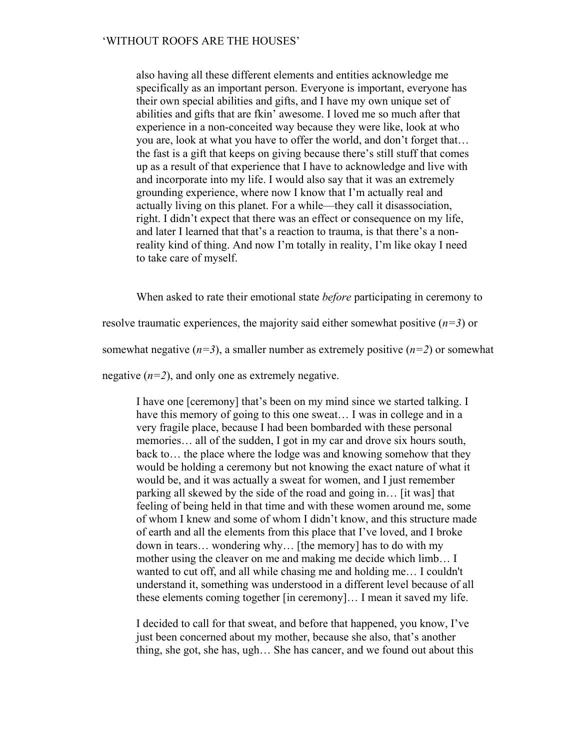> also having all these different elements and entities acknowledge me specifically as an important person. Everyone is important, everyone has their own special abilities and gifts, and I have my own unique set of abilities and gifts that are fkin' awesome. I loved me so much after that experience in a non-conceited way because they were like, look at who you are, look at what you have to offer the world, and don't forget that… the fast is a gift that keeps on giving because there's still stuff that comes up as a result of that experience that I have to acknowledge and live with and incorporate into my life. I would also say that it was an extremely grounding experience, where now I know that I'm actually real and actually living on this planet. For a while—they call it disassociation, right. I didn't expect that there was an effect or consequence on my life, and later I learned that that's a reaction to trauma, is that there's a non-reality kind of thing. And now I'm totally in reality, I'm like okay I need to take care of myself.

When asked to rate their emotional state *before* participating in ceremony to resolve traumatic experiences, the majority said either somewhat positive (*n=3*) or somewhat negative (*n=3*), a smaller number as extremely positive (*n=2*) or somewhat negative (*n=2*), and only one as extremely negative.

> I have one [ceremony] that's been on my mind since we started talking. I have this memory of going to this one sweat… I was in college and in a very fragile place, because I had been bombarded with these personal memories… all of the sudden, I got in my car and drove six hours south, back to… the place where the lodge was and knowing somehow that they would be holding a ceremony but not knowing the exact nature of what it would be, and it was actually a sweat for women, and I just remember parking all skewed by the side of the road and going in… [it was] that feeling of being held in that time and with these women around me, some of whom I knew and some of whom I didn't know, and this structure made of earth and all the elements from this place that I've loved, and I broke down in tears… wondering why… [the memory] has to do with my mother using the cleaver on me and making me decide which limb… I wanted to cut off, and all while chasing me and holding me… I couldn't understand it, something was understood in a different level because of all these elements coming together [in ceremony]… I mean it saved my life.

> I decided to call for that sweat, and before that happened, you know, I've just been concerned about my mother, because she also, that's another thing, she got, she has, ugh… She has cancer, and we found out about this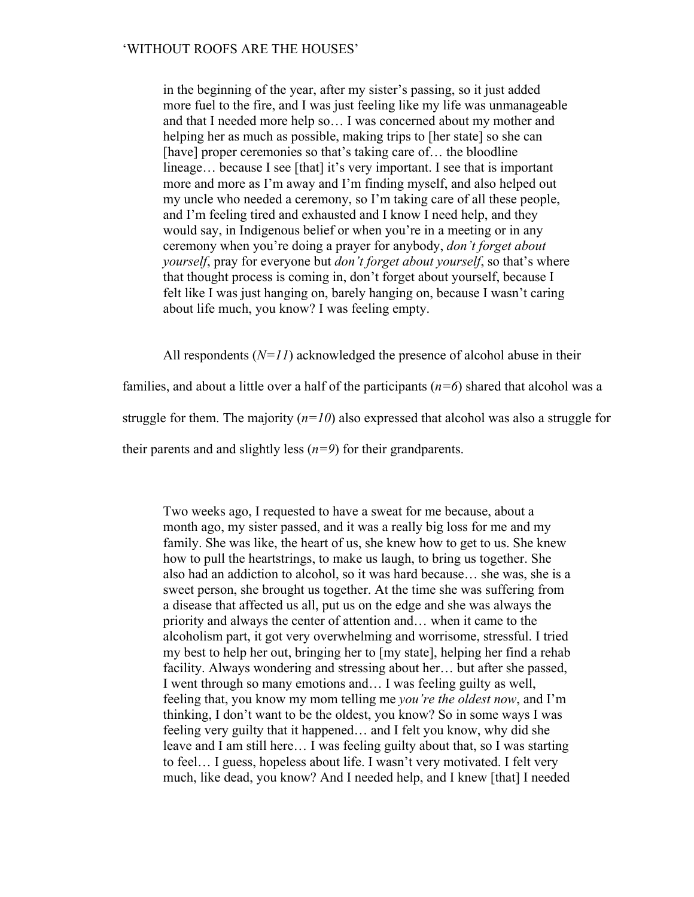> in the beginning of the year, after my sister's passing, so it just added more fuel to the fire, and I was just feeling like my life was unmanageable and that I needed more help so… I was concerned about my mother and helping her as much as possible, making trips to [her state] so she can [have] proper ceremonies so that's taking care of… the bloodline lineage… because I see [that] it's very important. I see that is important more and more as I'm away and I'm finding myself, and also helped out my uncle who needed a ceremony, so I'm taking care of all these people, and I'm feeling tired and exhausted and I know I need help, and they would say, in Indigenous belief or when you're in a meeting or in any ceremony when you're doing a prayer for anybody, *don't forget about yourself*, pray for everyone but *don't forget about yourself*, so that's where that thought process is coming in, don't forget about yourself, because I felt like I was just hanging on, barely hanging on, because I wasn't caring about life much, you know? I was feeling empty.

All respondents ($N=11$) acknowledged the presence of alcohol abuse in their families, and about a little over a half of the participants ($n=6$) shared that alcohol was a struggle for them. The majority ($n=10$) also expressed that alcohol was also a struggle for their parents and and slightly less ($n=9$) for their grandparents.

> Two weeks ago, I requested to have a sweat for me because, about a month ago, my sister passed, and it was a really big loss for me and my family. She was like, the heart of us, she knew how to get to us. She knew how to pull the heartstrings, to make us laugh, to bring us together. She also had an addiction to alcohol, so it was hard because… she was, she is a sweet person, she brought us together. At the time she was suffering from a disease that affected us all, put us on the edge and she was always the priority and always the center of attention and… when it came to the alcoholism part, it got very overwhelming and worrisome, stressful. I tried my best to help her out, bringing her to [my state], helping her find a rehab facility. Always wondering and stressing about her… but after she passed, I went through so many emotions and… I was feeling guilty as well, feeling that, you know my mom telling me *you're the oldest now*, and I'm thinking, I don't want to be the oldest, you know? So in some ways I was feeling very guilty that it happened… and I felt you know, why did she leave and I am still here… I was feeling guilty about that, so I was starting to feel… I guess, hopeless about life. I wasn't very motivated. I felt very much, like dead, you know? And I needed help, and I knew [that] I needed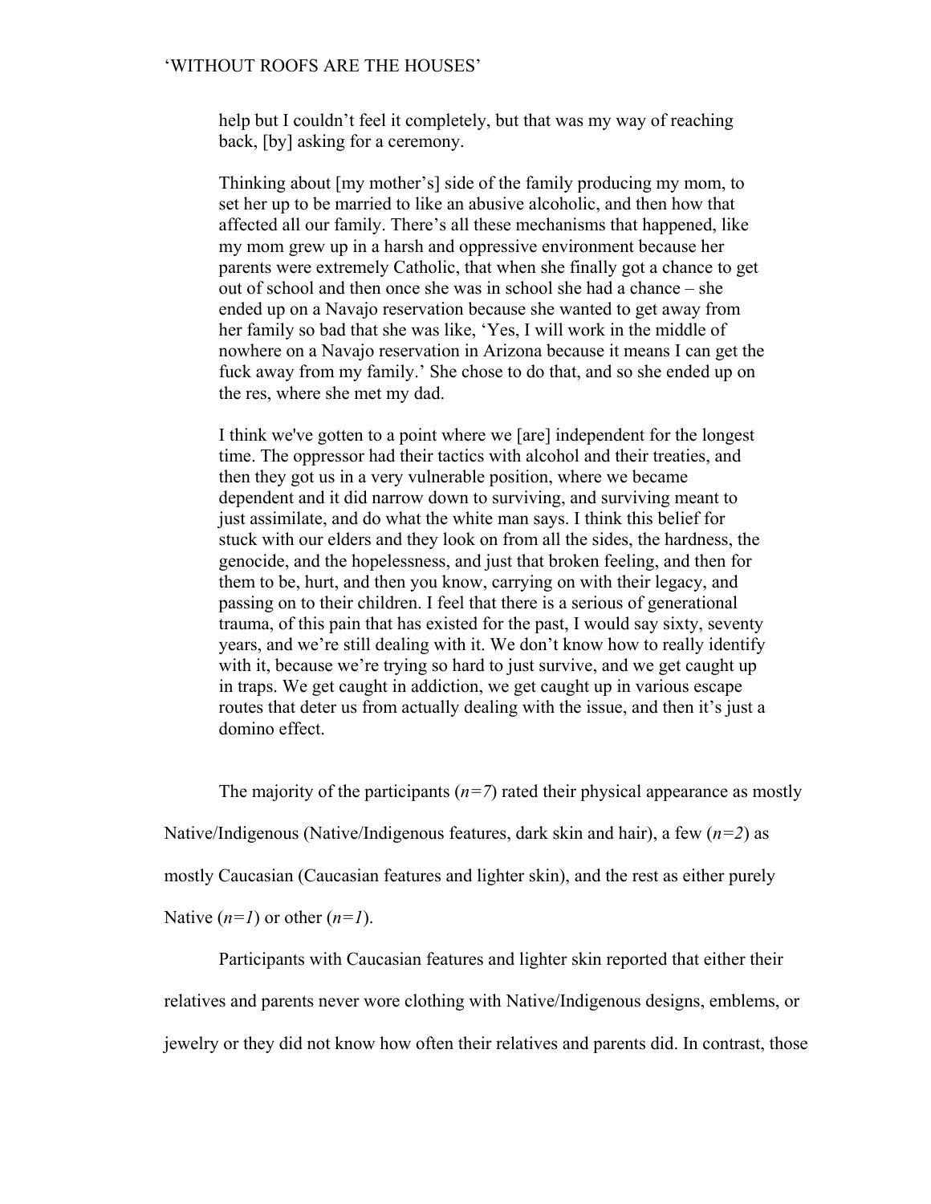> help but I couldn't feel it completely, but that was my way of reaching back, [by] asking for a ceremony.
>
> Thinking about [my mother's] side of the family producing my mom, to set her up to be married to like an abusive alcoholic, and then how that affected all our family. There's all these mechanisms that happened, like my mom grew up in a harsh and oppressive environment because her parents were extremely Catholic, that when she finally got a chance to get out of school and then once she was in school she had a chance – she ended up on a Navajo reservation because she wanted to get away from her family so bad that she was like, 'Yes, I will work in the middle of nowhere on a Navajo reservation in Arizona because it means I can get the fuck away from my family.' She chose to do that, and so she ended up on the res, where she met my dad.
>
> I think we've gotten to a point where we [are] independent for the longest time. The oppressor had their tactics with alcohol and their treaties, and then they got us in a very vulnerable position, where we became dependent and it did narrow down to surviving, and surviving meant to just assimilate, and do what the white man says. I think this belief for stuck with our elders and they look on from all the sides, the hardness, the genocide, and the hopelessness, and just that broken feeling, and then for them to be, hurt, and then you know, carrying on with their legacy, and passing on to their children. I feel that there is a serious of generational trauma, of this pain that has existed for the past, I would say sixty, seventy years, and we're still dealing with it. We don't know how to really identify with it, because we're trying so hard to just survive, and we get caught up in traps. We get caught in addiction, we get caught up in various escape routes that deter us from actually dealing with the issue, and then it's just a domino effect.

The majority of the participants ($n=7$) rated their physical appearance as mostly Native/Indigenous (Native/Indigenous features, dark skin and hair), a few ($n=2$) as mostly Caucasian (Caucasian features and lighter skin), and the rest as either purely Native ($n=1$) or other ($n=1$).

Participants with Caucasian features and lighter skin reported that either their relatives and parents never wore clothing with Native/Indigenous designs, emblems, or jewelry or they did not know how often their relatives and parents did. In contrast, those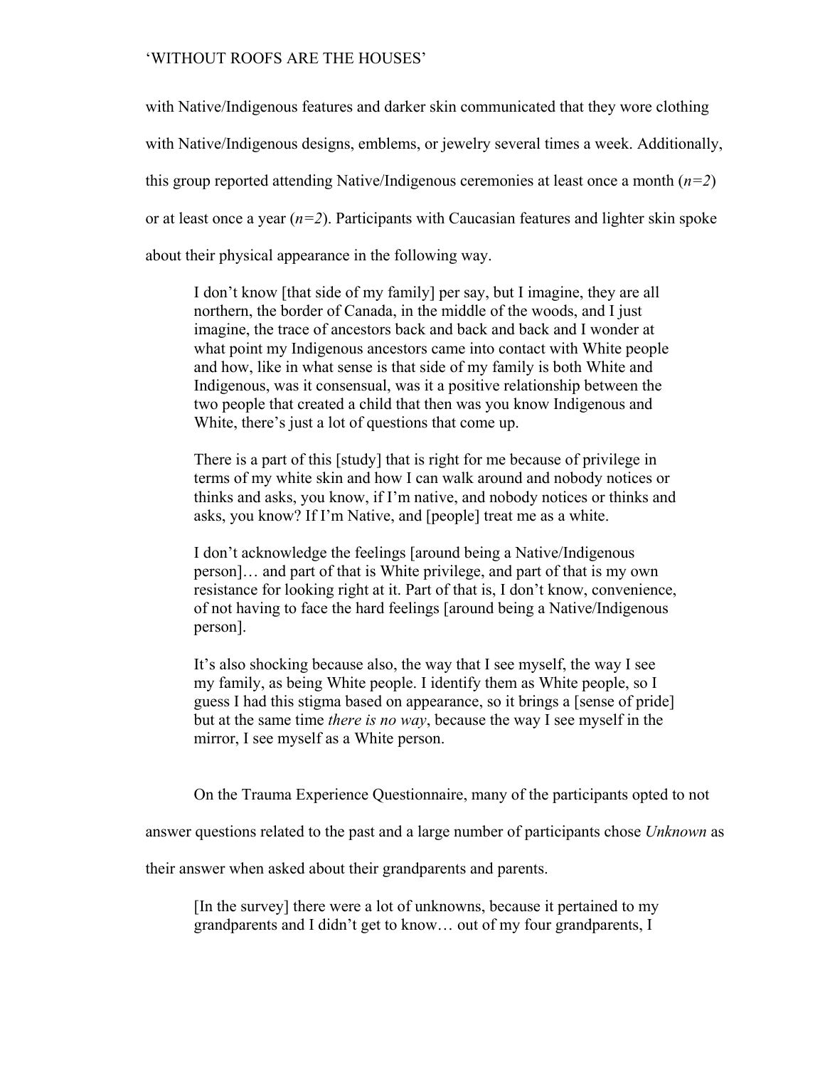with Native/Indigenous features and darker skin communicated that they wore clothing with Native/Indigenous designs, emblems, or jewelry several times a week. Additionally, this group reported attending Native/Indigenous ceremonies at least once a month (*n=2*) or at least once a year (*n=2*). Participants with Caucasian features and lighter skin spoke about their physical appearance in the following way.

> I don't know [that side of my family] per say, but I imagine, they are all northern, the border of Canada, in the middle of the woods, and I just imagine, the trace of ancestors back and back and back and I wonder at what point my Indigenous ancestors came into contact with White people and how, like in what sense is that side of my family is both White and Indigenous, was it consensual, was it a positive relationship between the two people that created a child that then was you know Indigenous and White, there's just a lot of questions that come up.
>
> There is a part of this [study] that is right for me because of privilege in terms of my white skin and how I can walk around and nobody notices or thinks and asks, you know, if I'm native, and nobody notices or thinks and asks, you know? If I'm Native, and [people] treat me as a white.
>
> I don't acknowledge the feelings [around being a Native/Indigenous person]… and part of that is White privilege, and part of that is my own resistance for looking right at it. Part of that is, I don't know, convenience, of not having to face the hard feelings [around being a Native/Indigenous person].
>
> It's also shocking because also, the way that I see myself, the way I see my family, as being White people. I identify them as White people, so I guess I had this stigma based on appearance, so it brings a [sense of pride] but at the same time *there is no way*, because the way I see myself in the mirror, I see myself as a White person.

On the Trauma Experience Questionnaire, many of the participants opted to not answer questions related to the past and a large number of participants chose *Unknown* as their answer when asked about their grandparents and parents.

> [In the survey] there were a lot of unknowns, because it pertained to my grandparents and I didn't get to know… out of my four grandparents, I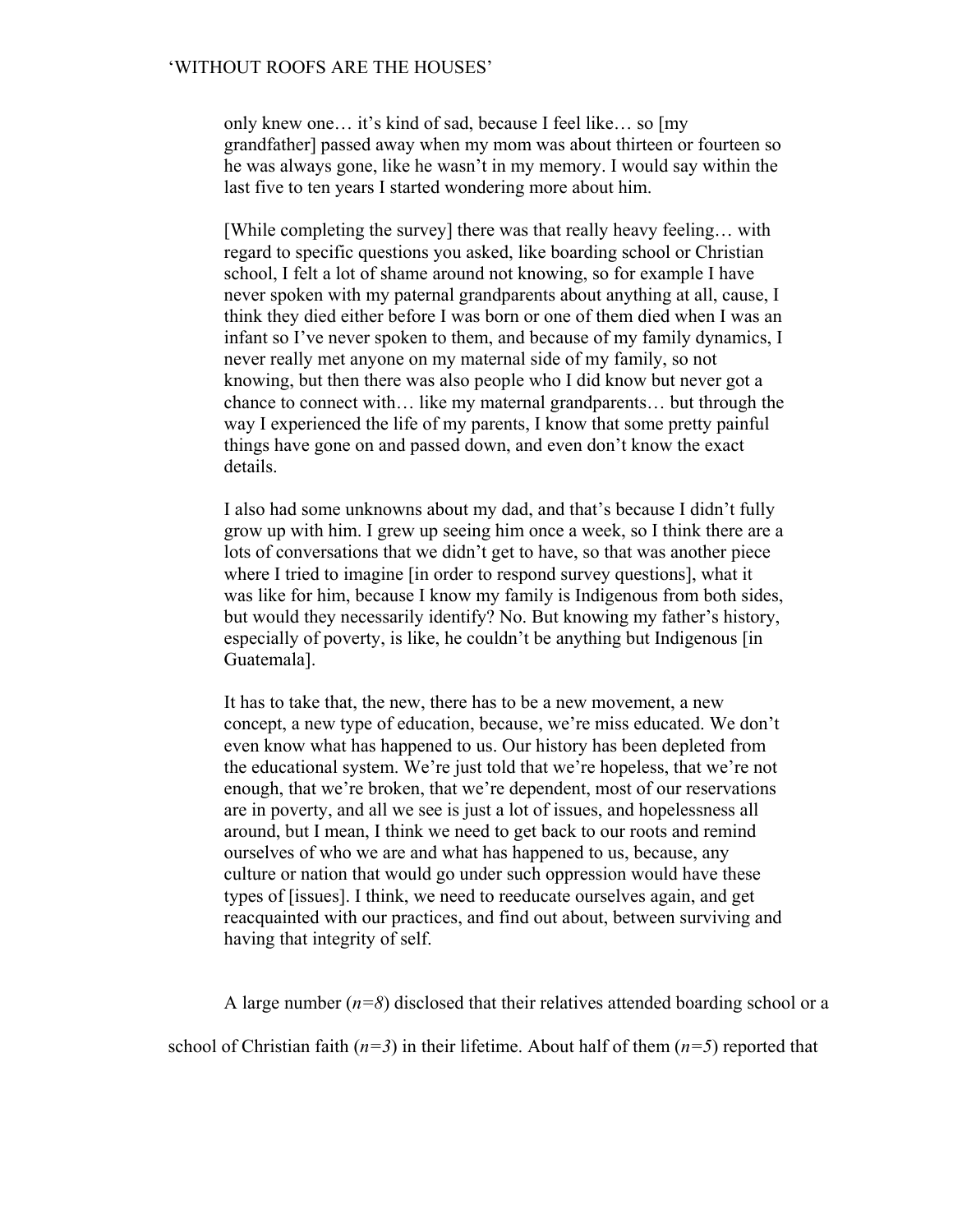> only knew one… it's kind of sad, because I feel like… so [my grandfather] passed away when my mom was about thirteen or fourteen so he was always gone, like he wasn't in my memory. I would say within the last five to ten years I started wondering more about him.
>
> [While completing the survey] there was that really heavy feeling… with regard to specific questions you asked, like boarding school or Christian school, I felt a lot of shame around not knowing, so for example I have never spoken with my paternal grandparents about anything at all, cause, I think they died either before I was born or one of them died when I was an infant so I've never spoken to them, and because of my family dynamics, I never really met anyone on my maternal side of my family, so not knowing, but then there was also people who I did know but never got a chance to connect with… like my maternal grandparents… but through the way I experienced the life of my parents, I know that some pretty painful things have gone on and passed down, and even don't know the exact details.
>
> I also had some unknowns about my dad, and that's because I didn't fully grow up with him. I grew up seeing him once a week, so I think there are a lots of conversations that we didn't get to have, so that was another piece where I tried to imagine [in order to respond survey questions], what it was like for him, because I know my family is Indigenous from both sides, but would they necessarily identify? No. But knowing my father's history, especially of poverty, is like, he couldn't be anything but Indigenous [in Guatemala].
>
> It has to take that, the new, there has to be a new movement, a new concept, a new type of education, because, we're miss educated. We don't even know what has happened to us. Our history has been depleted from the educational system. We're just told that we're hopeless, that we're not enough, that we're broken, that we're dependent, most of our reservations are in poverty, and all we see is just a lot of issues, and hopelessness all around, but I mean, I think we need to get back to our roots and remind ourselves of who we are and what has happened to us, because, any culture or nation that would go under such oppression would have these types of [issues]. I think, we need to reeducate ourselves again, and get reacquainted with our practices, and find out about, between surviving and having that integrity of self.

A large number (*n=8*) disclosed that their relatives attended boarding school or a school of Christian faith (*n=3*) in their lifetime. About half of them (*n=5*) reported that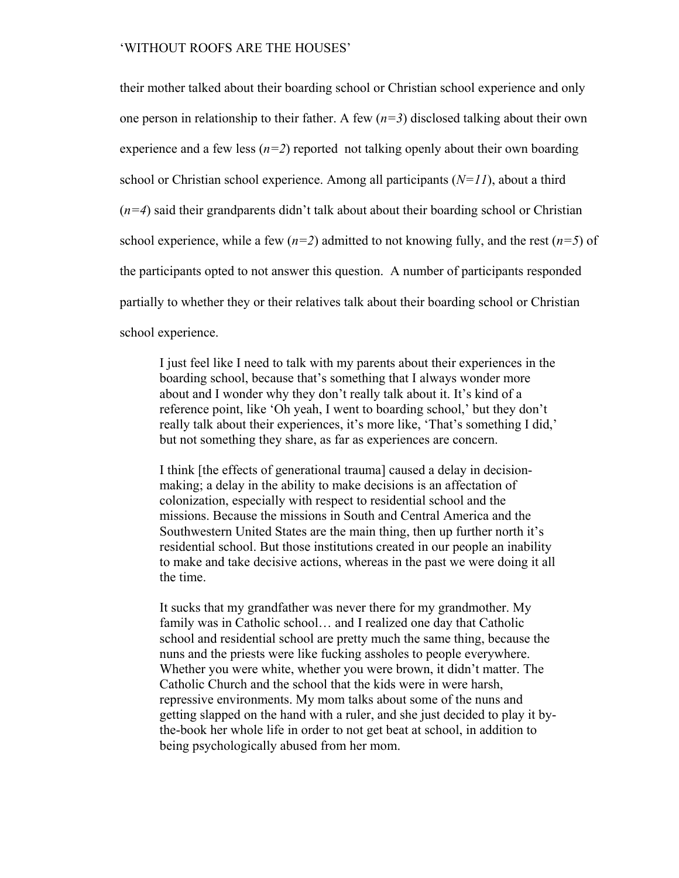their mother talked about their boarding school or Christian school experience and only one person in relationship to their father. A few ($n=3$) disclosed talking about their own experience and a few less ($n=2$) reported not talking openly about their own boarding school or Christian school experience. Among all participants ($N=11$), about a third ($n=4$) said their grandparents didn't talk about about their boarding school or Christian school experience, while a few ($n=2$) admitted to not knowing fully, and the rest ($n=5$) of the participants opted to not answer this question. A number of participants responded partially to whether they or their relatives talk about their boarding school or Christian school experience.

> I just feel like I need to talk with my parents about their experiences in the boarding school, because that's something that I always wonder more about and I wonder why they don't really talk about it. It's kind of a reference point, like 'Oh yeah, I went to boarding school,' but they don't really talk about their experiences, it's more like, 'That's something I did,' but not something they share, as far as experiences are concern.

> I think [the effects of generational trauma] caused a delay in decision-making; a delay in the ability to make decisions is an affectation of colonization, especially with respect to residential school and the missions. Because the missions in South and Central America and the Southwestern United States are the main thing, then up further north it's residential school. But those institutions created in our people an inability to make and take decisive actions, whereas in the past we were doing it all the time.

> It sucks that my grandfather was never there for my grandmother. My family was in Catholic school… and I realized one day that Catholic school and residential school are pretty much the same thing, because the nuns and the priests were like fucking assholes to people everywhere. Whether you were white, whether you were brown, it didn't matter. The Catholic Church and the school that the kids were in were harsh, repressive environments. My mom talks about some of the nuns and getting slapped on the hand with a ruler, and she just decided to play it by-the-book her whole life in order to not get beat at school, in addition to being psychologically abused from her mom.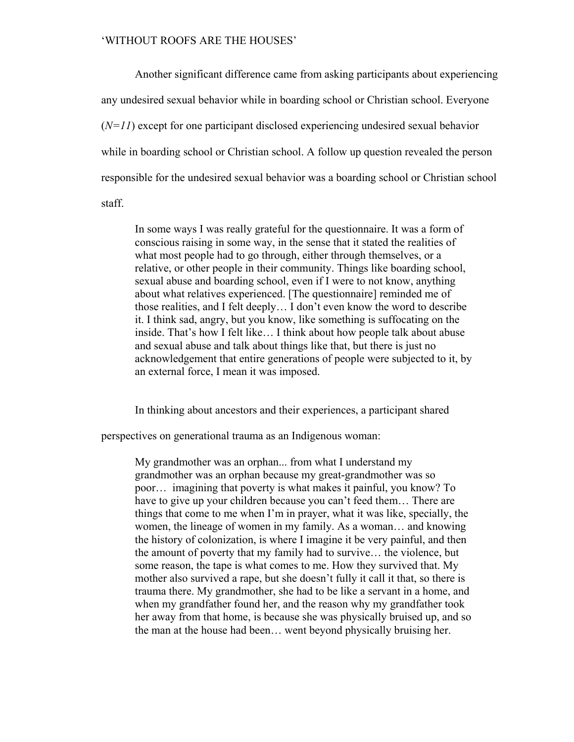Another significant difference came from asking participants about experiencing any undesired sexual behavior while in boarding school or Christian school. Everyone (*N=11*) except for one participant disclosed experiencing undesired sexual behavior while in boarding school or Christian school. A follow up question revealed the person responsible for the undesired sexual behavior was a boarding school or Christian school staff.

> In some ways I was really grateful for the questionnaire. It was a form of conscious raising in some way, in the sense that it stated the realities of what most people had to go through, either through themselves, or a relative, or other people in their community. Things like boarding school, sexual abuse and boarding school, even if I were to not know, anything about what relatives experienced. [The questionnaire] reminded me of those realities, and I felt deeply… I don't even know the word to describe it. I think sad, angry, but you know, like something is suffocating on the inside. That's how I felt like… I think about how people talk about abuse and sexual abuse and talk about things like that, but there is just no acknowledgement that entire generations of people were subjected to it, by an external force, I mean it was imposed.

In thinking about ancestors and their experiences, a participant shared perspectives on generational trauma as an Indigenous woman:

> My grandmother was an orphan... from what I understand my grandmother was an orphan because my great-grandmother was so poor… imagining that poverty is what makes it painful, you know? To have to give up your children because you can't feed them… There are things that come to me when I'm in prayer, what it was like, specially, the women, the lineage of women in my family. As a woman… and knowing the history of colonization, is where I imagine it be very painful, and then the amount of poverty that my family had to survive… the violence, but some reason, the tape is what comes to me. How they survived that. My mother also survived a rape, but she doesn't fully it call it that, so there is trauma there. My grandmother, she had to be like a servant in a home, and when my grandfather found her, and the reason why my grandfather took her away from that home, is because she was physically bruised up, and so the man at the house had been… went beyond physically bruising her.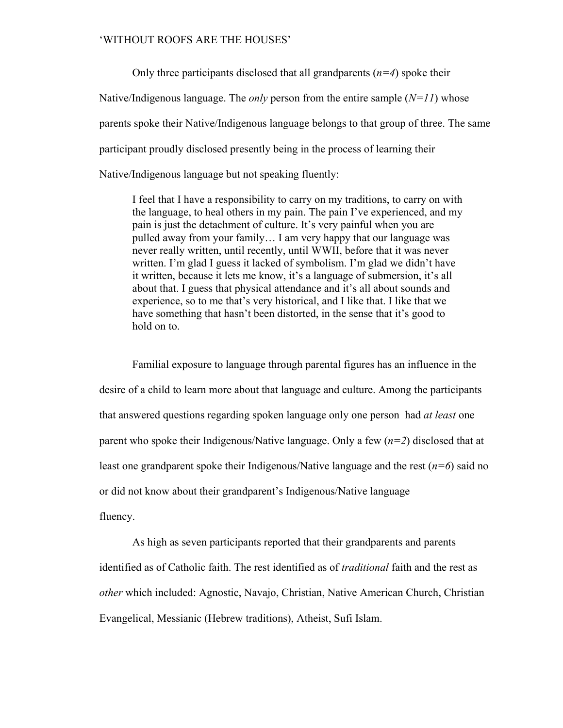Only three participants disclosed that all grandparents ($n=4$) spoke their Native/Indigenous language. The *only* person from the entire sample ($N=11$) whose parents spoke their Native/Indigenous language belongs to that group of three. The same participant proudly disclosed presently being in the process of learning their Native/Indigenous language but not speaking fluently:

> I feel that I have a responsibility to carry on my traditions, to carry on with the language, to heal others in my pain. The pain I've experienced, and my pain is just the detachment of culture. It's very painful when you are pulled away from your family… I am very happy that our language was never really written, until recently, until WWII, before that it was never written. I'm glad I guess it lacked of symbolism. I'm glad we didn't have it written, because it lets me know, it's a language of submersion, it's all about that. I guess that physical attendance and it's all about sounds and experience, so to me that's very historical, and I like that. I like that we have something that hasn't been distorted, in the sense that it's good to hold on to.

Familial exposure to language through parental figures has an influence in the desire of a child to learn more about that language and culture. Among the participants that answered questions regarding spoken language only one person had *at least* one parent who spoke their Indigenous/Native language. Only a few ($n=2$) disclosed that at least one grandparent spoke their Indigenous/Native language and the rest ($n=6$) said no or did not know about their grandparent's Indigenous/Native language fluency.

As high as seven participants reported that their grandparents and parents identified as of Catholic faith. The rest identified as of *traditional* faith and the rest as *other* which included: Agnostic, Navajo, Christian, Native American Church, Christian Evangelical, Messianic (Hebrew traditions), Atheist, Sufi Islam.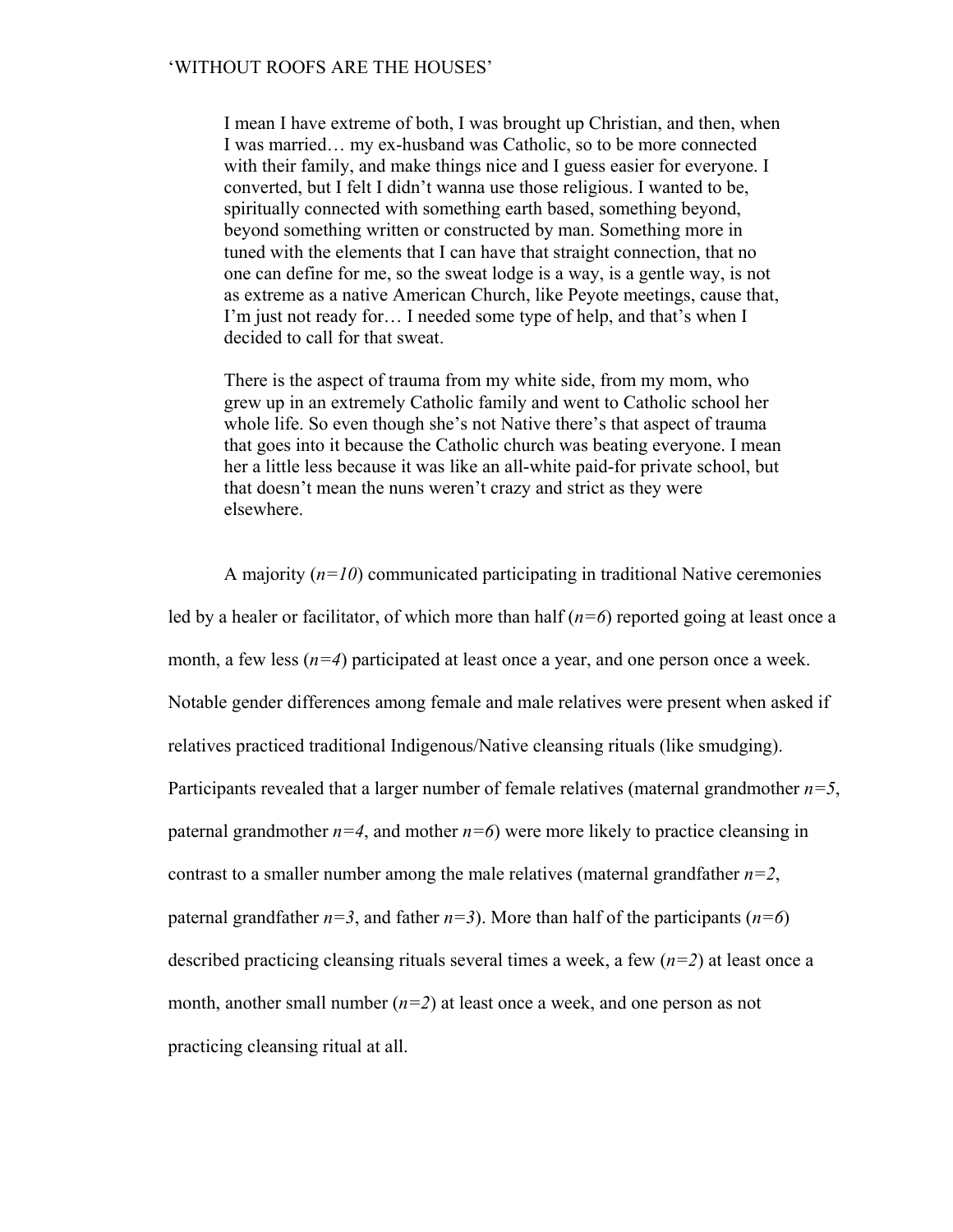> I mean I have extreme of both, I was brought up Christian, and then, when I was married… my ex-husband was Catholic, so to be more connected with their family, and make things nice and I guess easier for everyone. I converted, but I felt I didn't wanna use those religious. I wanted to be, spiritually connected with something earth based, something beyond, beyond something written or constructed by man. Something more in tuned with the elements that I can have that straight connection, that no one can define for me, so the sweat lodge is a way, is a gentle way, is not as extreme as a native American Church, like Peyote meetings, cause that, I'm just not ready for… I needed some type of help, and that's when I decided to call for that sweat.

> There is the aspect of trauma from my white side, from my mom, who grew up in an extremely Catholic family and went to Catholic school her whole life. So even though she's not Native there's that aspect of trauma that goes into it because the Catholic church was beating everyone. I mean her a little less because it was like an all-white paid-for private school, but that doesn't mean the nuns weren't crazy and strict as they were elsewhere.

A majority (*n=10*) communicated participating in traditional Native ceremonies led by a healer or facilitator, of which more than half (*n=6*) reported going at least once a month, a few less (*n=4*) participated at least once a year, and one person once a week. Notable gender differences among female and male relatives were present when asked if relatives practiced traditional Indigenous/Native cleansing rituals (like smudging). Participants revealed that a larger number of female relatives (maternal grandmother *n=5*, paternal grandmother *n=4*, and mother *n=6*) were more likely to practice cleansing in contrast to a smaller number among the male relatives (maternal grandfather *n=2*, paternal grandfather *n=3*, and father *n=3*). More than half of the participants (*n=6*) described practicing cleansing rituals several times a week, a few (*n=2*) at least once a month, another small number (*n=2*) at least once a week, and one person as not practicing cleansing ritual at all.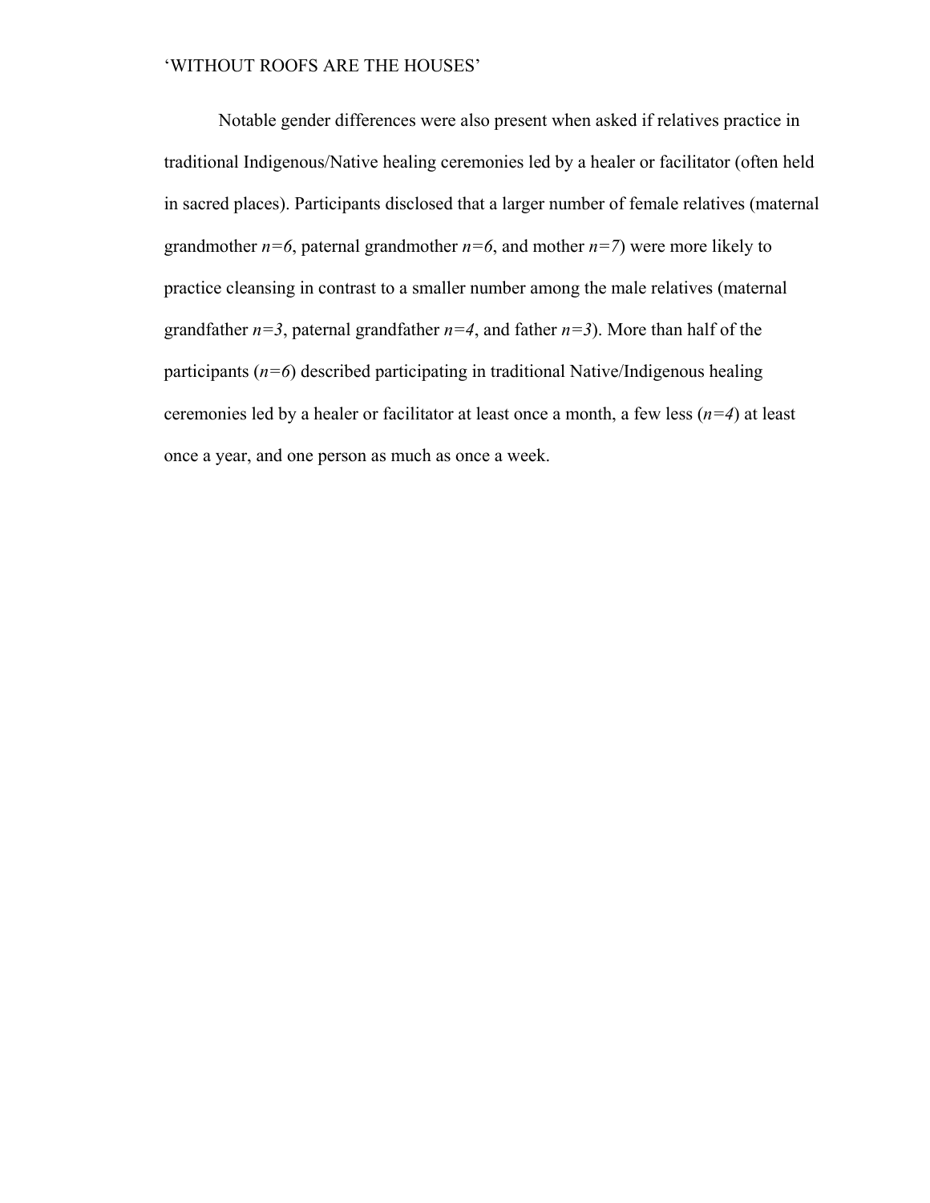Notable gender differences were also present when asked if relatives practice in traditional Indigenous/Native healing ceremonies led by a healer or facilitator (often held in sacred places). Participants disclosed that a larger number of female relatives (maternal grandmother $n=6$, paternal grandmother $n=6$, and mother $n=7$) were more likely to practice cleansing in contrast to a smaller number among the male relatives (maternal grandfather $n=3$, paternal grandfather $n=4$, and father $n=3$). More than half of the participants ($n=6$) described participating in traditional Native/Indigenous healing ceremonies led by a healer or facilitator at least once a month, a few less ($n=4$) at least once a year, and one person as much as once a week.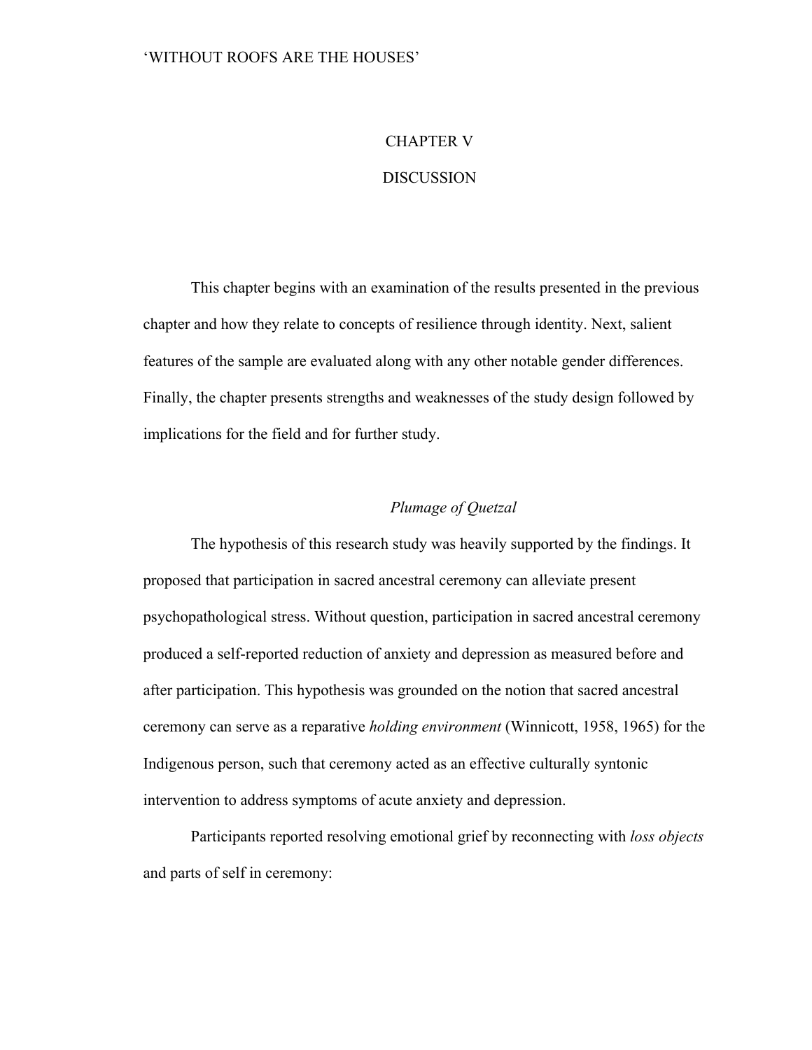# CHAPTER V

# DISCUSSION

This chapter begins with an examination of the results presented in the previous chapter and how they relate to concepts of resilience through identity. Next, salient features of the sample are evaluated along with any other notable gender differences. Finally, the chapter presents strengths and weaknesses of the study design followed by implications for the field and for further study.

## *Plumage of Quetzal*

The hypothesis of this research study was heavily supported by the findings. It proposed that participation in sacred ancestral ceremony can alleviate present psychopathological stress. Without question, participation in sacred ancestral ceremony produced a self-reported reduction of anxiety and depression as measured before and after participation. This hypothesis was grounded on the notion that sacred ancestral ceremony can serve as a reparative *holding environment* (Winnicott, 1958, 1965) for the Indigenous person, such that ceremony acted as an effective culturally syntonic intervention to address symptoms of acute anxiety and depression.

Participants reported resolving emotional grief by reconnecting with *loss objects* and parts of self in ceremony: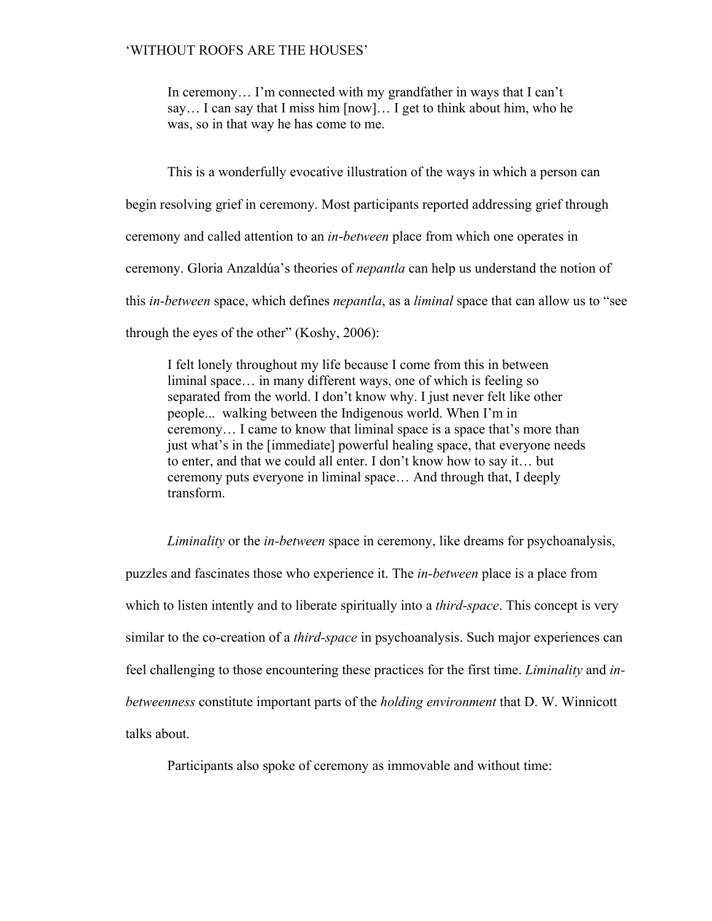> In ceremony… I'm connected with my grandfather in ways that I can't say… I can say that I miss him [now]… I get to think about him, who he was, so in that way he has come to me.

This is a wonderfully evocative illustration of the ways in which a person can begin resolving grief in ceremony. Most participants reported addressing grief through ceremony and called attention to an *in-between* place from which one operates in ceremony. Gloria Anzaldúa's theories of *nepantla* can help us understand the notion of this *in-between* space, which defines *nepantla*, as a *liminal* space that can allow us to "see through the eyes of the other" (Koshy, 2006):

> I felt lonely throughout my life because I come from this in between liminal space… in many different ways, one of which is feeling so separated from the world. I don't know why. I just never felt like other people... walking between the Indigenous world. When I'm in ceremony… I came to know that liminal space is a space that's more than just what's in the [immediate] powerful healing space, that everyone needs to enter, and that we could all enter. I don't know how to say it… but ceremony puts everyone in liminal space… And through that, I deeply transform.

*Liminality* or the *in-between* space in ceremony, like dreams for psychoanalysis, puzzles and fascinates those who experience it. The *in-between* place is a place from which to listen intently and to liberate spiritually into a *third-space*. This concept is very similar to the co-creation of a *third-space* in psychoanalysis. Such major experiences can feel challenging to those encountering these practices for the first time. *Liminality* and *in-betweenness* constitute important parts of the *holding environment* that D. W. Winnicott talks about.

Participants also spoke of ceremony as immovable and without time: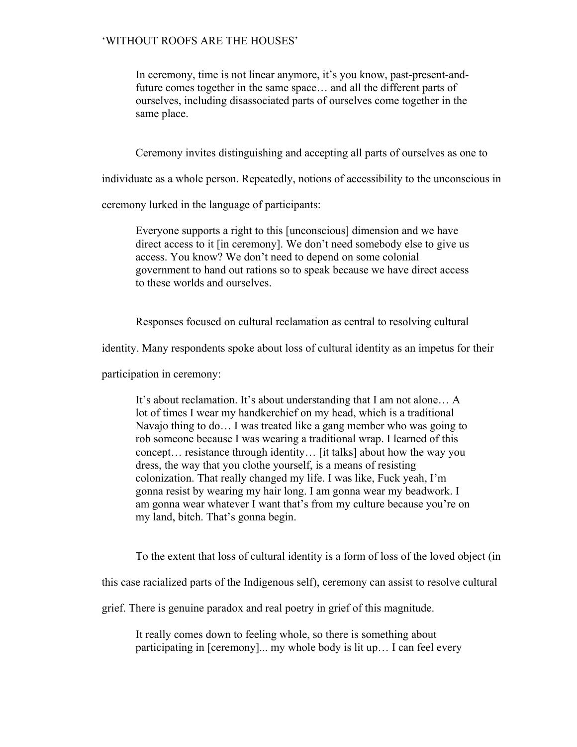> In ceremony, time is not linear anymore, it's you know, past-present-and-future comes together in the same space… and all the different parts of ourselves, including disassociated parts of ourselves come together in the same place.

Ceremony invites distinguishing and accepting all parts of ourselves as one to individuate as a whole person. Repeatedly, notions of accessibility to the unconscious in ceremony lurked in the language of participants:

> Everyone supports a right to this [unconscious] dimension and we have direct access to it [in ceremony]. We don't need somebody else to give us access. You know? We don't need to depend on some colonial government to hand out rations so to speak because we have direct access to these worlds and ourselves.

Responses focused on cultural reclamation as central to resolving cultural identity. Many respondents spoke about loss of cultural identity as an impetus for their participation in ceremony:

> It's about reclamation. It's about understanding that I am not alone… A lot of times I wear my handkerchief on my head, which is a traditional Navajo thing to do… I was treated like a gang member who was going to rob someone because I was wearing a traditional wrap. I learned of this concept… resistance through identity… [it talks] about how the way you dress, the way that you clothe yourself, is a means of resisting colonization. That really changed my life. I was like, Fuck yeah, I'm gonna resist by wearing my hair long. I am gonna wear my beadwork. I am gonna wear whatever I want that's from my culture because you're on my land, bitch. That's gonna begin.

To the extent that loss of cultural identity is a form of loss of the loved object (in this case racialized parts of the Indigenous self), ceremony can assist to resolve cultural grief. There is genuine paradox and real poetry in grief of this magnitude.

> It really comes down to feeling whole, so there is something about participating in [ceremony]... my whole body is lit up… I can feel every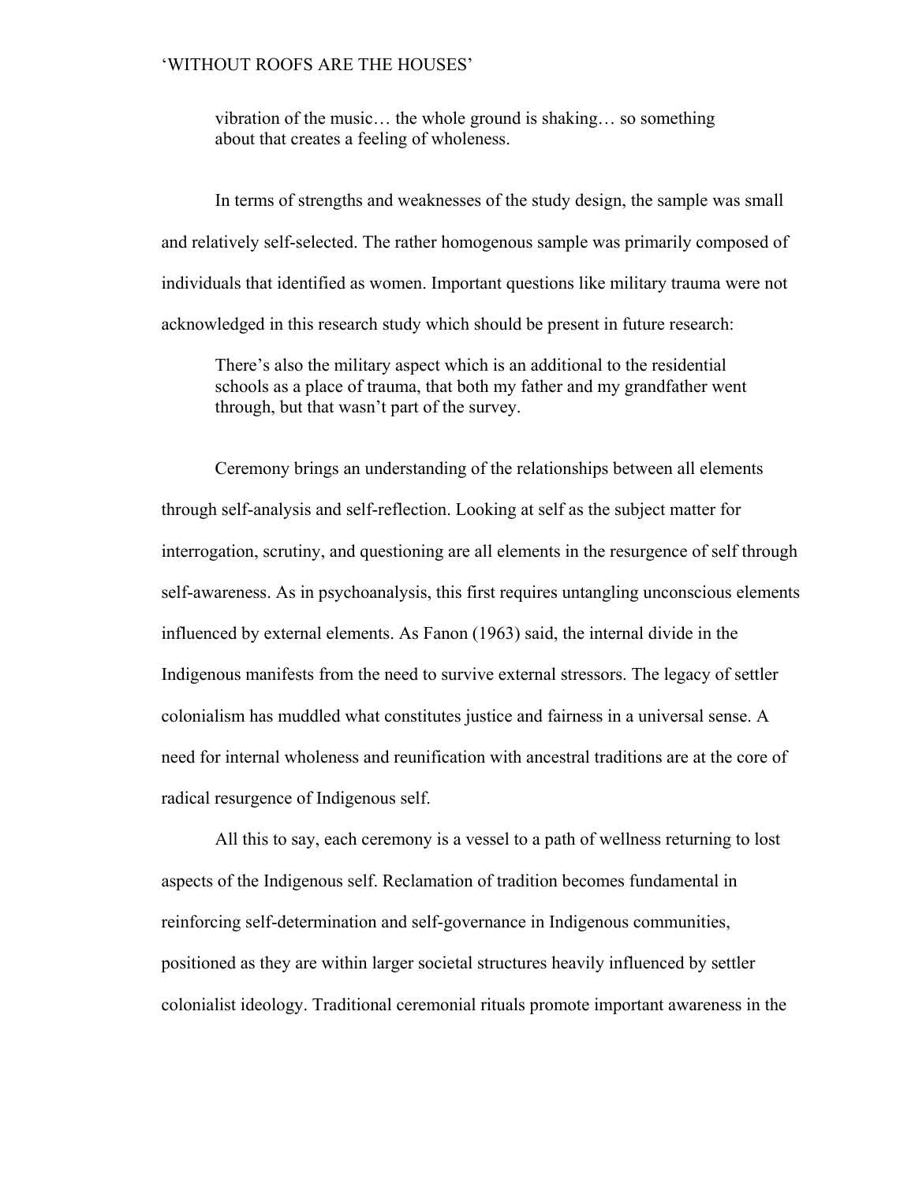> vibration of the music… the whole ground is shaking… so something about that creates a feeling of wholeness.

In terms of strengths and weaknesses of the study design, the sample was small and relatively self-selected. The rather homogenous sample was primarily composed of individuals that identified as women. Important questions like military trauma were not acknowledged in this research study which should be present in future research:

> There's also the military aspect which is an additional to the residential schools as a place of trauma, that both my father and my grandfather went through, but that wasn't part of the survey.

Ceremony brings an understanding of the relationships between all elements through self-analysis and self-reflection. Looking at self as the subject matter for interrogation, scrutiny, and questioning are all elements in the resurgence of self through self-awareness. As in psychoanalysis, this first requires untangling unconscious elements influenced by external elements. As Fanon (1963) said, the internal divide in the Indigenous manifests from the need to survive external stressors. The legacy of settler colonialism has muddled what constitutes justice and fairness in a universal sense. A need for internal wholeness and reunification with ancestral traditions are at the core of radical resurgence of Indigenous self.

All this to say, each ceremony is a vessel to a path of wellness returning to lost aspects of the Indigenous self. Reclamation of tradition becomes fundamental in reinforcing self-determination and self-governance in Indigenous communities, positioned as they are within larger societal structures heavily influenced by settler colonialist ideology. Traditional ceremonial rituals promote important awareness in the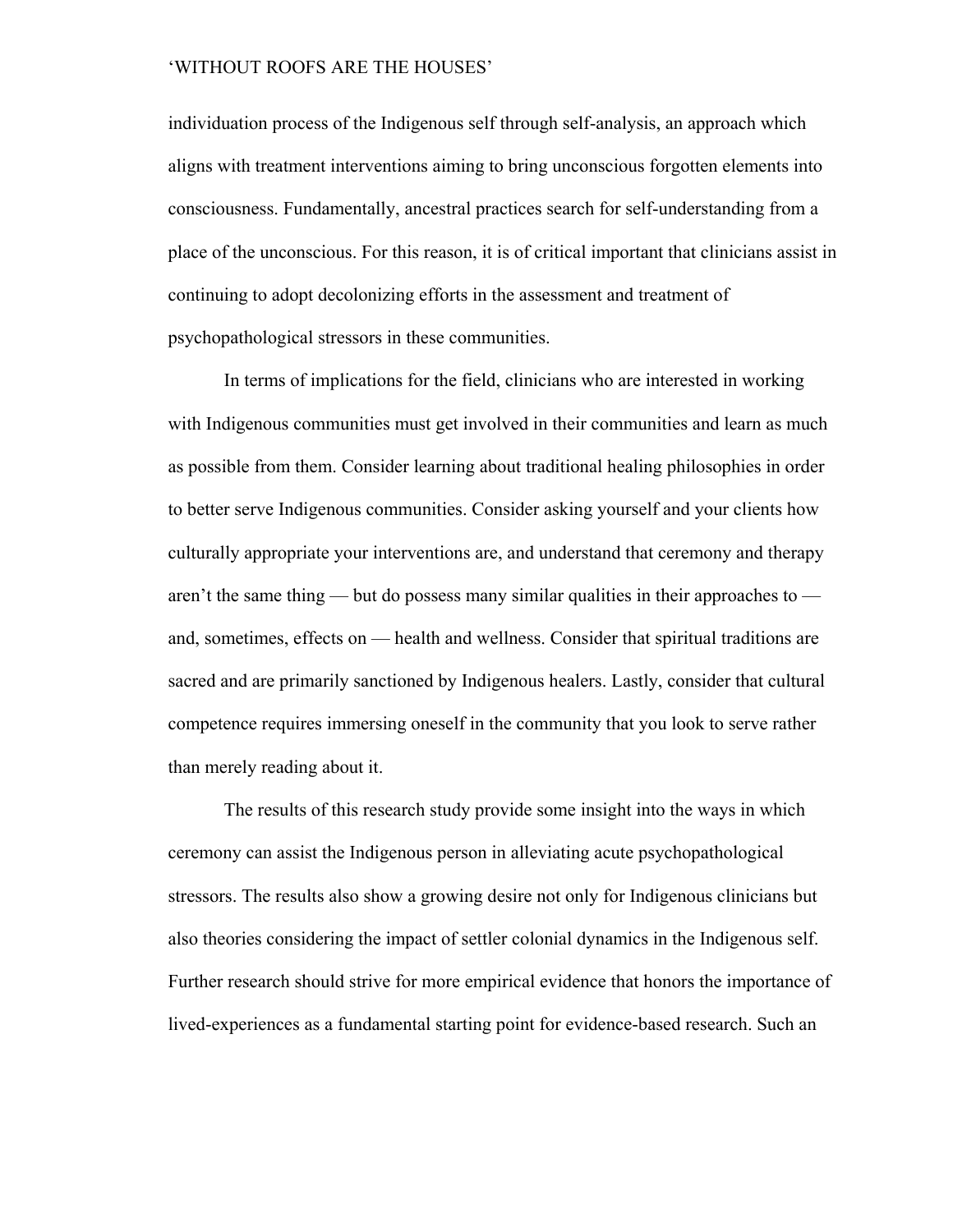individuation process of the Indigenous self through self-analysis, an approach which aligns with treatment interventions aiming to bring unconscious forgotten elements into consciousness. Fundamentally, ancestral practices search for self-understanding from a place of the unconscious. For this reason, it is of critical important that clinicians assist in continuing to adopt decolonizing efforts in the assessment and treatment of psychopathological stressors in these communities.

In terms of implications for the field, clinicians who are interested in working with Indigenous communities must get involved in their communities and learn as much as possible from them. Consider learning about traditional healing philosophies in order to better serve Indigenous communities. Consider asking yourself and your clients how culturally appropriate your interventions are, and understand that ceremony and therapy aren't the same thing — but do possess many similar qualities in their approaches to — and, sometimes, effects on — health and wellness. Consider that spiritual traditions are sacred and are primarily sanctioned by Indigenous healers. Lastly, consider that cultural competence requires immersing oneself in the community that you look to serve rather than merely reading about it.

The results of this research study provide some insight into the ways in which ceremony can assist the Indigenous person in alleviating acute psychopathological stressors. The results also show a growing desire not only for Indigenous clinicians but also theories considering the impact of settler colonial dynamics in the Indigenous self. Further research should strive for more empirical evidence that honors the importance of lived-experiences as a fundamental starting point for evidence-based research. Such an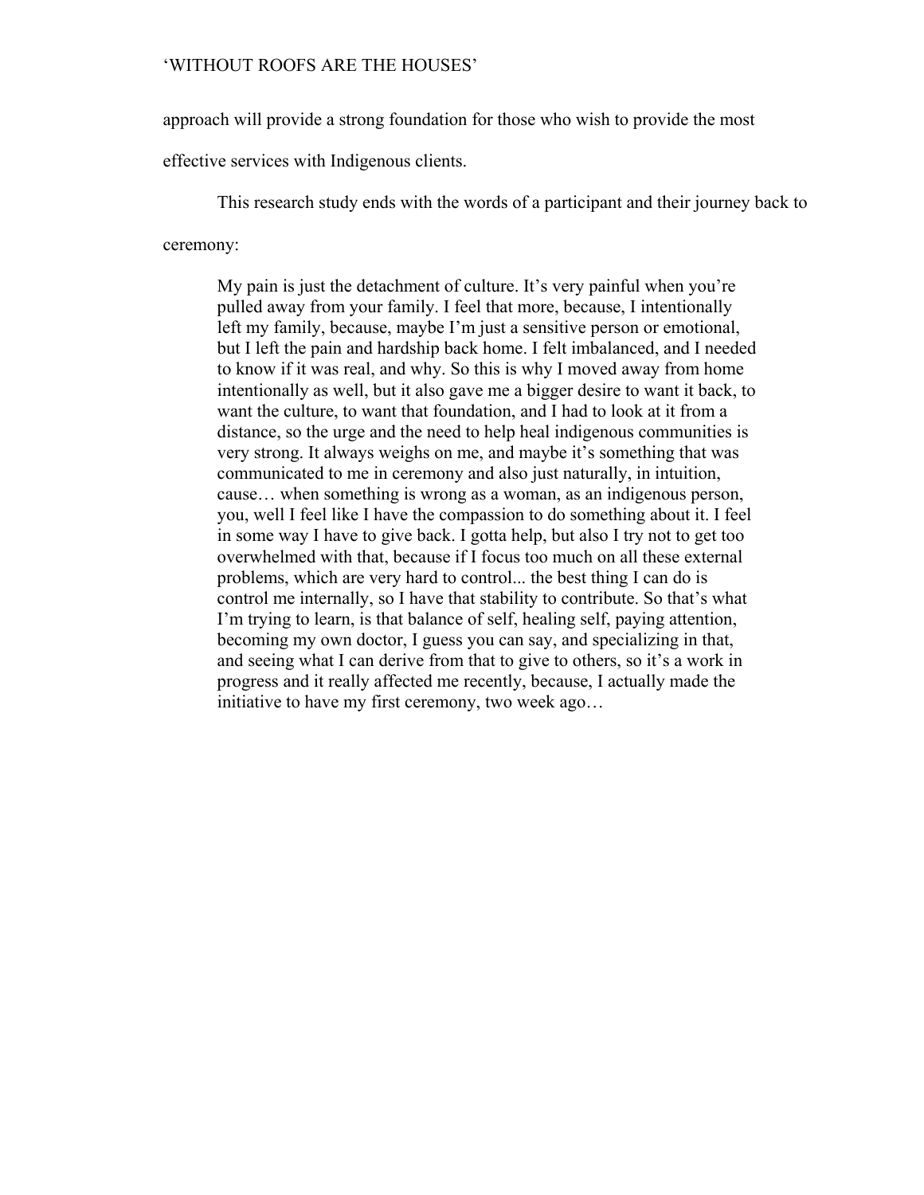approach will provide a strong foundation for those who wish to provide the most effective services with Indigenous clients.

This research study ends with the words of a participant and their journey back to ceremony:

> My pain is just the detachment of culture. It's very painful when you're pulled away from your family. I feel that more, because, I intentionally left my family, because, maybe I'm just a sensitive person or emotional, but I left the pain and hardship back home. I felt imbalanced, and I needed to know if it was real, and why. So this is why I moved away from home intentionally as well, but it also gave me a bigger desire to want it back, to want the culture, to want that foundation, and I had to look at it from a distance, so the urge and the need to help heal indigenous communities is very strong. It always weighs on me, and maybe it's something that was communicated to me in ceremony and also just naturally, in intuition, cause… when something is wrong as a woman, as an indigenous person, you, well I feel like I have the compassion to do something about it. I feel in some way I have to give back. I gotta help, but also I try not to get too overwhelmed with that, because if I focus too much on all these external problems, which are very hard to control... the best thing I can do is control me internally, so I have that stability to contribute. So that's what I'm trying to learn, is that balance of self, healing self, paying attention, becoming my own doctor, I guess you can say, and specializing in that, and seeing what I can derive from that to give to others, so it's a work in progress and it really affected me recently, because, I actually made the initiative to have my first ceremony, two week ago…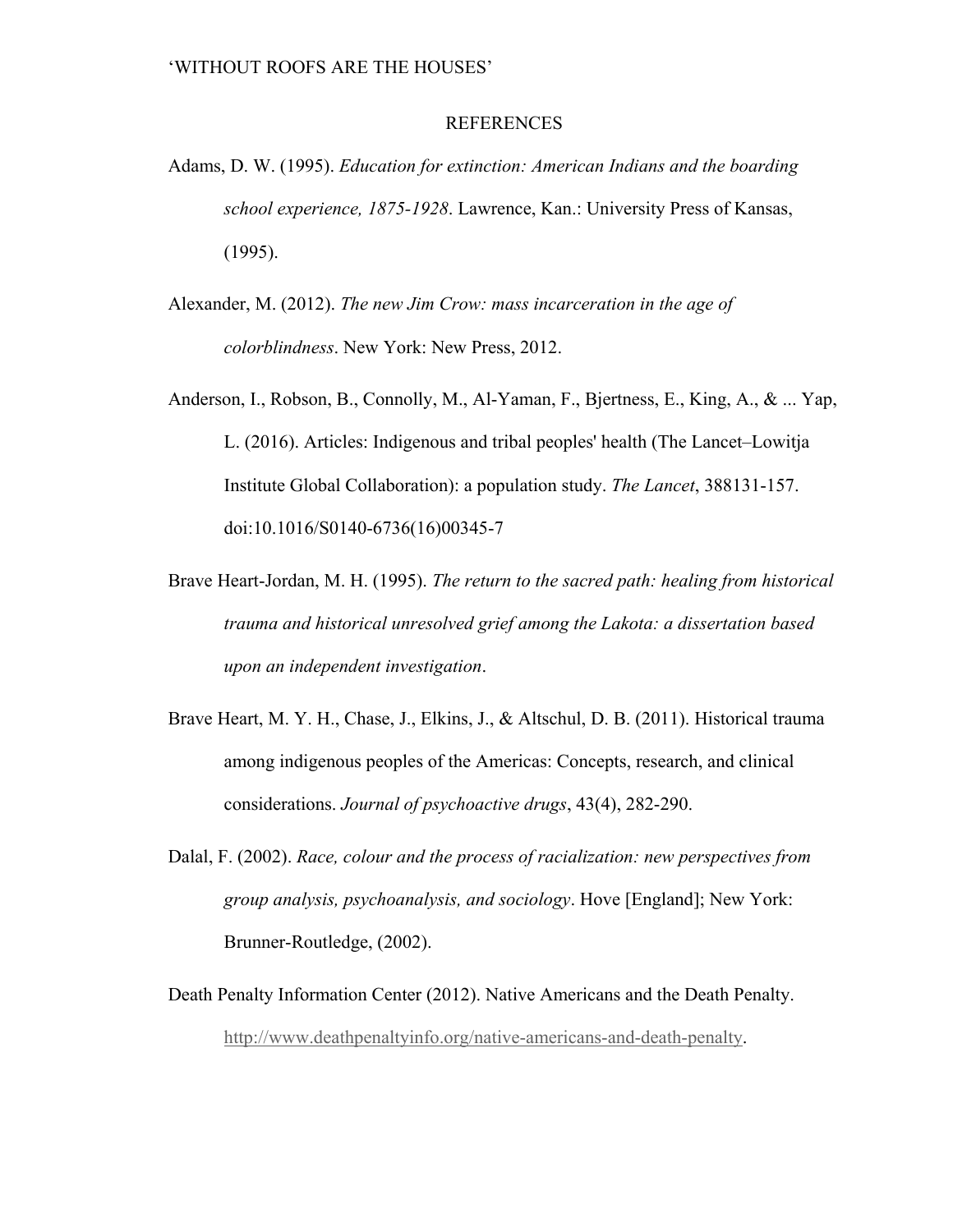## REFERENCES

Adams, D. W. (1995). *Education for extinction: American Indians and the boarding school experience, 1875-1928*. Lawrence, Kan.: University Press of Kansas, (1995).

Alexander, M. (2012). *The new Jim Crow: mass incarceration in the age of colorblindness*. New York: New Press, 2012.

Anderson, I., Robson, B., Connolly, M., Al-Yaman, F., Bjertness, E., King, A., & ... Yap, L. (2016). Articles: Indigenous and tribal peoples' health (The Lancet–Lowitja Institute Global Collaboration): a population study. *The Lancet*, 388131-157. doi:10.1016/S0140-6736(16)00345-7

Brave Heart-Jordan, M. H. (1995). *The return to the sacred path: healing from historical trauma and historical unresolved grief among the Lakota: a dissertation based upon an independent investigation*.

Brave Heart, M. Y. H., Chase, J., Elkins, J., & Altschul, D. B. (2011). Historical trauma among indigenous peoples of the Americas: Concepts, research, and clinical considerations. *Journal of psychoactive drugs*, 43(4), 282-290.

Dalal, F. (2002). *Race, colour and the process of racialization: new perspectives from group analysis, psychoanalysis, and sociology*. Hove [England]; New York: Brunner-Routledge, (2002).

Death Penalty Information Center (2012). Native Americans and the Death Penalty. http://www.deathpenaltyinfo.org/native-americans-and-death-penalty.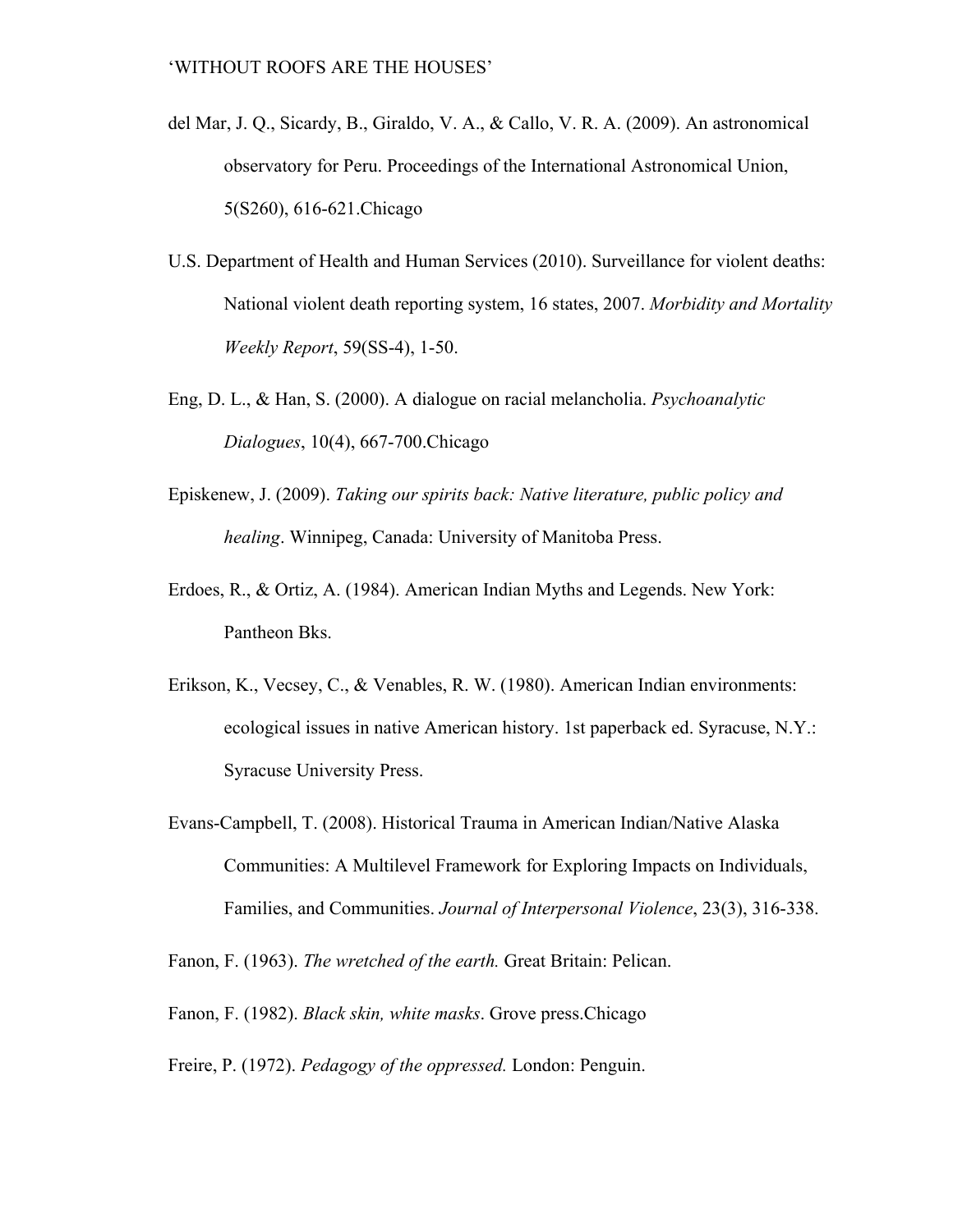del Mar, J. Q., Sicardy, B., Giraldo, V. A., & Callo, V. R. A. (2009). An astronomical observatory for Peru. Proceedings of the International Astronomical Union, 5(S260), 616-621.Chicago

U.S. Department of Health and Human Services (2010). Surveillance for violent deaths: National violent death reporting system, 16 states, 2007. *Morbidity and Mortality Weekly Report*, 59(SS-4), 1-50.

Eng, D. L., & Han, S. (2000). A dialogue on racial melancholia. *Psychoanalytic Dialogues*, 10(4), 667-700.Chicago

Episkenew, J. (2009). *Taking our spirits back: Native literature, public policy and healing*. Winnipeg, Canada: University of Manitoba Press.

Erdoes, R., & Ortiz, A. (1984). American Indian Myths and Legends. New York: Pantheon Bks.

Erikson, K., Vecsey, C., & Venables, R. W. (1980). American Indian environments: ecological issues in native American history. 1st paperback ed. Syracuse, N.Y.: Syracuse University Press.

Evans-Campbell, T. (2008). Historical Trauma in American Indian/Native Alaska Communities: A Multilevel Framework for Exploring Impacts on Individuals, Families, and Communities. *Journal of Interpersonal Violence*, 23(3), 316-338.

Fanon, F. (1963). *The wretched of the earth.* Great Britain: Pelican.

Fanon, F. (1982). *Black skin, white masks*. Grove press.Chicago

Freire, P. (1972). *Pedagogy of the oppressed.* London: Penguin.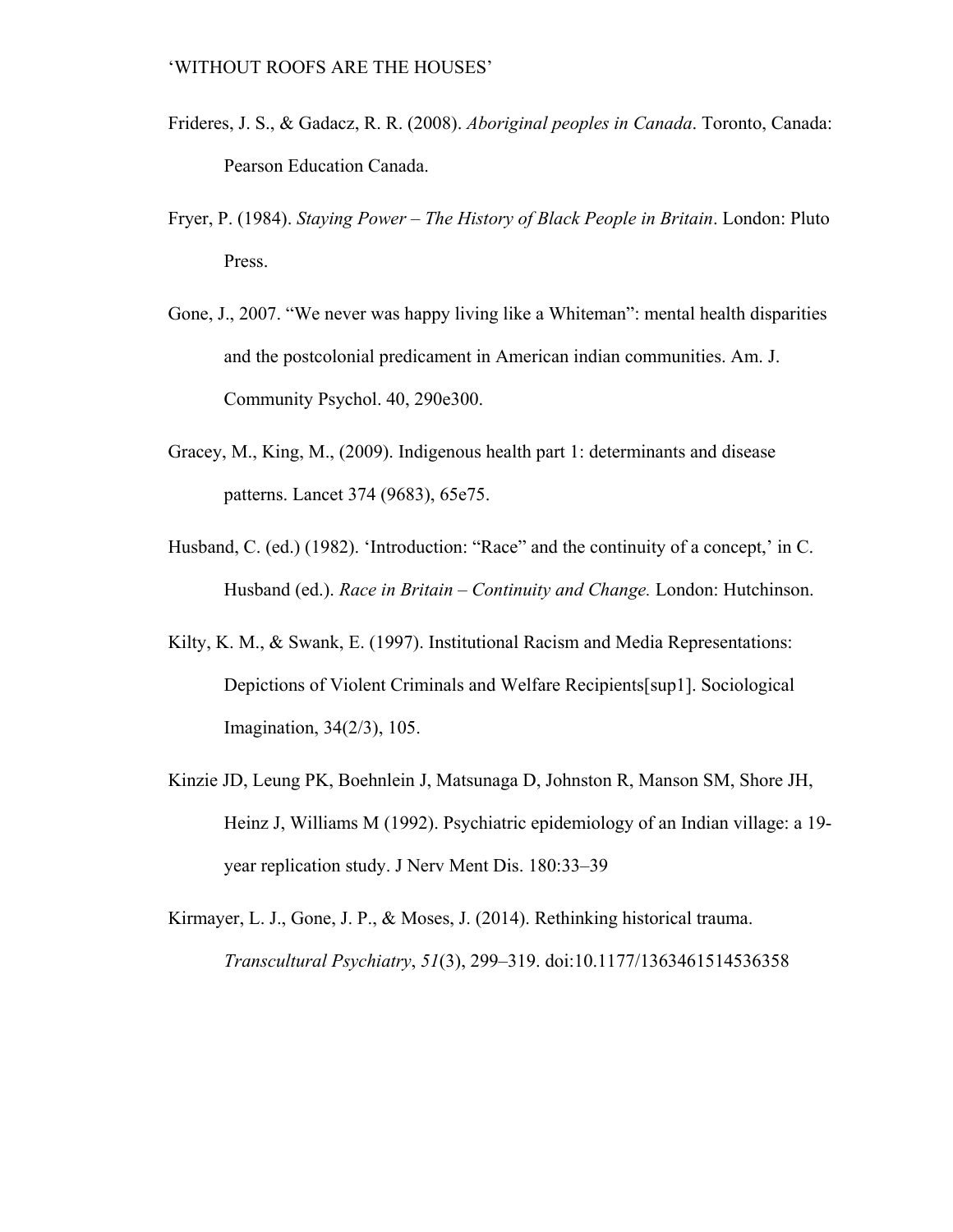Frideres, J. S., & Gadacz, R. R. (2008). *Aboriginal peoples in Canada*. Toronto, Canada: Pearson Education Canada.

Fryer, P. (1984). *Staying Power – The History of Black People in Britain*. London: Pluto Press.

Gone, J., 2007. "We never was happy living like a Whiteman": mental health disparities and the postcolonial predicament in American indian communities. Am. J. Community Psychol. 40, 290e300.

Gracey, M., King, M., (2009). Indigenous health part 1: determinants and disease patterns. Lancet 374 (9683), 65e75.

Husband, C. (ed.) (1982). 'Introduction: "Race" and the continuity of a concept,' in C. Husband (ed.). *Race in Britain – Continuity and Change.* London: Hutchinson.

Kilty, K. M., & Swank, E. (1997). Institutional Racism and Media Representations: Depictions of Violent Criminals and Welfare Recipients[sup1]. Sociological Imagination, 34(2/3), 105.

Kinzie JD, Leung PK, Boehnlein J, Matsunaga D, Johnston R, Manson SM, Shore JH, Heinz J, Williams M (1992). Psychiatric epidemiology of an Indian village: a 19-year replication study. J Nerv Ment Dis. 180:33–39

Kirmayer, L. J., Gone, J. P., & Moses, J. (2014). Rethinking historical trauma. *Transcultural Psychiatry*, *51*(3), 299–319. doi:10.1177/1363461514536358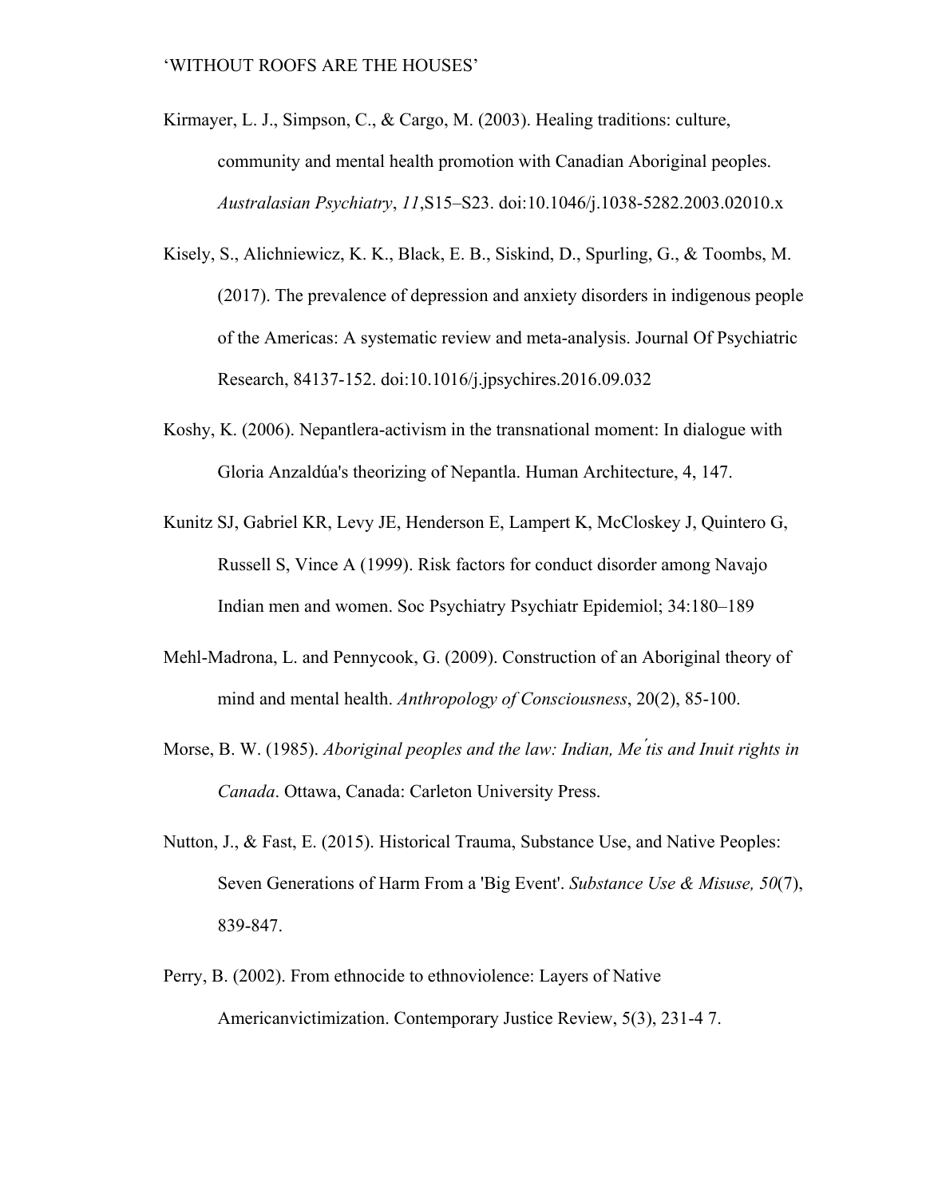Kirmayer, L. J., Simpson, C., & Cargo, M. (2003). Healing traditions: culture, community and mental health promotion with Canadian Aboriginal peoples. *Australasian Psychiatry*, *11*,S15–S23. doi:10.1046/j.1038-5282.2003.02010.x

Kisely, S., Alichniewicz, K. K., Black, E. B., Siskind, D., Spurling, G., & Toombs, M. (2017). The prevalence of depression and anxiety disorders in indigenous people of the Americas: A systematic review and meta-analysis. Journal Of Psychiatric Research, 84137-152. doi:10.1016/j.jpsychires.2016.09.032

Koshy, K. (2006). Nepantlera-activism in the transnational moment: In dialogue with Gloria Anzaldúa's theorizing of Nepantla. Human Architecture, 4, 147.

Kunitz SJ, Gabriel KR, Levy JE, Henderson E, Lampert K, McCloskey J, Quintero G, Russell S, Vince A (1999). Risk factors for conduct disorder among Navajo Indian men and women. Soc Psychiatry Psychiatr Epidemiol; 34:180–189

Mehl-Madrona, L. and Pennycook, G. (2009). Construction of an Aboriginal theory of mind and mental health. *Anthropology of Consciousness*, 20(2), 85-100.

Morse, B. W. (1985). *Aboriginal peoples and the law: Indian, Me´tis and Inuit rights in Canada*. Ottawa, Canada: Carleton University Press.

Nutton, J., & Fast, E. (2015). Historical Trauma, Substance Use, and Native Peoples: Seven Generations of Harm From a 'Big Event'. *Substance Use & Misuse, 50*(7), 839-847.

Perry, B. (2002). From ethnocide to ethnoviolence: Layers of Native Americanvictimization. Contemporary Justice Review, 5(3), 231-4 7.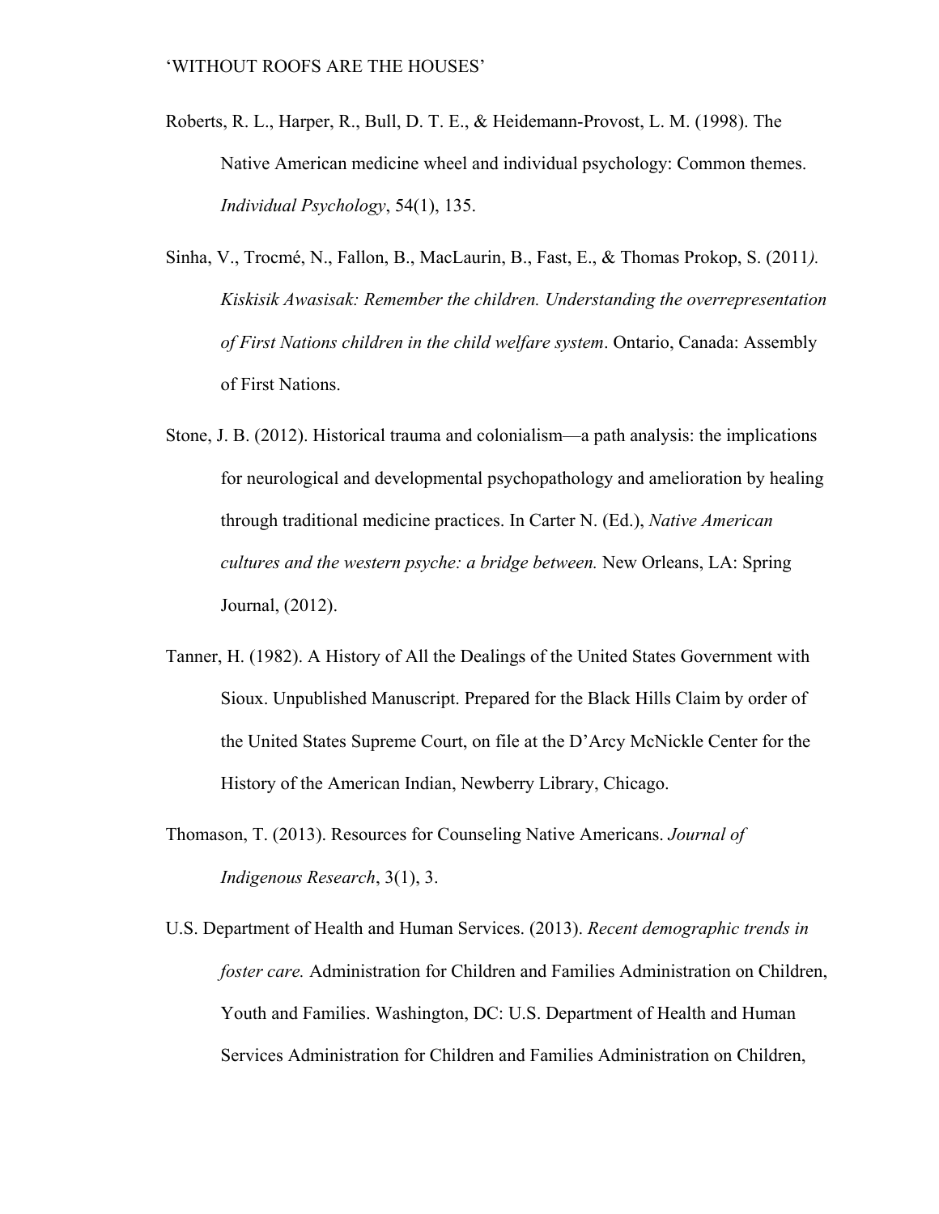Roberts, R. L., Harper, R., Bull, D. T. E., & Heidemann-Provost, L. M. (1998). The Native American medicine wheel and individual psychology: Common themes. *Individual Psychology*, 54(1), 135.

Sinha, V., Trocmé, N., Fallon, B., MacLaurin, B., Fast, E., & Thomas Prokop, S. (2011*). Kiskisik Awasisak: Remember the children. Understanding the overrepresentation of First Nations children in the child welfare system*. Ontario, Canada: Assembly of First Nations.

Stone, J. B. (2012). Historical trauma and colonialism—a path analysis: the implications for neurological and developmental psychopathology and amelioration by healing through traditional medicine practices. In Carter N. (Ed.), *Native American cultures and the western psyche: a bridge between.* New Orleans, LA: Spring Journal, (2012).

Tanner, H. (1982). A History of All the Dealings of the United States Government with Sioux. Unpublished Manuscript. Prepared for the Black Hills Claim by order of the United States Supreme Court, on file at the D'Arcy McNickle Center for the History of the American Indian, Newberry Library, Chicago.

Thomason, T. (2013). Resources for Counseling Native Americans. *Journal of Indigenous Research*, 3(1), 3.

U.S. Department of Health and Human Services. (2013). *Recent demographic trends in foster care.* Administration for Children and Families Administration on Children, Youth and Families. Washington, DC: U.S. Department of Health and Human Services Administration for Children and Families Administration on Children,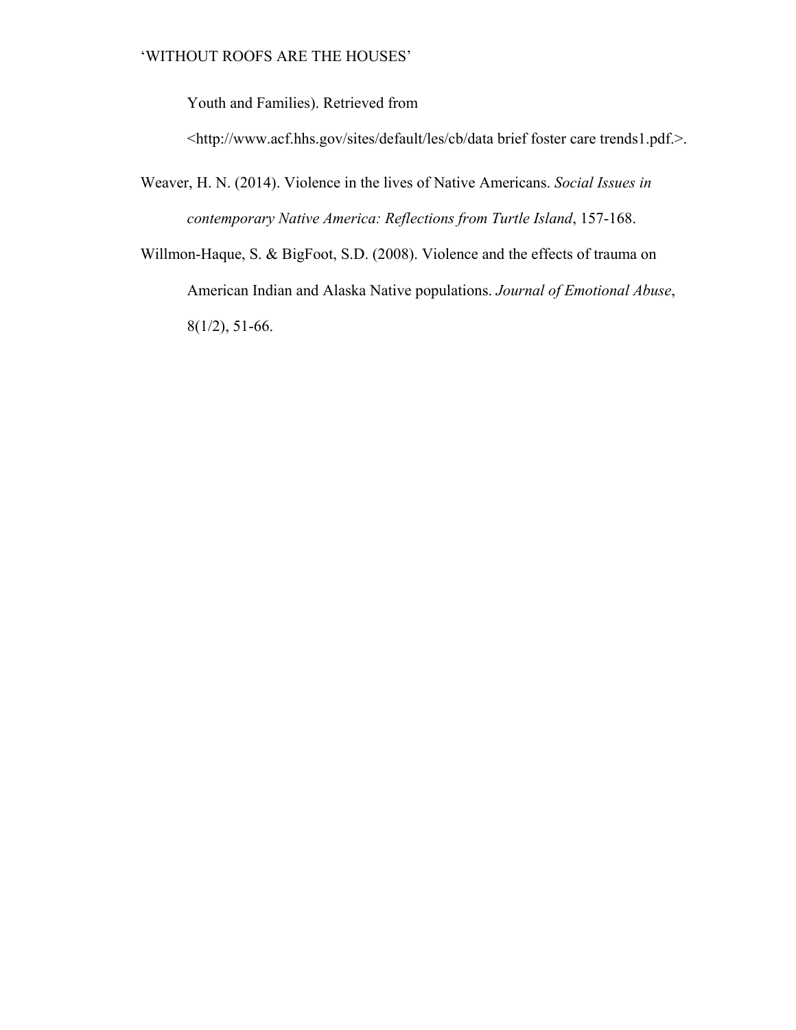Youth and Families). Retrieved from <http://www.acf.hhs.gov/sites/default/les/cb/data brief foster care trends1.pdf.>.

Weaver, H. N. (2014). Violence in the lives of Native Americans. *Social Issues in contemporary Native America: Reflections from Turtle Island*, 157-168.

Willmon-Haque, S. & BigFoot, S.D. (2008). Violence and the effects of trauma on American Indian and Alaska Native populations. *Journal of Emotional Abuse*, 8(1/2), 51-66.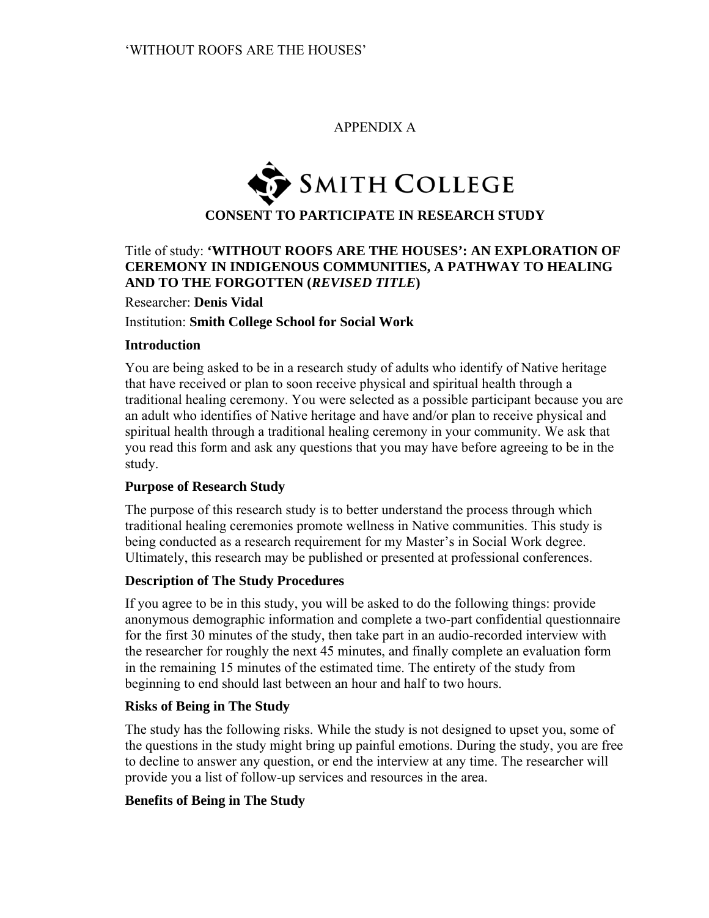APPENDIX A

SMITH COLLEGE

**CONSENT TO PARTICIPATE IN RESEARCH STUDY**

Title of study: **'WITHOUT ROOFS ARE THE HOUSES': AN EXPLORATION OF CEREMONY IN INDIGENOUS COMMUNITIES, A PATHWAY TO HEALING AND TO THE FORGOTTEN (*REVISED TITLE*)**

Researcher: **Denis Vidal**

Institution: **Smith College School for Social Work**

### Introduction

You are being asked to be in a research study of adults who identify of Native heritage that have received or plan to soon receive physical and spiritual health through a traditional healing ceremony. You were selected as a possible participant because you are an adult who identifies of Native heritage and have and/or plan to receive physical and spiritual health through a traditional healing ceremony in your community. We ask that you read this form and ask any questions that you may have before agreeing to be in the study.

### Purpose of Research Study

The purpose of this research study is to better understand the process through which traditional healing ceremonies promote wellness in Native communities. This study is being conducted as a research requirement for my Master's in Social Work degree. Ultimately, this research may be published or presented at professional conferences.

### Description of The Study Procedures

If you agree to be in this study, you will be asked to do the following things: provide anonymous demographic information and complete a two-part confidential questionnaire for the first 30 minutes of the study, then take part in an audio-recorded interview with the researcher for roughly the next 45 minutes, and finally complete an evaluation form in the remaining 15 minutes of the estimated time. The entirety of the study from beginning to end should last between an hour and half to two hours.

### Risks of Being in The Study

The study has the following risks. While the study is not designed to upset you, some of the questions in the study might bring up painful emotions. During the study, you are free to decline to answer any question, or end the interview at any time. The researcher will provide you a list of follow-up services and resources in the area.

### Benefits of Being in The Study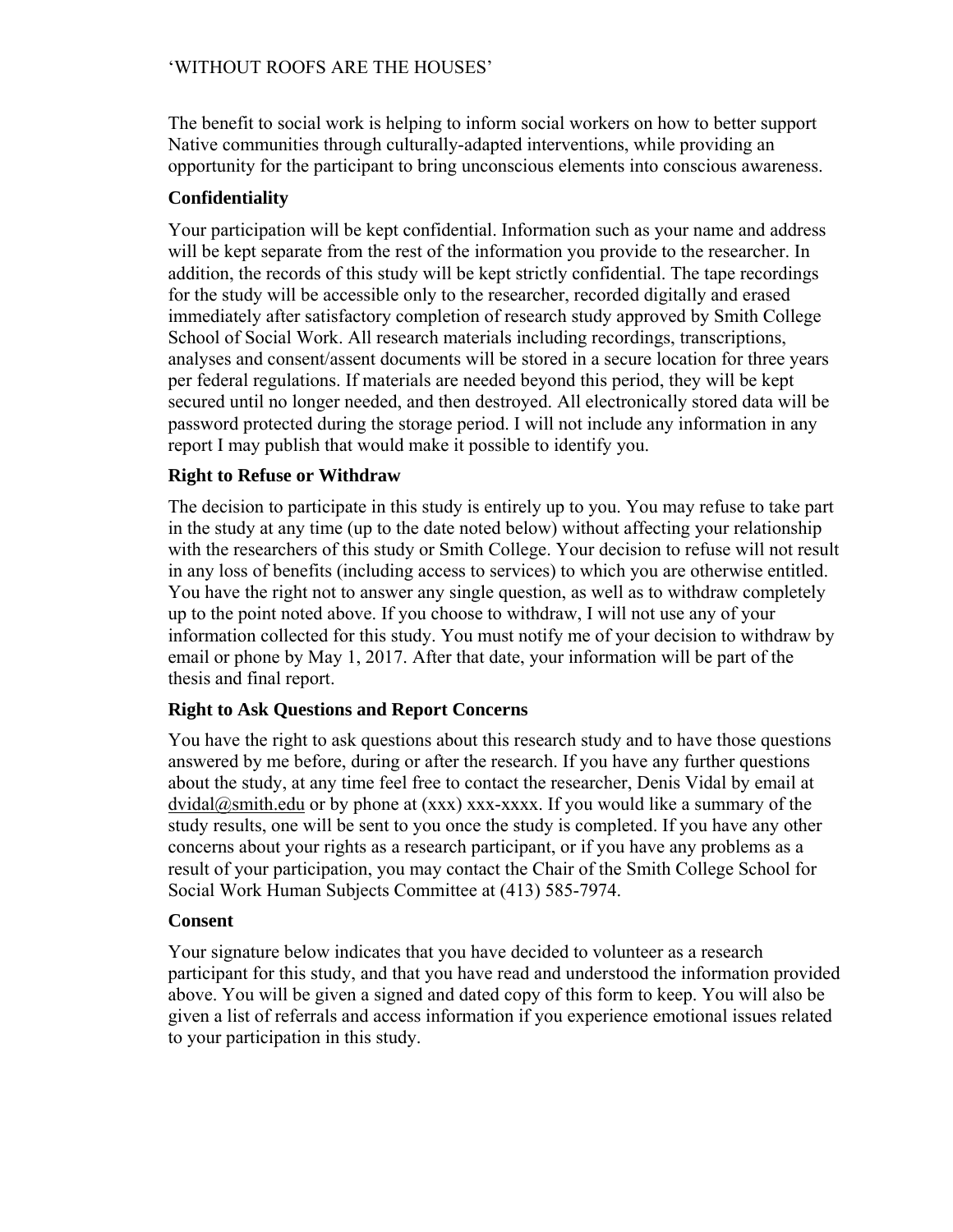The benefit to social work is helping to inform social workers on how to better support Native communities through culturally-adapted interventions, while providing an opportunity for the participant to bring unconscious elements into conscious awareness.

### Confidentiality

Your participation will be kept confidential. Information such as your name and address will be kept separate from the rest of the information you provide to the researcher. In addition, the records of this study will be kept strictly confidential. The tape recordings for the study will be accessible only to the researcher, recorded digitally and erased immediately after satisfactory completion of research study approved by Smith College School of Social Work. All research materials including recordings, transcriptions, analyses and consent/assent documents will be stored in a secure location for three years per federal regulations. If materials are needed beyond this period, they will be kept secured until no longer needed, and then destroyed. All electronically stored data will be password protected during the storage period. I will not include any information in any report I may publish that would make it possible to identify you.

### Right to Refuse or Withdraw

The decision to participate in this study is entirely up to you. You may refuse to take part in the study at any time (up to the date noted below) without affecting your relationship with the researchers of this study or Smith College. Your decision to refuse will not result in any loss of benefits (including access to services) to which you are otherwise entitled. You have the right not to answer any single question, as well as to withdraw completely up to the point noted above. If you choose to withdraw, I will not use any of your information collected for this study. You must notify me of your decision to withdraw by email or phone by May 1, 2017. After that date, your information will be part of the thesis and final report.

### Right to Ask Questions and Report Concerns

You have the right to ask questions about this research study and to have those questions answered by me before, during or after the research. If you have any further questions about the study, at any time feel free to contact the researcher, Denis Vidal by email at dvidal@smith.edu or by phone at (xxx) xxx-xxxx. If you would like a summary of the study results, one will be sent to you once the study is completed. If you have any other concerns about your rights as a research participant, or if you have any problems as a result of your participation, you may contact the Chair of the Smith College School for Social Work Human Subjects Committee at (413) 585-7974.

### Consent

Your signature below indicates that you have decided to volunteer as a research participant for this study, and that you have read and understood the information provided above. You will be given a signed and dated copy of this form to keep. You will also be given a list of referrals and access information if you experience emotional issues related to your participation in this study.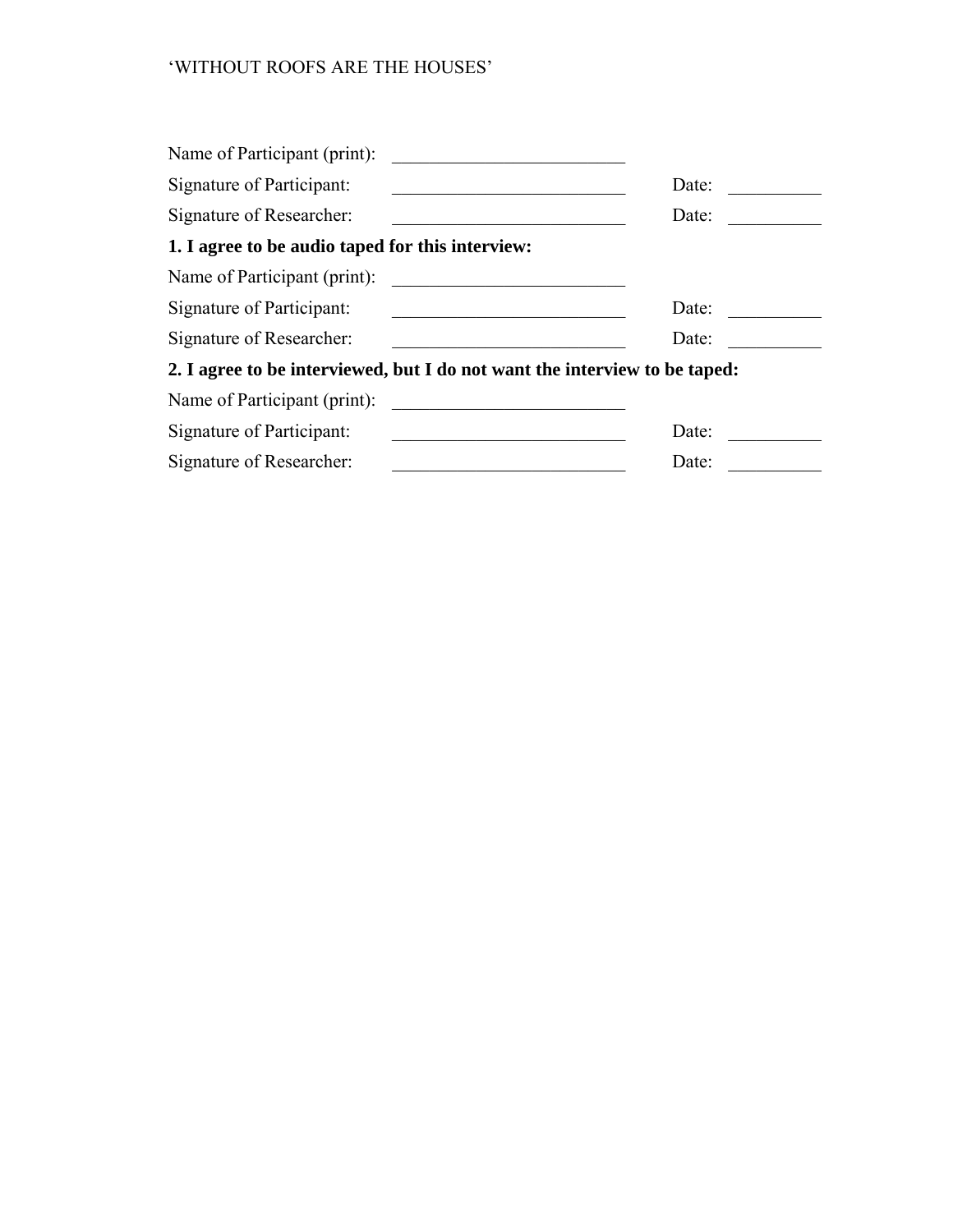Name of Participant (print): ___________________________

Signature of Participant: ___________________________ Date: __________

Signature of Researcher: ___________________________ Date: __________

**1. I agree to be audio taped for this interview:**

Name of Participant (print): ___________________________

Signature of Participant: ___________________________ Date: __________

Signature of Researcher: ___________________________ Date: __________

**2. I agree to be interviewed, but I do not want the interview to be taped:**

Name of Participant (print): ___________________________

Signature of Participant: ___________________________ Date: __________

Signature of Researcher: ___________________________ Date: __________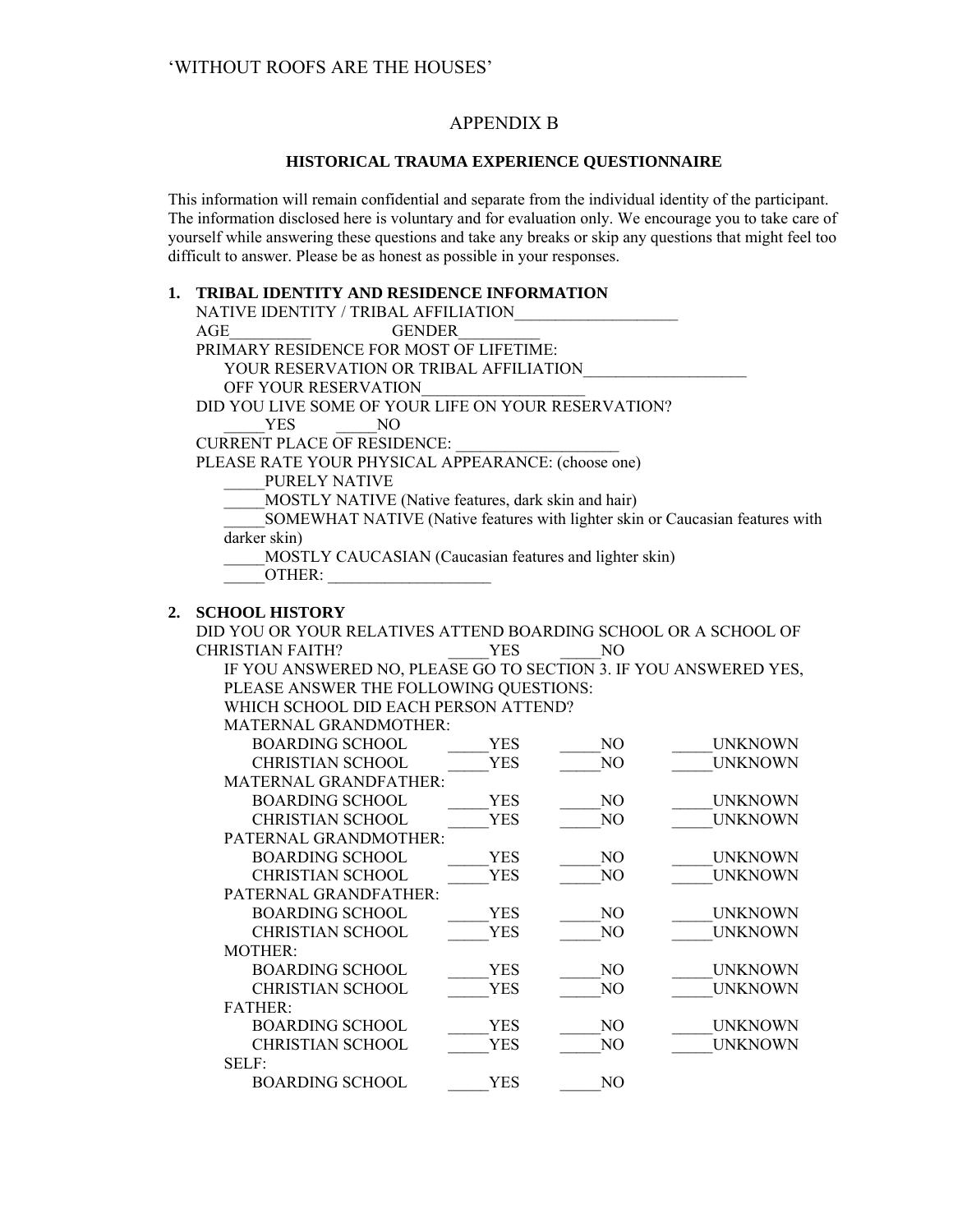# APPENDIX B

## HISTORICAL TRAUMA EXPERIENCE QUESTIONNAIRE

This information will remain confidential and separate from the individual identity of the participant. The information disclosed here is voluntary and for evaluation only. We encourage you to take care of yourself while answering these questions and take any breaks or skip any questions that might feel too difficult to answer. Please be as honest as possible in your responses.

**1. TRIBAL IDENTITY AND RESIDENCE INFORMATION**

NATIVE IDENTITY / TRIBAL AFFILIATION____________________

AGE__________ GENDER__________

PRIMARY RESIDENCE FOR MOST OF LIFETIME:

YOUR RESERVATION OR TRIBAL AFFILIATION____________________

OFF YOUR RESERVATION____________________

DID YOU LIVE SOME OF YOUR LIFE ON YOUR RESERVATION?

_____YES _____NO

CURRENT PLACE OF RESIDENCE: ____________________

PLEASE RATE YOUR PHYSICAL APPEARANCE: (choose one)

_____PURELY NATIVE

_____MOSTLY NATIVE (Native features, dark skin and hair)

_____SOMEWHAT NATIVE (Native features with lighter skin or Caucasian features with darker skin)

_____MOSTLY CAUCASIAN (Caucasian features and lighter skin)

_____OTHER: ____________________

**2. SCHOOL HISTORY**

DID YOU OR YOUR RELATIVES ATTEND BOARDING SCHOOL OR A SCHOOL OF CHRISTIAN FAITH? _____YES _____NO

IF YOU ANSWERED NO, PLEASE GO TO SECTION 3. IF YOU ANSWERED YES, PLEASE ANSWER THE FOLLOWING QUESTIONS:

WHICH SCHOOL DID EACH PERSON ATTEND?

MATERNAL GRANDMOTHER:

| | | | |
|---|---|---|---|
| BOARDING SCHOOL | _____YES | _____NO | _____UNKNOWN |
| CHRISTIAN SCHOOL | _____YES | _____NO | _____UNKNOWN |

MATERNAL GRANDFATHER:

| | | | |
|---|---|---|---|
| BOARDING SCHOOL | _____YES | _____NO | _____UNKNOWN |
| CHRISTIAN SCHOOL | _____YES | _____NO | _____UNKNOWN |

PATERNAL GRANDMOTHER:

| | | | |
|---|---|---|---|
| BOARDING SCHOOL | _____YES | _____NO | _____UNKNOWN |
| CHRISTIAN SCHOOL | _____YES | _____NO | _____UNKNOWN |

PATERNAL GRANDFATHER:

| | | | |
|---|---|---|---|
| BOARDING SCHOOL | _____YES | _____NO | _____UNKNOWN |
| CHRISTIAN SCHOOL | _____YES | _____NO | _____UNKNOWN |

MOTHER:

| | | | |
|---|---|---|---|
| BOARDING SCHOOL | _____YES | _____NO | _____UNKNOWN |
| CHRISTIAN SCHOOL | _____YES | _____NO | _____UNKNOWN |

FATHER:

| | | | |
|---|---|---|---|
| BOARDING SCHOOL | _____YES | _____NO | _____UNKNOWN |
| CHRISTIAN SCHOOL | _____YES | _____NO | _____UNKNOWN |

SELF:

| | | |
|---|---|---|
| BOARDING SCHOOL | _____YES | _____NO |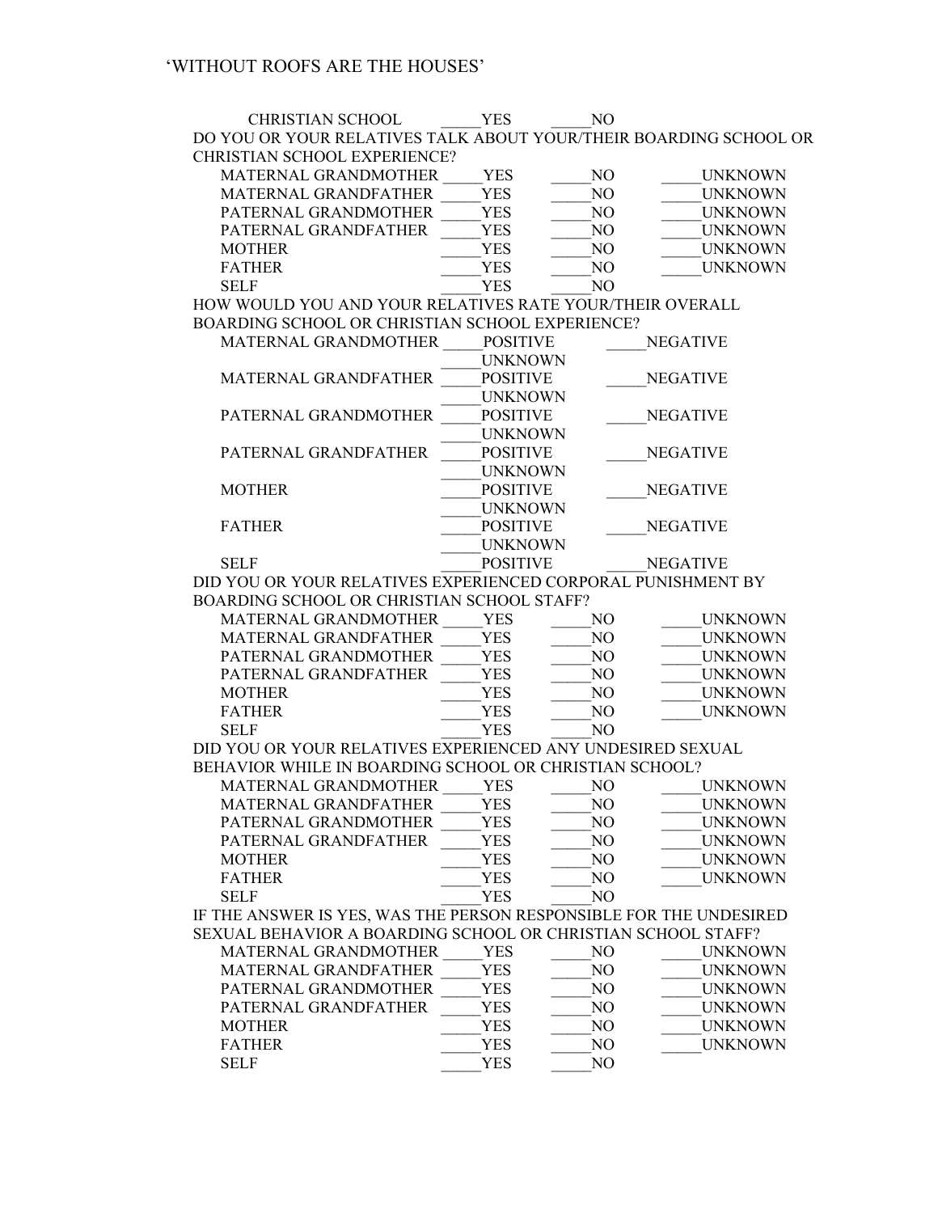CHRISTIAN SCHOOL _____YES _____NO

DO YOU OR YOUR RELATIVES TALK ABOUT YOUR/THEIR BOARDING SCHOOL OR CHRISTIAN SCHOOL EXPERIENCE?

| | | | |
|---|---|---|---|
| MATERNAL GRANDMOTHER | _____YES | _____NO | _____UNKNOWN |
| MATERNAL GRANDFATHER | _____YES | _____NO | _____UNKNOWN |
| PATERNAL GRANDMOTHER | _____YES | _____NO | _____UNKNOWN |
| PATERNAL GRANDFATHER | _____YES | _____NO | _____UNKNOWN |
| MOTHER | _____YES | _____NO | _____UNKNOWN |
| FATHER | _____YES | _____NO | _____UNKNOWN |
| SELF | _____YES | _____NO | |

HOW WOULD YOU AND YOUR RELATIVES RATE YOUR/THEIR OVERALL BOARDING SCHOOL OR CHRISTIAN SCHOOL EXPERIENCE?

| | | |
|---|---|---|
| MATERNAL GRANDMOTHER | _____POSITIVE<br>_____UNKNOWN | _____NEGATIVE |
| MATERNAL GRANDFATHER | _____POSITIVE<br>_____UNKNOWN | _____NEGATIVE |
| PATERNAL GRANDMOTHER | _____POSITIVE<br>_____UNKNOWN | _____NEGATIVE |
| PATERNAL GRANDFATHER | _____POSITIVE<br>_____UNKNOWN | _____NEGATIVE |
| MOTHER | _____POSITIVE<br>_____UNKNOWN | _____NEGATIVE |
| FATHER | _____POSITIVE<br>_____UNKNOWN | _____NEGATIVE |
| SELF | _____POSITIVE | _____NEGATIVE |

DID YOU OR YOUR RELATIVES EXPERIENCED CORPORAL PUNISHMENT BY BOARDING SCHOOL OR CHRISTIAN SCHOOL STAFF?

| | | | |
|---|---|---|---|
| MATERNAL GRANDMOTHER | _____YES | _____NO | _____UNKNOWN |
| MATERNAL GRANDFATHER | _____YES | _____NO | _____UNKNOWN |
| PATERNAL GRANDMOTHER | _____YES | _____NO | _____UNKNOWN |
| PATERNAL GRANDFATHER | _____YES | _____NO | _____UNKNOWN |
| MOTHER | _____YES | _____NO | _____UNKNOWN |
| FATHER | _____YES | _____NO | _____UNKNOWN |
| SELF | _____YES | _____NO | |

DID YOU OR YOUR RELATIVES EXPERIENCED ANY UNDESIRED SEXUAL BEHAVIOR WHILE IN BOARDING SCHOOL OR CHRISTIAN SCHOOL?

| | | | |
|---|---|---|---|
| MATERNAL GRANDMOTHER | _____YES | _____NO | _____UNKNOWN |
| MATERNAL GRANDFATHER | _____YES | _____NO | _____UNKNOWN |
| PATERNAL GRANDMOTHER | _____YES | _____NO | _____UNKNOWN |
| PATERNAL GRANDFATHER | _____YES | _____NO | _____UNKNOWN |
| MOTHER | _____YES | _____NO | _____UNKNOWN |
| FATHER | _____YES | _____NO | _____UNKNOWN |
| SELF | _____YES | _____NO | |

IF THE ANSWER IS YES, WAS THE PERSON RESPONSIBLE FOR THE UNDESIRED SEXUAL BEHAVIOR A BOARDING SCHOOL OR CHRISTIAN SCHOOL STAFF?

| | | | |
|---|---|---|---|
| MATERNAL GRANDMOTHER | _____YES | _____NO | _____UNKNOWN |
| MATERNAL GRANDFATHER | _____YES | _____NO | _____UNKNOWN |
| PATERNAL GRANDMOTHER | _____YES | _____NO | _____UNKNOWN |
| PATERNAL GRANDFATHER | _____YES | _____NO | _____UNKNOWN |
| MOTHER | _____YES | _____NO | _____UNKNOWN |
| FATHER | _____YES | _____NO | _____UNKNOWN |
| SELF | _____YES | _____NO | |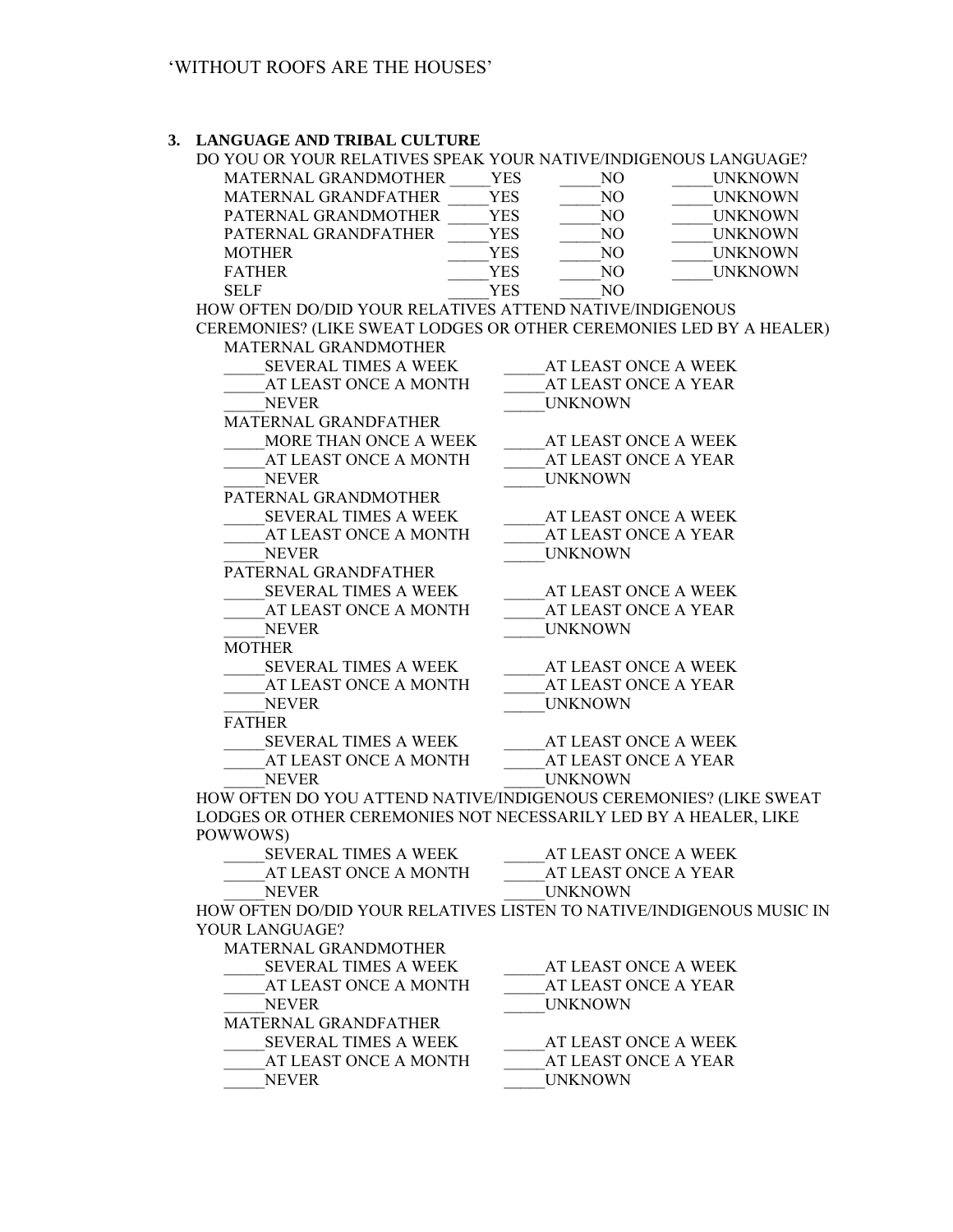### 3. LANGUAGE AND TRIBAL CULTURE

DO YOU OR YOUR RELATIVES SPEAK YOUR NATIVE/INDIGENOUS LANGUAGE?

| | | | |
|---|---|---|---|
| MATERNAL GRANDMOTHER | _____YES | _____NO | _____UNKNOWN |
| MATERNAL GRANDFATHER | _____YES | _____NO | _____UNKNOWN |
| PATERNAL GRANDMOTHER | _____YES | _____NO | _____UNKNOWN |
| PATERNAL GRANDFATHER | _____YES | _____NO | _____UNKNOWN |
| MOTHER | _____YES | _____NO | _____UNKNOWN |
| FATHER | _____YES | _____NO | _____UNKNOWN |
| SELF | _____YES | _____NO | |

HOW OFTEN DO/DID YOUR RELATIVES ATTEND NATIVE/INDIGENOUS CEREMONIES? (LIKE SWEAT LODGES OR OTHER CEREMONIES LED BY A HEALER)

MATERNAL GRANDMOTHER
_____SEVERAL TIMES A WEEK _____AT LEAST ONCE A WEEK
_____AT LEAST ONCE A MONTH _____AT LEAST ONCE A YEAR
_____NEVER _____UNKNOWN

MATERNAL GRANDFATHER
_____MORE THAN ONCE A WEEK _____AT LEAST ONCE A WEEK
_____AT LEAST ONCE A MONTH _____AT LEAST ONCE A YEAR
_____NEVER _____UNKNOWN

PATERNAL GRANDMOTHER
_____SEVERAL TIMES A WEEK _____AT LEAST ONCE A WEEK
_____AT LEAST ONCE A MONTH _____AT LEAST ONCE A YEAR
_____NEVER _____UNKNOWN

PATERNAL GRANDFATHER
_____SEVERAL TIMES A WEEK _____AT LEAST ONCE A WEEK
_____AT LEAST ONCE A MONTH _____AT LEAST ONCE A YEAR
_____NEVER _____UNKNOWN

MOTHER
_____SEVERAL TIMES A WEEK _____AT LEAST ONCE A WEEK
_____AT LEAST ONCE A MONTH _____AT LEAST ONCE A YEAR
_____NEVER _____UNKNOWN

FATHER
_____SEVERAL TIMES A WEEK _____AT LEAST ONCE A WEEK
_____AT LEAST ONCE A MONTH _____AT LEAST ONCE A YEAR
_____NEVER _____UNKNOWN

HOW OFTEN DO YOU ATTEND NATIVE/INDIGENOUS CEREMONIES? (LIKE SWEAT LODGES OR OTHER CEREMONIES NOT NECESSARILY LED BY A HEALER, LIKE POWWOWS)
_____SEVERAL TIMES A WEEK _____AT LEAST ONCE A WEEK
_____AT LEAST ONCE A MONTH _____AT LEAST ONCE A YEAR
_____NEVER _____UNKNOWN

HOW OFTEN DO/DID YOUR RELATIVES LISTEN TO NATIVE/INDIGENOUS MUSIC IN YOUR LANGUAGE?

MATERNAL GRANDMOTHER
_____SEVERAL TIMES A WEEK _____AT LEAST ONCE A WEEK
_____AT LEAST ONCE A MONTH _____AT LEAST ONCE A YEAR
_____NEVER _____UNKNOWN

MATERNAL GRANDFATHER
_____SEVERAL TIMES A WEEK _____AT LEAST ONCE A WEEK
_____AT LEAST ONCE A MONTH _____AT LEAST ONCE A YEAR
_____NEVER _____UNKNOWN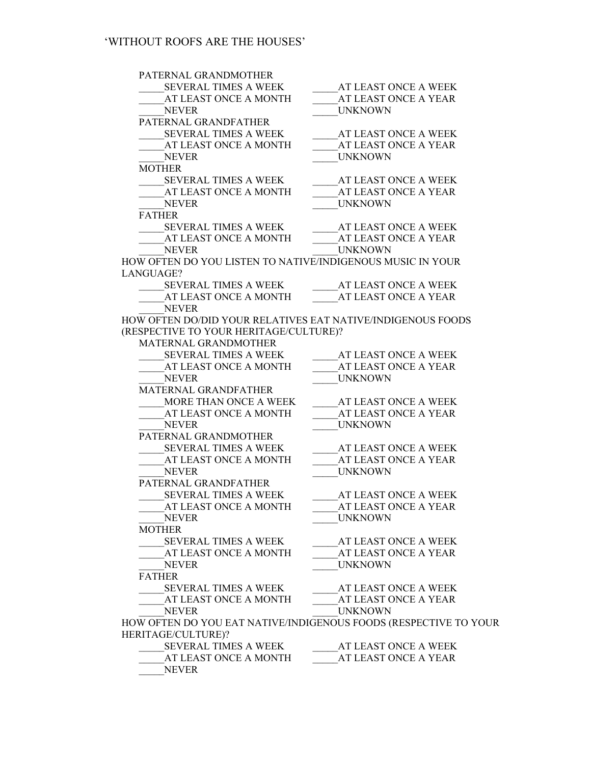PATERNAL GRANDMOTHER

_____SEVERAL TIMES A WEEK _____AT LEAST ONCE A WEEK
_____AT LEAST ONCE A MONTH _____AT LEAST ONCE A YEAR
_____NEVER _____UNKNOWN

PATERNAL GRANDFATHER

_____SEVERAL TIMES A WEEK _____AT LEAST ONCE A WEEK
_____AT LEAST ONCE A MONTH _____AT LEAST ONCE A YEAR
_____NEVER _____UNKNOWN

MOTHER

_____SEVERAL TIMES A WEEK _____AT LEAST ONCE A WEEK
_____AT LEAST ONCE A MONTH _____AT LEAST ONCE A YEAR
_____NEVER _____UNKNOWN

FATHER

_____SEVERAL TIMES A WEEK _____AT LEAST ONCE A WEEK
_____AT LEAST ONCE A MONTH _____AT LEAST ONCE A YEAR
_____NEVER _____UNKNOWN

HOW OFTEN DO YOU LISTEN TO NATIVE/INDIGENOUS MUSIC IN YOUR LANGUAGE?

_____SEVERAL TIMES A WEEK _____AT LEAST ONCE A WEEK
_____AT LEAST ONCE A MONTH _____AT LEAST ONCE A YEAR
_____NEVER

HOW OFTEN DO/DID YOUR RELATIVES EAT NATIVE/INDIGENOUS FOODS (RESPECTIVE TO YOUR HERITAGE/CULTURE)?

MATERNAL GRANDMOTHER

_____SEVERAL TIMES A WEEK _____AT LEAST ONCE A WEEK
_____AT LEAST ONCE A MONTH _____AT LEAST ONCE A YEAR
_____NEVER _____UNKNOWN

MATERNAL GRANDFATHER

_____MORE THAN ONCE A WEEK _____AT LEAST ONCE A WEEK
_____AT LEAST ONCE A MONTH _____AT LEAST ONCE A YEAR
_____NEVER _____UNKNOWN

PATERNAL GRANDMOTHER

_____SEVERAL TIMES A WEEK _____AT LEAST ONCE A WEEK
_____AT LEAST ONCE A MONTH _____AT LEAST ONCE A YEAR
_____NEVER _____UNKNOWN

PATERNAL GRANDFATHER

_____SEVERAL TIMES A WEEK _____AT LEAST ONCE A WEEK
_____AT LEAST ONCE A MONTH _____AT LEAST ONCE A YEAR
_____NEVER _____UNKNOWN

MOTHER

_____SEVERAL TIMES A WEEK _____AT LEAST ONCE A WEEK
_____AT LEAST ONCE A MONTH _____AT LEAST ONCE A YEAR
_____NEVER _____UNKNOWN

FATHER

_____SEVERAL TIMES A WEEK _____AT LEAST ONCE A WEEK
_____AT LEAST ONCE A MONTH _____AT LEAST ONCE A YEAR
_____NEVER _____UNKNOWN

HOW OFTEN DO YOU EAT NATIVE/INDIGENOUS FOODS (RESPECTIVE TO YOUR HERITAGE/CULTURE)?

_____SEVERAL TIMES A WEEK _____AT LEAST ONCE A WEEK
_____AT LEAST ONCE A MONTH _____AT LEAST ONCE A YEAR
_____NEVER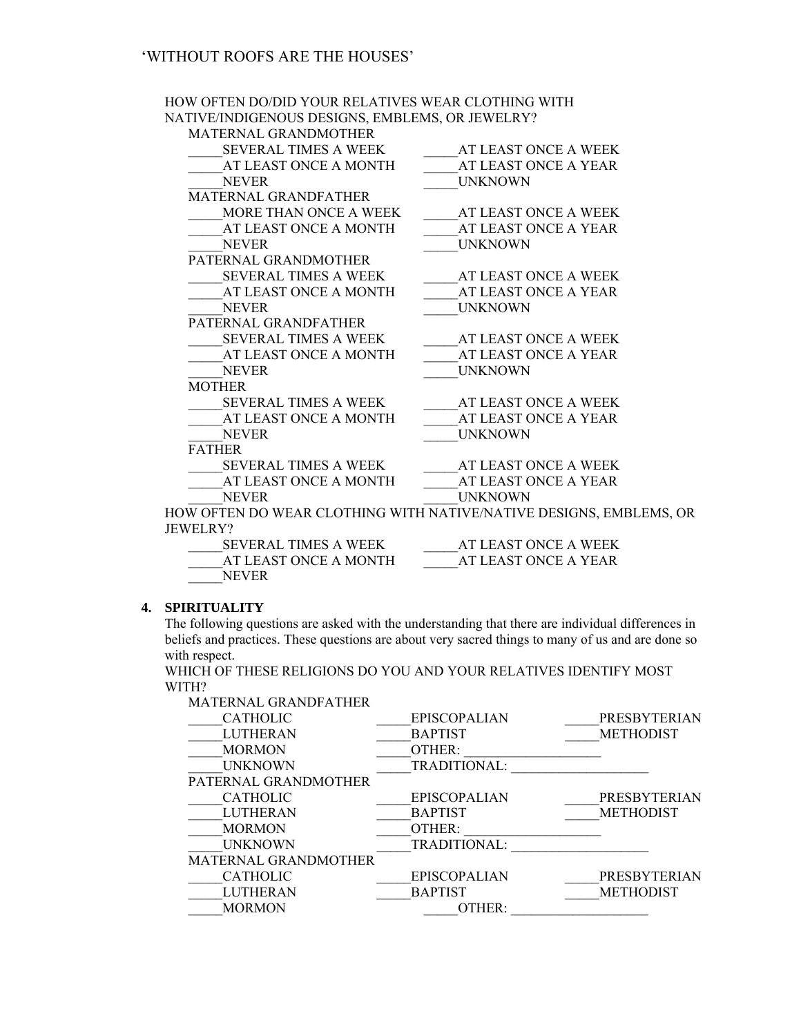HOW OFTEN DO/DID YOUR RELATIVES WEAR CLOTHING WITH NATIVE/INDIGENOUS DESIGNS, EMBLEMS, OR JEWELRY?

MATERNAL GRANDMOTHER

_____SEVERAL TIMES A WEEK _____AT LEAST ONCE A WEEK
_____AT LEAST ONCE A MONTH _____AT LEAST ONCE A YEAR
_____NEVER _____UNKNOWN

MATERNAL GRANDFATHER

_____MORE THAN ONCE A WEEK _____AT LEAST ONCE A WEEK
_____AT LEAST ONCE A MONTH _____AT LEAST ONCE A YEAR
_____NEVER _____UNKNOWN

PATERNAL GRANDMOTHER

_____SEVERAL TIMES A WEEK _____AT LEAST ONCE A WEEK
_____AT LEAST ONCE A MONTH _____AT LEAST ONCE A YEAR
_____NEVER _____UNKNOWN

PATERNAL GRANDFATHER

_____SEVERAL TIMES A WEEK _____AT LEAST ONCE A WEEK
_____AT LEAST ONCE A MONTH _____AT LEAST ONCE A YEAR
_____NEVER _____UNKNOWN

MOTHER

_____SEVERAL TIMES A WEEK _____AT LEAST ONCE A WEEK
_____AT LEAST ONCE A MONTH _____AT LEAST ONCE A YEAR
_____NEVER _____UNKNOWN

FATHER

_____SEVERAL TIMES A WEEK _____AT LEAST ONCE A WEEK
_____AT LEAST ONCE A MONTH _____AT LEAST ONCE A YEAR
_____NEVER _____UNKNOWN

HOW OFTEN DO WEAR CLOTHING WITH NATIVE/NATIVE DESIGNS, EMBLEMS, OR JEWELRY?

_____SEVERAL TIMES A WEEK _____AT LEAST ONCE A WEEK
_____AT LEAST ONCE A MONTH _____AT LEAST ONCE A YEAR
_____NEVER

## 4. SPIRITUALITY

The following questions are asked with the understanding that there are individual differences in beliefs and practices. These questions are about very sacred things to many of us and are done so with respect.

WHICH OF THESE RELIGIONS DO YOU AND YOUR RELATIVES IDENTIFY MOST WITH?

MATERNAL GRANDFATHER

_____CATHOLIC _____EPISCOPALIAN _____PRESBYTERIAN
_____LUTHERAN _____BAPTIST _____METHODIST
_____MORMON _____OTHER: ___________________
_____UNKNOWN _____TRADITIONAL: ___________________

PATERNAL GRANDMOTHER

_____CATHOLIC _____EPISCOPALIAN _____PRESBYTERIAN
_____LUTHERAN _____BAPTIST _____METHODIST
_____MORMON _____OTHER: ___________________
_____UNKNOWN _____TRADITIONAL: ___________________

MATERNAL GRANDMOTHER

_____CATHOLIC _____EPISCOPALIAN _____PRESBYTERIAN
_____LUTHERAN _____BAPTIST _____METHODIST
_____MORMON _____OTHER: ___________________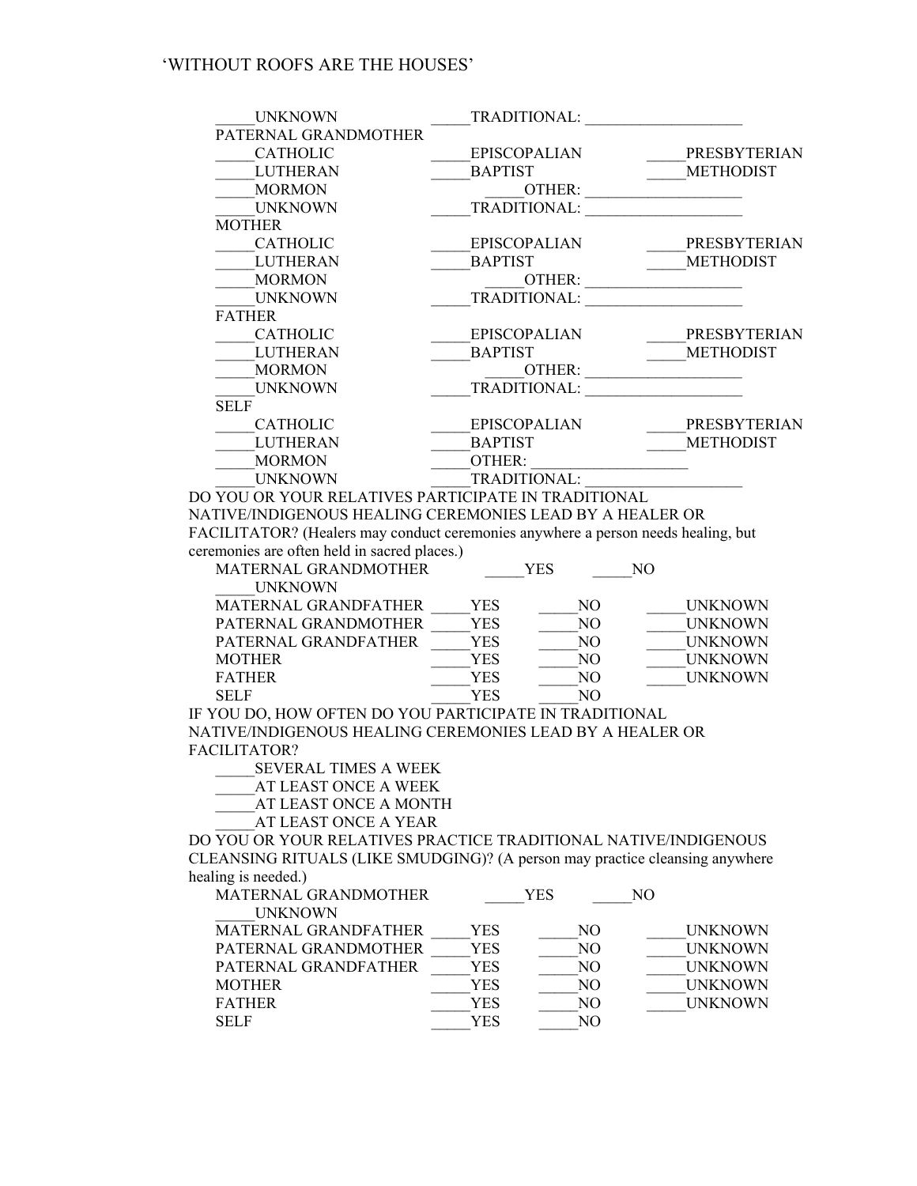_____UNKNOWN _____TRADITIONAL: ____________________

PATERNAL GRANDMOTHER

| | | |
|---|---|---|
| _____CATHOLIC | _____EPISCOPALIAN | _____PRESBYTERIAN |
| _____LUTHERAN | _____BAPTIST | _____METHODIST |
| _____MORMON | _____OTHER: ____________________ | |
| _____UNKNOWN | _____TRADITIONAL: ____________________ | |

MOTHER

| | | |
|---|---|---|
| _____CATHOLIC | _____EPISCOPALIAN | _____PRESBYTERIAN |
| _____LUTHERAN | _____BAPTIST | _____METHODIST |
| _____MORMON | _____OTHER: ____________________ | |
| _____UNKNOWN | _____TRADITIONAL: ____________________ | |

FATHER

| | | |
|---|---|---|
| _____CATHOLIC | _____EPISCOPALIAN | _____PRESBYTERIAN |
| _____LUTHERAN | _____BAPTIST | _____METHODIST |
| _____MORMON | _____OTHER: ____________________ | |
| _____UNKNOWN | _____TRADITIONAL: ____________________ | |

SELF

| | | |
|---|---|---|
| _____CATHOLIC | _____EPISCOPALIAN | _____PRESBYTERIAN |
| _____LUTHERAN | _____BAPTIST | _____METHODIST |
| _____MORMON | _____OTHER: ____________________ | |
| _____UNKNOWN | _____TRADITIONAL: ____________________ | |

DO YOU OR YOUR RELATIVES PARTICIPATE IN TRADITIONAL NATIVE/INDIGENOUS HEALING CEREMONIES LEAD BY A HEALER OR FACILITATOR? (Healers may conduct ceremonies anywhere a person needs healing, but ceremonies are often held in sacred places.)

| | | | |
|---|---|---|---|
| MATERNAL GRANDMOTHER | _____YES | _____NO | _____UNKNOWN |
| MATERNAL GRANDFATHER | _____YES | _____NO | _____UNKNOWN |
| PATERNAL GRANDMOTHER | _____YES | _____NO | _____UNKNOWN |
| PATERNAL GRANDFATHER | _____YES | _____NO | _____UNKNOWN |
| MOTHER | _____YES | _____NO | _____UNKNOWN |
| FATHER | _____YES | _____NO | _____UNKNOWN |
| SELF | _____YES | _____NO | |

IF YOU DO, HOW OFTEN DO YOU PARTICIPATE IN TRADITIONAL NATIVE/INDIGENOUS HEALING CEREMONIES LEAD BY A HEALER OR FACILITATOR?

_____SEVERAL TIMES A WEEK
_____AT LEAST ONCE A WEEK
_____AT LEAST ONCE A MONTH
_____AT LEAST ONCE A YEAR

DO YOU OR YOUR RELATIVES PRACTICE TRADITIONAL NATIVE/INDIGENOUS CLEANSING RITUALS (LIKE SMUDGING)? (A person may practice cleansing anywhere healing is needed.)

| | | | |
|---|---|---|---|
| MATERNAL GRANDMOTHER | _____YES | _____NO | _____UNKNOWN |
| MATERNAL GRANDFATHER | _____YES | _____NO | _____UNKNOWN |
| PATERNAL GRANDMOTHER | _____YES | _____NO | _____UNKNOWN |
| PATERNAL GRANDFATHER | _____YES | _____NO | _____UNKNOWN |
| MOTHER | _____YES | _____NO | _____UNKNOWN |
| FATHER | _____YES | _____NO | _____UNKNOWN |
| SELF | _____YES | _____NO | |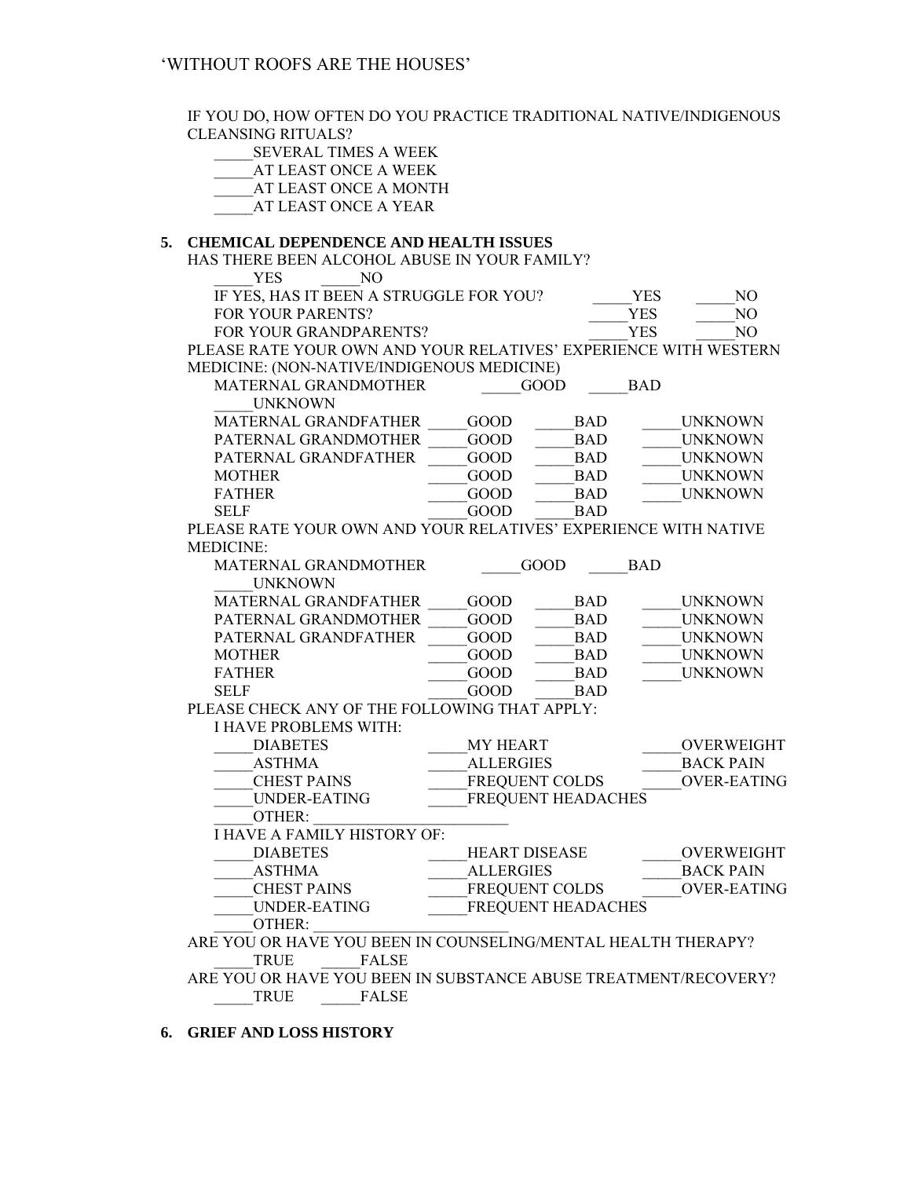IF YOU DO, HOW OFTEN DO YOU PRACTICE TRADITIONAL NATIVE/INDIGENOUS CLEANSING RITUALS?

_____SEVERAL TIMES A WEEK
_____AT LEAST ONCE A WEEK
_____AT LEAST ONCE A MONTH
_____AT LEAST ONCE A YEAR

**5. CHEMICAL DEPENDENCE AND HEALTH ISSUES**

HAS THERE BEEN ALCOHOL ABUSE IN YOUR FAMILY?

_____YES _____NO

IF YES, HAS IT BEEN A STRUGGLE FOR YOU? _____YES _____NO
FOR YOUR PARENTS? _____YES _____NO
FOR YOUR GRANDPARENTS? _____YES _____NO

PLEASE RATE YOUR OWN AND YOUR RELATIVES' EXPERIENCE WITH WESTERN MEDICINE: (NON-NATIVE/INDIGENOUS MEDICINE)

MATERNAL GRANDMOTHER _____GOOD _____BAD _____UNKNOWN
MATERNAL GRANDFATHER _____GOOD _____BAD _____UNKNOWN
PATERNAL GRANDMOTHER _____GOOD _____BAD _____UNKNOWN
PATERNAL GRANDFATHER _____GOOD _____BAD _____UNKNOWN
MOTHER _____GOOD _____BAD _____UNKNOWN
FATHER _____GOOD _____BAD _____UNKNOWN
SELF _____GOOD _____BAD

PLEASE RATE YOUR OWN AND YOUR RELATIVES' EXPERIENCE WITH NATIVE MEDICINE:

MATERNAL GRANDMOTHER _____GOOD _____BAD _____UNKNOWN
MATERNAL GRANDFATHER _____GOOD _____BAD _____UNKNOWN
PATERNAL GRANDMOTHER _____GOOD _____BAD _____UNKNOWN
PATERNAL GRANDFATHER _____GOOD _____BAD _____UNKNOWN
MOTHER _____GOOD _____BAD _____UNKNOWN
FATHER _____GOOD _____BAD _____UNKNOWN
SELF _____GOOD _____BAD

PLEASE CHECK ANY OF THE FOLLOWING THAT APPLY:

I HAVE PROBLEMS WITH:

_____DIABETES _____MY HEART _____OVERWEIGHT
_____ASTHMA _____ALLERGIES _____BACK PAIN
_____CHEST PAINS _____FREQUENT COLDS _____OVER-EATING
_____UNDER-EATING _____FREQUENT HEADACHES
_____OTHER: ________________________

I HAVE A FAMILY HISTORY OF:

_____DIABETES _____HEART DISEASE _____OVERWEIGHT
_____ASTHMA _____ALLERGIES _____BACK PAIN
_____CHEST PAINS _____FREQUENT COLDS _____OVER-EATING
_____UNDER-EATING _____FREQUENT HEADACHES
_____OTHER: ________________________

ARE YOU OR HAVE YOU BEEN IN COUNSELING/MENTAL HEALTH THERAPY?

_____TRUE _____FALSE

ARE YOU OR HAVE YOU BEEN IN SUBSTANCE ABUSE TREATMENT/RECOVERY?

_____TRUE _____FALSE

**6. GRIEF AND LOSS HISTORY**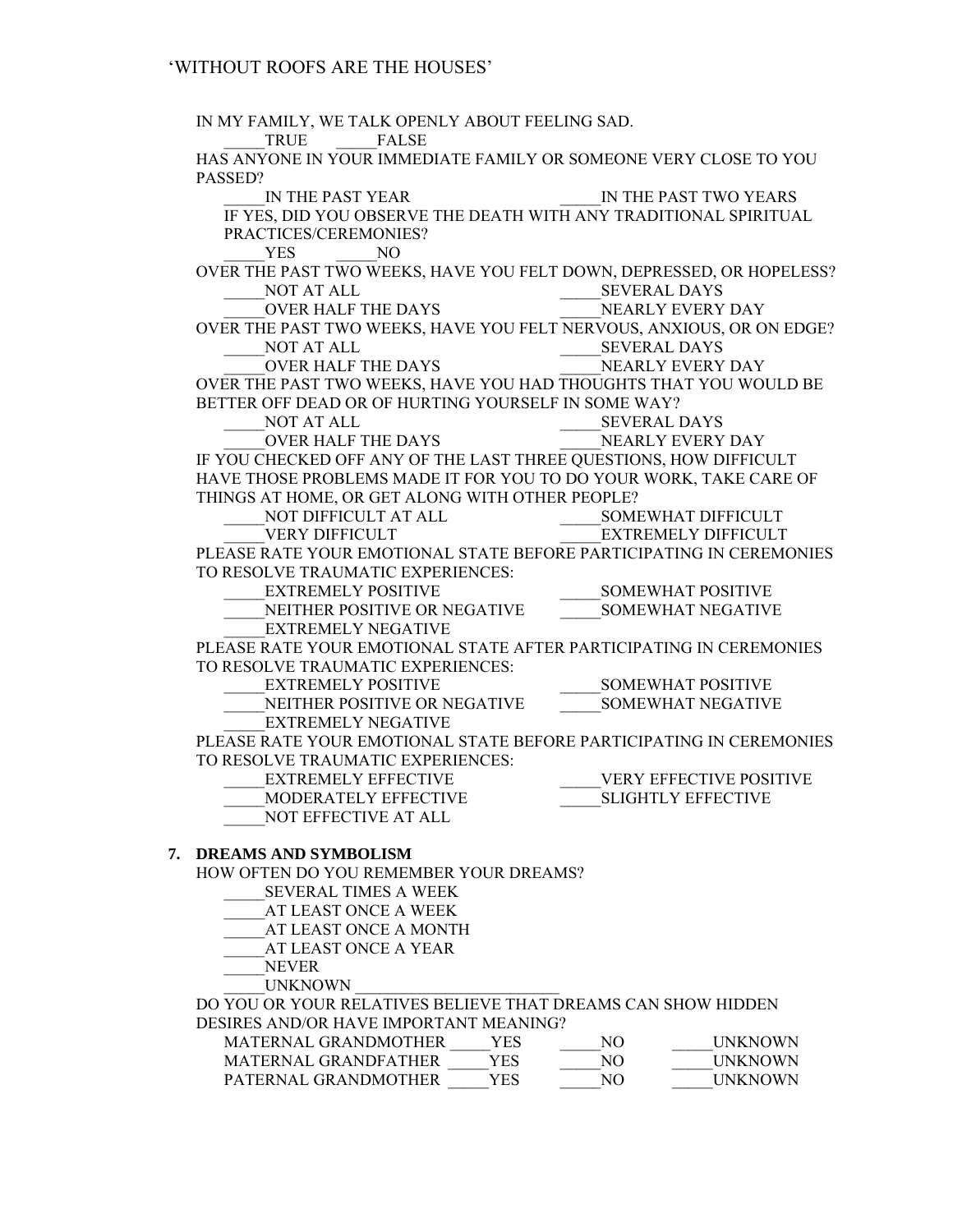IN MY FAMILY, WE TALK OPENLY ABOUT FEELING SAD.

_____TRUE _____FALSE

HAS ANYONE IN YOUR IMMEDIATE FAMILY OR SOMEONE VERY CLOSE TO YOU PASSED?

_____IN THE PAST YEAR _____IN THE PAST TWO YEARS

IF YES, DID YOU OBSERVE THE DEATH WITH ANY TRADITIONAL SPIRITUAL PRACTICES/CEREMONIES?

_____YES _____NO

OVER THE PAST TWO WEEKS, HAVE YOU FELT DOWN, DEPRESSED, OR HOPELESS?

_____NOT AT ALL _____SEVERAL DAYS
_____OVER HALF THE DAYS _____NEARLY EVERY DAY

OVER THE PAST TWO WEEKS, HAVE YOU FELT NERVOUS, ANXIOUS, OR ON EDGE?

_____NOT AT ALL _____SEVERAL DAYS
_____OVER HALF THE DAYS _____NEARLY EVERY DAY

OVER THE PAST TWO WEEKS, HAVE YOU HAD THOUGHTS THAT YOU WOULD BE BETTER OFF DEAD OR OF HURTING YOURSELF IN SOME WAY?

_____NOT AT ALL _____SEVERAL DAYS
_____OVER HALF THE DAYS _____NEARLY EVERY DAY

IF YOU CHECKED OFF ANY OF THE LAST THREE QUESTIONS, HOW DIFFICULT HAVE THOSE PROBLEMS MADE IT FOR YOU TO DO YOUR WORK, TAKE CARE OF THINGS AT HOME, OR GET ALONG WITH OTHER PEOPLE?

_____NOT DIFFICULT AT ALL _____SOMEWHAT DIFFICULT
_____VERY DIFFICULT _____EXTREMELY DIFFICULT

PLEASE RATE YOUR EMOTIONAL STATE BEFORE PARTICIPATING IN CEREMONIES TO RESOLVE TRAUMATIC EXPERIENCES:

_____EXTREMELY POSITIVE _____SOMEWHAT POSITIVE
_____NEITHER POSITIVE OR NEGATIVE _____SOMEWHAT NEGATIVE
_____EXTREMELY NEGATIVE

PLEASE RATE YOUR EMOTIONAL STATE AFTER PARTICIPATING IN CEREMONIES TO RESOLVE TRAUMATIC EXPERIENCES:

_____EXTREMELY POSITIVE _____SOMEWHAT POSITIVE
_____NEITHER POSITIVE OR NEGATIVE _____SOMEWHAT NEGATIVE
_____EXTREMELY NEGATIVE

PLEASE RATE YOUR EMOTIONAL STATE BEFORE PARTICIPATING IN CEREMONIES TO RESOLVE TRAUMATIC EXPERIENCES:

_____EXTREMELY EFFECTIVE _____VERY EFFECTIVE POSITIVE
_____MODERATELY EFFECTIVE _____SLIGHTLY EFFECTIVE
_____NOT EFFECTIVE AT ALL

## 7. DREAMS AND SYMBOLISM

HOW OFTEN DO YOU REMEMBER YOUR DREAMS?

_____SEVERAL TIMES A WEEK
_____AT LEAST ONCE A WEEK
_____AT LEAST ONCE A MONTH
_____AT LEAST ONCE A YEAR
_____NEVER
_____UNKNOWN ________________________

DO YOU OR YOUR RELATIVES BELIEVE THAT DREAMS CAN SHOW HIDDEN DESIRES AND/OR HAVE IMPORTANT MEANING?

MATERNAL GRANDMOTHER _____YES _____NO _____UNKNOWN
MATERNAL GRANDFATHER _____YES _____NO _____UNKNOWN
PATERNAL GRANDMOTHER _____YES _____NO _____UNKNOWN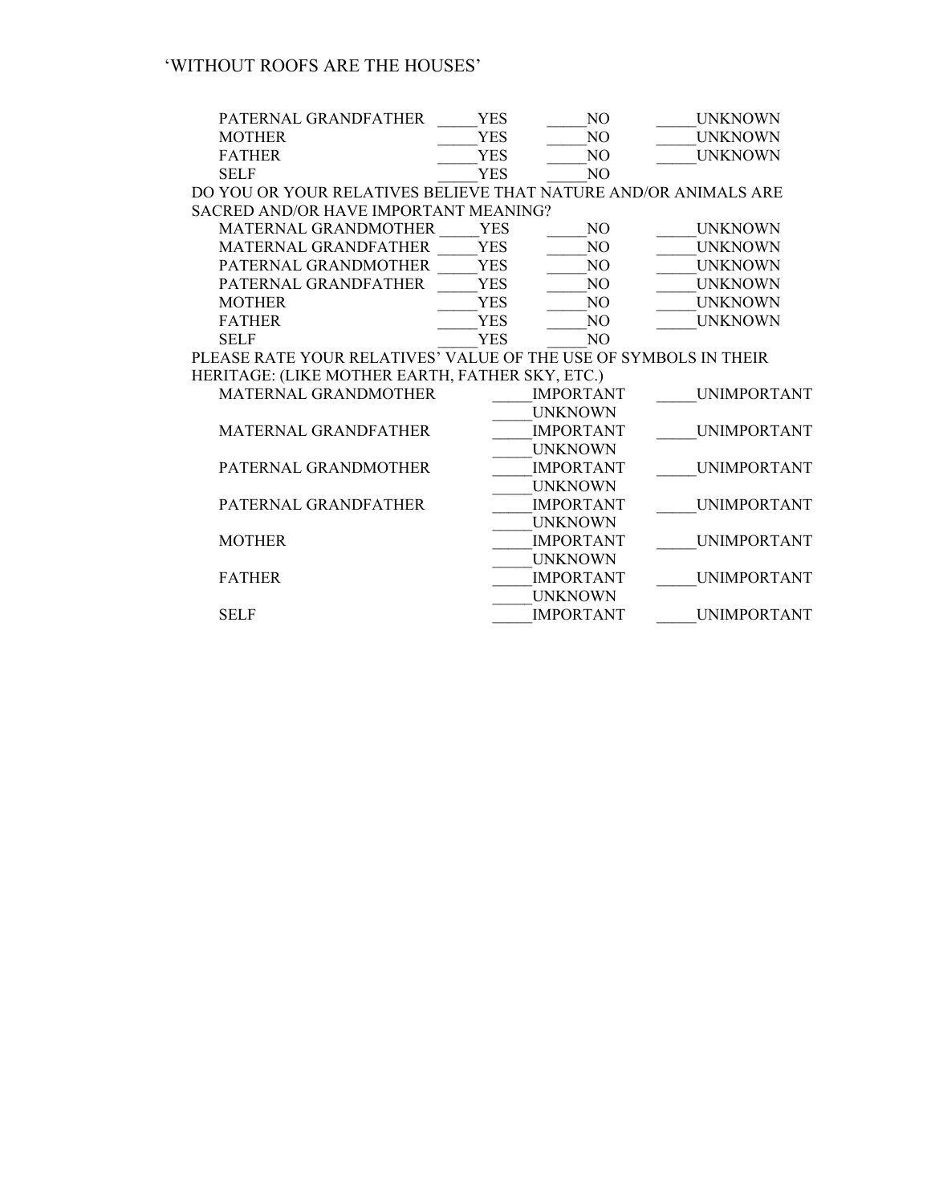| | | | |
|---|---|---|---|
| PATERNAL GRANDFATHER | _____YES | _____NO | _____UNKNOWN |
| MOTHER | _____YES | _____NO | _____UNKNOWN |
| FATHER | _____YES | _____NO | _____UNKNOWN |
| SELF | _____YES | _____NO | |

DO YOU OR YOUR RELATIVES BELIEVE THAT NATURE AND/OR ANIMALS ARE SACRED AND/OR HAVE IMPORTANT MEANING?

| | | | |
|---|---|---|---|
| MATERNAL GRANDMOTHER | _____YES | _____NO | _____UNKNOWN |
| MATERNAL GRANDFATHER | _____YES | _____NO | _____UNKNOWN |
| PATERNAL GRANDMOTHER | _____YES | _____NO | _____UNKNOWN |
| PATERNAL GRANDFATHER | _____YES | _____NO | _____UNKNOWN |
| MOTHER | _____YES | _____NO | _____UNKNOWN |
| FATHER | _____YES | _____NO | _____UNKNOWN |
| SELF | _____YES | _____NO | |

PLEASE RATE YOUR RELATIVES' VALUE OF THE USE OF SYMBOLS IN THEIR HERITAGE: (LIKE MOTHER EARTH, FATHER SKY, ETC.)

| | | |
|---|---|---|
| MATERNAL GRANDMOTHER | _____IMPORTANT<br>_____UNKNOWN | _____UNIMPORTANT |
| MATERNAL GRANDFATHER | _____IMPORTANT<br>_____UNKNOWN | _____UNIMPORTANT |
| PATERNAL GRANDMOTHER | _____IMPORTANT<br>_____UNKNOWN | _____UNIMPORTANT |
| PATERNAL GRANDFATHER | _____IMPORTANT<br>_____UNKNOWN | _____UNIMPORTANT |
| MOTHER | _____IMPORTANT<br>_____UNKNOWN | _____UNIMPORTANT |
| FATHER | _____IMPORTANT<br>_____UNKNOWN | _____UNIMPORTANT |
| SELF | _____IMPORTANT | _____UNIMPORTANT |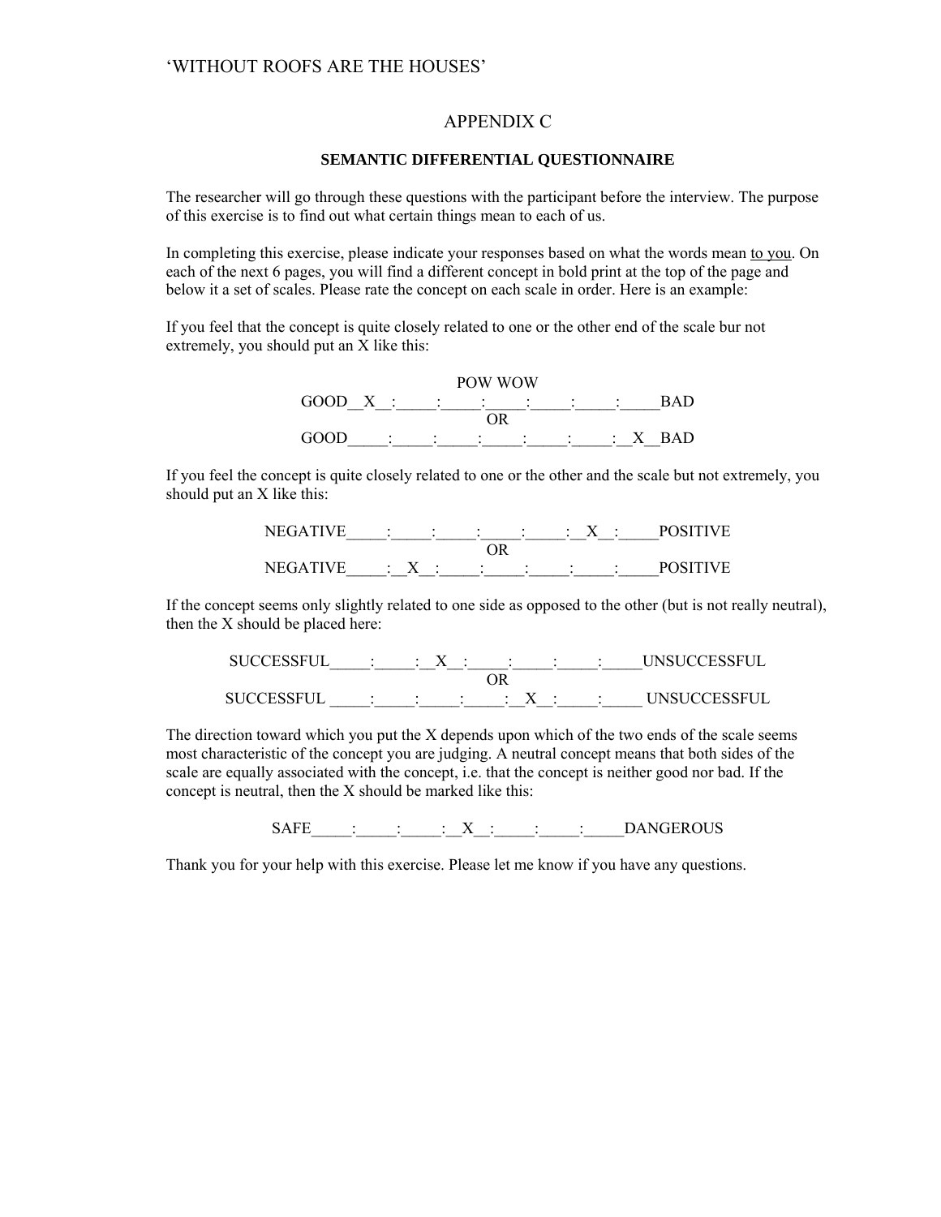# APPENDIX C

## SEMANTIC DIFFERENTIAL QUESTIONNAIRE

The researcher will go through these questions with the participant before the interview. The purpose of this exercise is to find out what certain things mean to each of us.

In completing this exercise, please indicate your responses based on what the words mean to you. On each of the next 6 pages, you will find a different concept in bold print at the top of the page and below it a set of scales. Please rate the concept on each scale in order. Here is an example:

If you feel that the concept is quite closely related to one or the other end of the scale bur not extremely, you should put an X like this:

POW WOW

GOOD__X__:_____:_____:_____:_____:_____:_____BAD

OR

GOOD_____:_____:_____:_____:_____:_____:__X__BAD

If you feel the concept is quite closely related to one or the other and the scale but not extremely, you should put an X like this:

NEGATIVE_____:_____:_____:_____:_____:__X__:_____POSITIVE

OR

NEGATIVE_____:__X__:_____:_____:_____:_____:_____POSITIVE

If the concept seems only slightly related to one side as opposed to the other (but is not really neutral), then the X should be placed here:

SUCCESSFUL_____:_____:__X__:_____:_____:_____:_____UNSUCCESSFUL

OR

SUCCESSFUL _____:_____:_____:_____:__X__:_____:_____ UNSUCCESSFUL

The direction toward which you put the X depends upon which of the two ends of the scale seems most characteristic of the concept you are judging. A neutral concept means that both sides of the scale are equally associated with the concept, i.e. that the concept is neither good nor bad. If the concept is neutral, then the X should be marked like this:

SAFE_____:_____:_____:__X__:_____:_____:_____DANGEROUS

Thank you for your help with this exercise. Please let me know if you have any questions.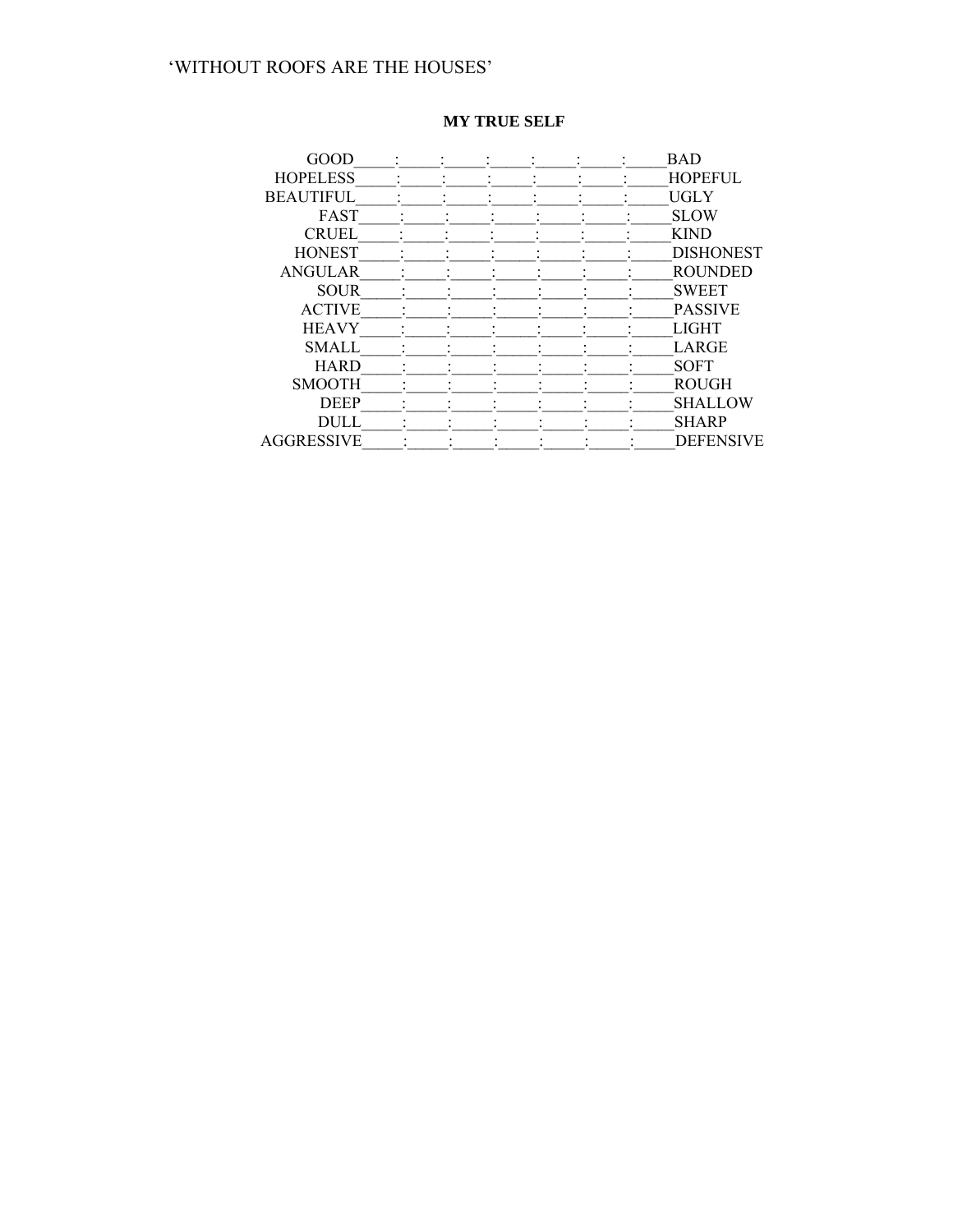‘WITHOUT ROOFS ARE THE HOUSES’

**MY TRUE SELF**

| | | | | | | | | |
|---|---|---|---|---|---|---|---|---|
| GOOD | | | | | | | | BAD |
| HOPELESS | | | | | | | | HOPEFUL |
| BEAUTIFUL | | | | | | | | UGLY |
| FAST | | | | | | | | SLOW |
| CRUEL | | | | | | | | KIND |
| HONEST | | | | | | | | DISHONEST |
| ANGULAR | | | | | | | | ROUNDED |
| SOUR | | | | | | | | SWEET |
| ACTIVE | | | | | | | | PASSIVE |
| HEAVY | | | | | | | | LIGHT |
| SMALL | | | | | | | | LARGE |
| HARD | | | | | | | | SOFT |
| SMOOTH | | | | | | | | ROUGH |
| DEEP | | | | | | | | SHALLOW |
| DULL | | | | | | | | SHARP |
| AGGRESSIVE | | | | | | | | DEFENSIVE |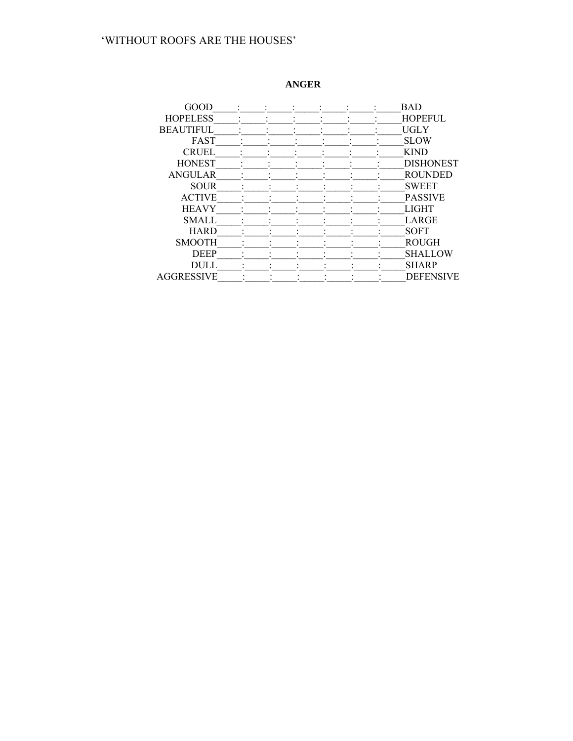‘WITHOUT ROOFS ARE THE HOUSES’

**ANGER**

GOOD_____:_____:_____:_____:_____:_____:_____BAD

HOPELESS_____:_____:_____:_____:_____:_____:_____HOPEFUL

BEAUTIFUL_____:_____:_____:_____:_____:_____:_____UGLY

FAST_____:_____:_____:_____:_____:_____:_____SLOW

CRUEL_____:_____:_____:_____:_____:_____:_____KIND

HONEST_____:_____:_____:_____:_____:_____:_____DISHONEST

ANGULAR_____:_____:_____:_____:_____:_____:_____ROUNDED

SOUR_____:_____:_____:_____:_____:_____:_____SWEET

ACTIVE_____:_____:_____:_____:_____:_____:_____PASSIVE

HEAVY_____:_____:_____:_____:_____:_____:_____LIGHT

SMALL_____:_____:_____:_____:_____:_____:_____LARGE

HARD_____:_____:_____:_____:_____:_____:_____SOFT

SMOOTH_____:_____:_____:_____:_____:_____:_____ROUGH

DEEP_____:_____:_____:_____:_____:_____:_____SHALLOW

DULL_____:_____:_____:_____:_____:_____:_____SHARP

AGGRESSIVE_____:_____:_____:_____:_____:_____:_____DEFENSIVE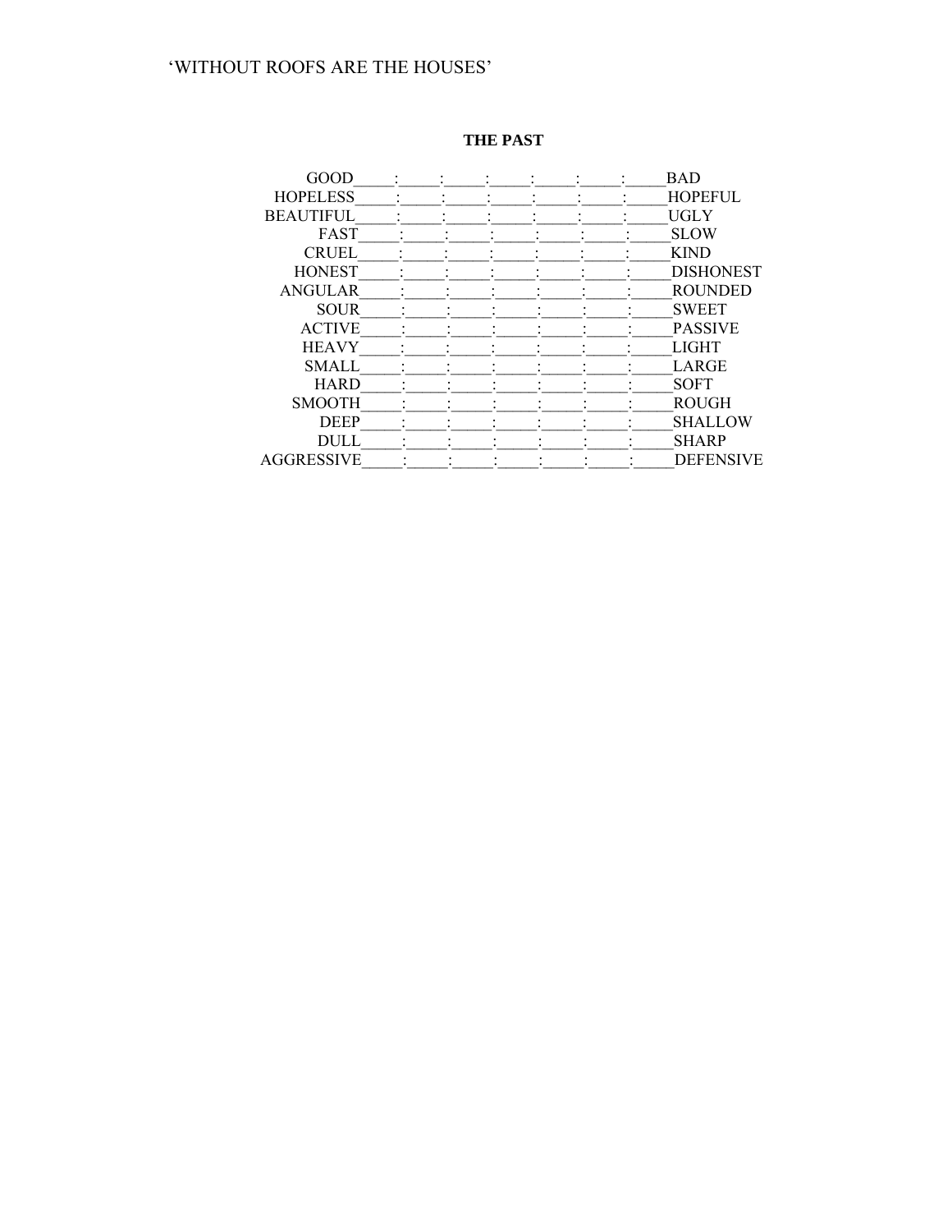‘WITHOUT ROOFS ARE THE HOUSES’

**THE PAST**

GOOD_____:_____:_____:_____:_____:_____:_____BAD
HOPELESS_____:_____:_____:_____:_____:_____:_____HOPEFUL
BEAUTIFUL_____:_____:_____:_____:_____:_____:_____UGLY
FAST_____:_____:_____:_____:_____:_____:_____SLOW
CRUEL_____:_____:_____:_____:_____:_____:_____KIND
HONEST_____:_____:_____:_____:_____:_____:_____DISHONEST
ANGULAR_____:_____:_____:_____:_____:_____:_____ROUNDED
SOUR_____:_____:_____:_____:_____:_____:_____SWEET
ACTIVE_____:_____:_____:_____:_____:_____:_____PASSIVE
HEAVY_____:_____:_____:_____:_____:_____:_____LIGHT
SMALL_____:_____:_____:_____:_____:_____:_____LARGE
HARD_____:_____:_____:_____:_____:_____:_____SOFT
SMOOTH_____:_____:_____:_____:_____:_____:_____ROUGH
DEEP_____:_____:_____:_____:_____:_____:_____SHALLOW
DULL_____:_____:_____:_____:_____:_____:_____SHARP
AGGRESSIVE_____:_____:_____:_____:_____:_____:_____DEFENSIVE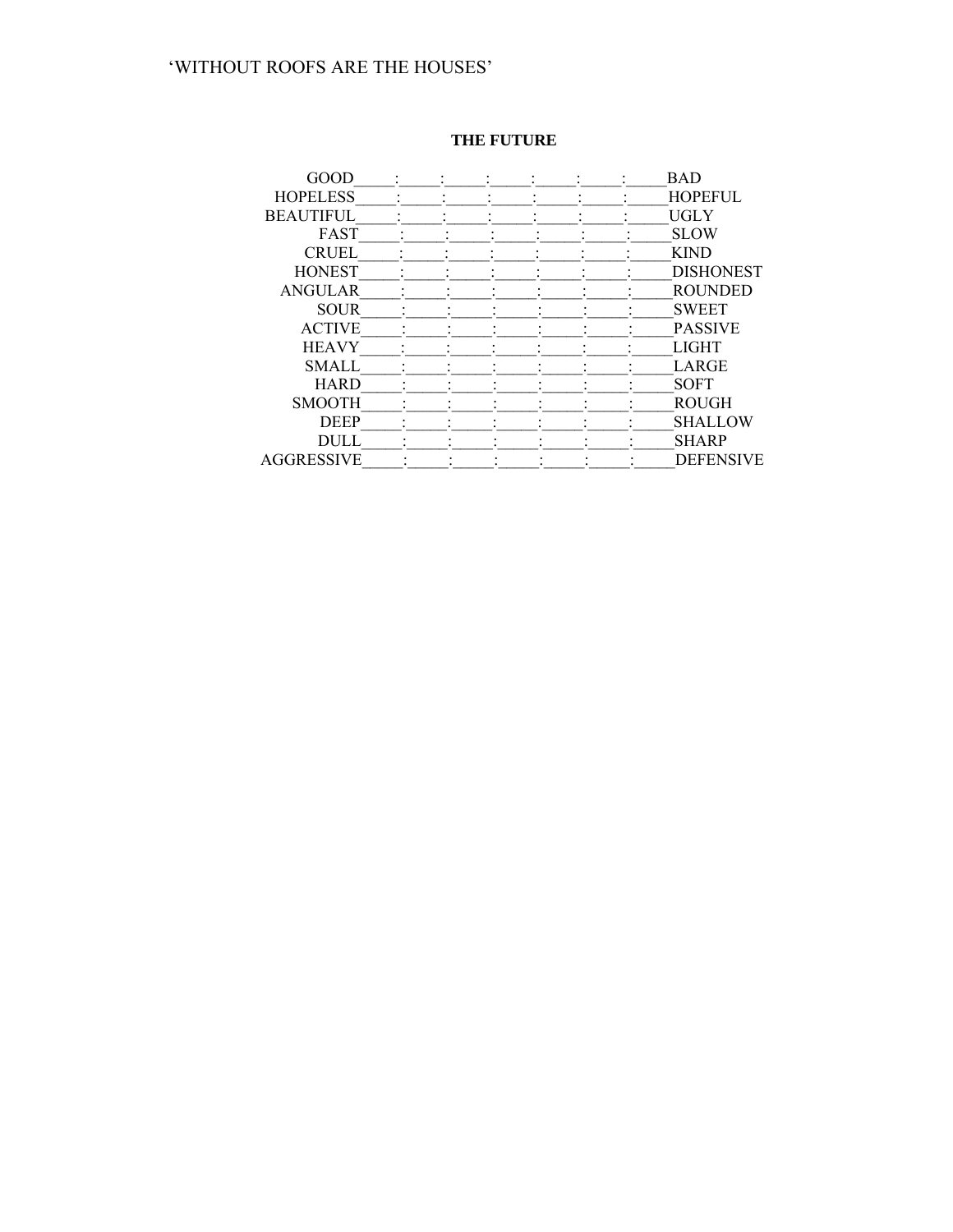‘WITHOUT ROOFS ARE THE HOUSES’

**THE FUTURE**

GOOD_____:_____:_____:_____:_____:_____:_____BAD
HOPELESS_____:_____:_____:_____:_____:_____:_____HOPEFUL
BEAUTIFUL_____:_____:_____:_____:_____:_____:_____UGLY
FAST_____:_____:_____:_____:_____:_____:_____SLOW
CRUEL_____:_____:_____:_____:_____:_____:_____KIND
HONEST_____:_____:_____:_____:_____:_____:_____DISHONEST
ANGULAR_____:_____:_____:_____:_____:_____:_____ROUNDED
SOUR_____:_____:_____:_____:_____:_____:_____SWEET
ACTIVE_____:_____:_____:_____:_____:_____:_____PASSIVE
HEAVY_____:_____:_____:_____:_____:_____:_____LIGHT
SMALL_____:_____:_____:_____:_____:_____:_____LARGE
HARD_____:_____:_____:_____:_____:_____:_____SOFT
SMOOTH_____:_____:_____:_____:_____:_____:_____ROUGH
DEEP_____:_____:_____:_____:_____:_____:_____SHALLOW
DULL_____:_____:_____:_____:_____:_____:_____SHARP
AGGRESSIVE_____:_____:_____:_____:_____:_____:_____DEFENSIVE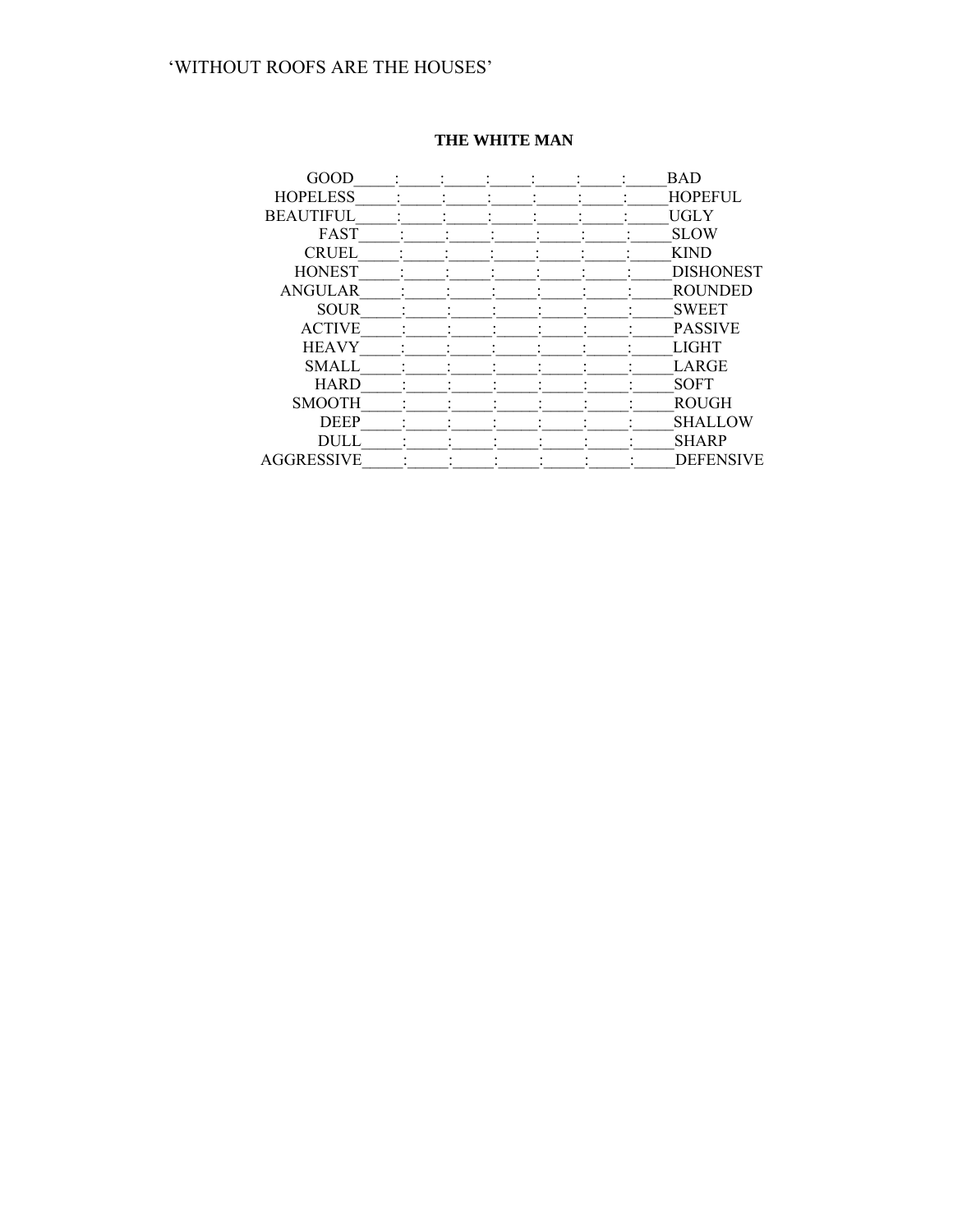**THE WHITE MAN**

GOOD_____:_____:_____:_____:_____:_____:_____BAD
HOPELESS_____:_____:_____:_____:_____:_____:_____HOPEFUL
BEAUTIFUL_____:_____:_____:_____:_____:_____:_____UGLY
FAST_____:_____:_____:_____:_____:_____:_____SLOW
CRUEL_____:_____:_____:_____:_____:_____:_____KIND
HONEST_____:_____:_____:_____:_____:_____:_____DISHONEST
ANGULAR_____:_____:_____:_____:_____:_____:_____ROUNDED
SOUR_____:_____:_____:_____:_____:_____:_____SWEET
ACTIVE_____:_____:_____:_____:_____:_____:_____PASSIVE
HEAVY_____:_____:_____:_____:_____:_____:_____LIGHT
SMALL_____:_____:_____:_____:_____:_____:_____LARGE
HARD_____:_____:_____:_____:_____:_____:_____SOFT
SMOOTH_____:_____:_____:_____:_____:_____:_____ROUGH
DEEP_____:_____:_____:_____:_____:_____:_____SHALLOW
DULL_____:_____:_____:_____:_____:_____:_____SHARP
AGGRESSIVE_____:_____:_____:_____:_____:_____:_____DEFENSIVE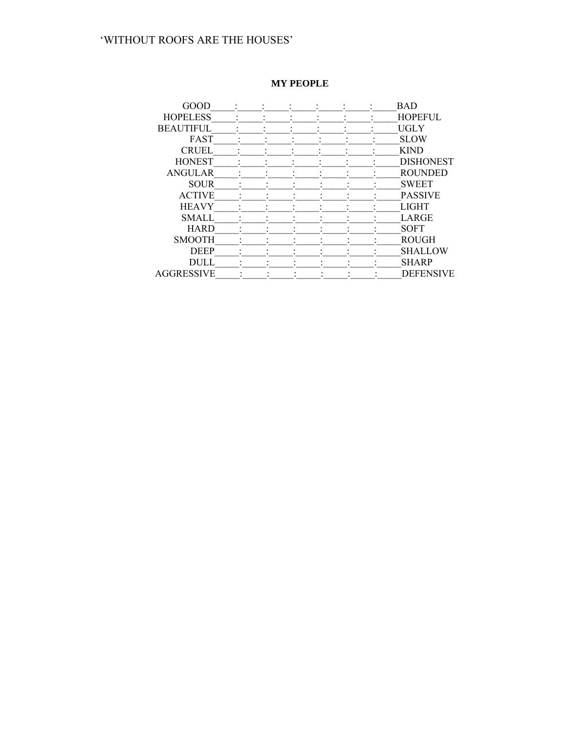**MY PEOPLE**

GOOD_____:_____:_____:_____:_____:_____:_____BAD
HOPELESS_____:_____:_____:_____:_____:_____:_____HOPEFUL
BEAUTIFUL_____:_____:_____:_____:_____:_____:_____UGLY
FAST_____:_____:_____:_____:_____:_____:_____SLOW
CRUEL_____:_____:_____:_____:_____:_____:_____KIND
HONEST_____:_____:_____:_____:_____:_____:_____DISHONEST
ANGULAR_____:_____:_____:_____:_____:_____:_____ROUNDED
SOUR_____:_____:_____:_____:_____:_____:_____SWEET
ACTIVE_____:_____:_____:_____:_____:_____:_____PASSIVE
HEAVY_____:_____:_____:_____:_____:_____:_____LIGHT
SMALL_____:_____:_____:_____:_____:_____:_____LARGE
HARD_____:_____:_____:_____:_____:_____:_____SOFT
SMOOTH_____:_____:_____:_____:_____:_____:_____ROUGH
DEEP_____:_____:_____:_____:_____:_____:_____SHALLOW
DULL_____:_____:_____:_____:_____:_____:_____SHARP
AGGRESSIVE_____:_____:_____:_____:_____:_____:_____DEFENSIVE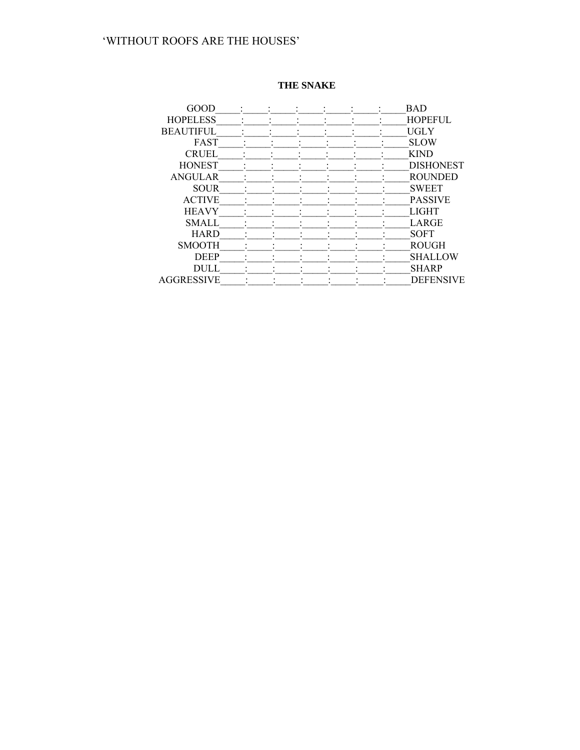'WITHOUT ROOFS ARE THE HOUSES'

**THE SNAKE**

GOOD_____:_____:_____:_____:_____:_____:_____BAD
HOPELESS_____:_____:_____:_____:_____:_____:_____HOPEFUL
BEAUTIFUL_____:_____:_____:_____:_____:_____:_____UGLY
FAST_____:_____:_____:_____:_____:_____:_____SLOW
CRUEL_____:_____:_____:_____:_____:_____:_____KIND
HONEST_____:_____:_____:_____:_____:_____:_____DISHONEST
ANGULAR_____:_____:_____:_____:_____:_____:_____ROUNDED
SOUR_____:_____:_____:_____:_____:_____:_____SWEET
ACTIVE_____:_____:_____:_____:_____:_____:_____PASSIVE
HEAVY_____:_____:_____:_____:_____:_____:_____LIGHT
SMALL_____:_____:_____:_____:_____:_____:_____LARGE
HARD_____:_____:_____:_____:_____:_____:_____SOFT
SMOOTH_____:_____:_____:_____:_____:_____:_____ROUGH
DEEP_____:_____:_____:_____:_____:_____:_____SHALLOW
DULL_____:_____:_____:_____:_____:_____:_____SHARP
AGGRESSIVE_____:_____:_____:_____:_____:_____:_____DEFENSIVE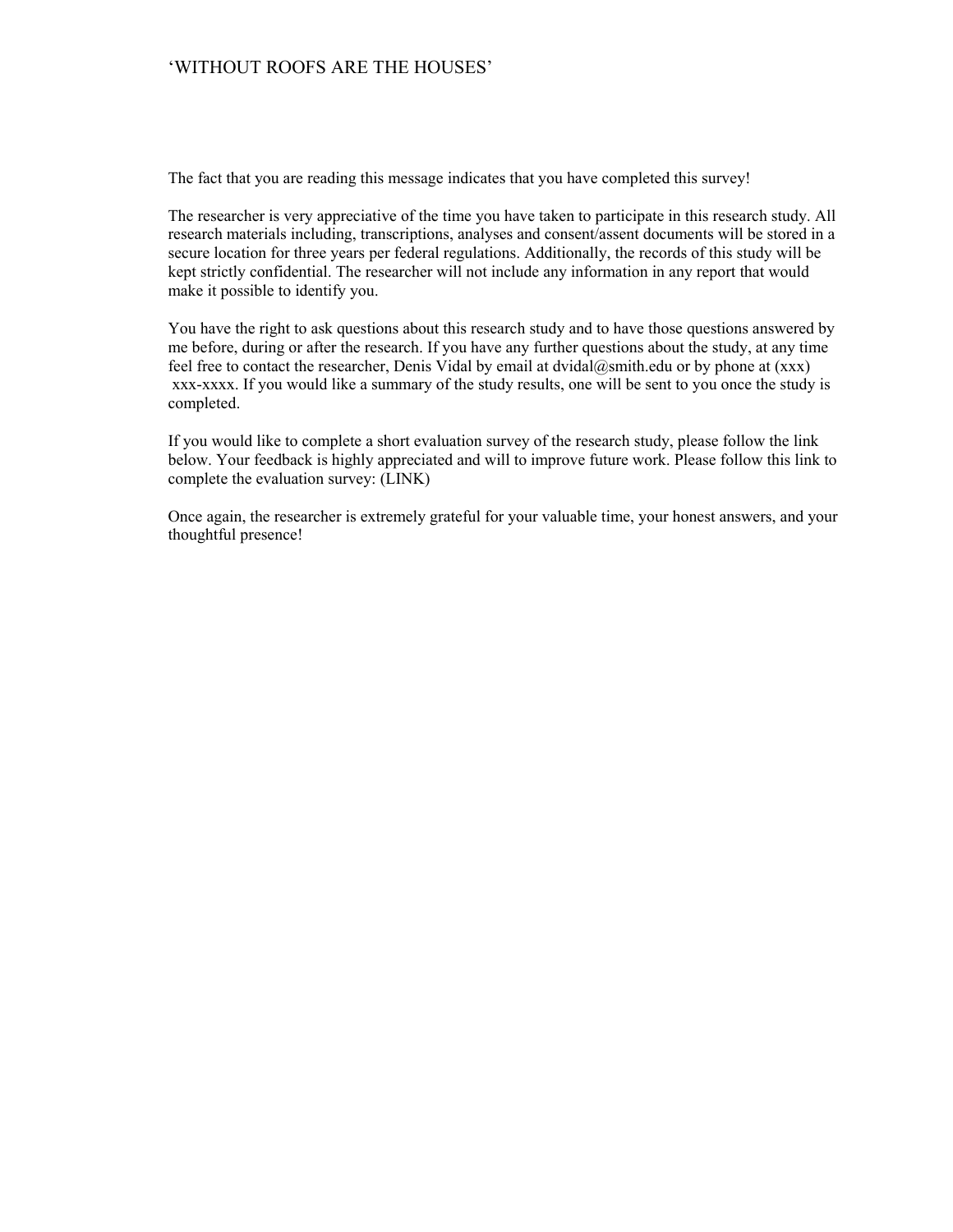The fact that you are reading this message indicates that you have completed this survey!

The researcher is very appreciative of the time you have taken to participate in this research study. All research materials including, transcriptions, analyses and consent/assent documents will be stored in a secure location for three years per federal regulations. Additionally, the records of this study will be kept strictly confidential. The researcher will not include any information in any report that would make it possible to identify you.

You have the right to ask questions about this research study and to have those questions answered by me before, during or after the research. If you have any further questions about the study, at any time feel free to contact the researcher, Denis Vidal by email at dvidal@smith.edu or by phone at (xxx) xxx-xxxx. If you would like a summary of the study results, one will be sent to you once the study is completed.

If you would like to complete a short evaluation survey of the research study, please follow the link below. Your feedback is highly appreciated and will to improve future work. Please follow this link to complete the evaluation survey: (LINK)

Once again, the researcher is extremely grateful for your valuable time, your honest answers, and your thoughtful presence!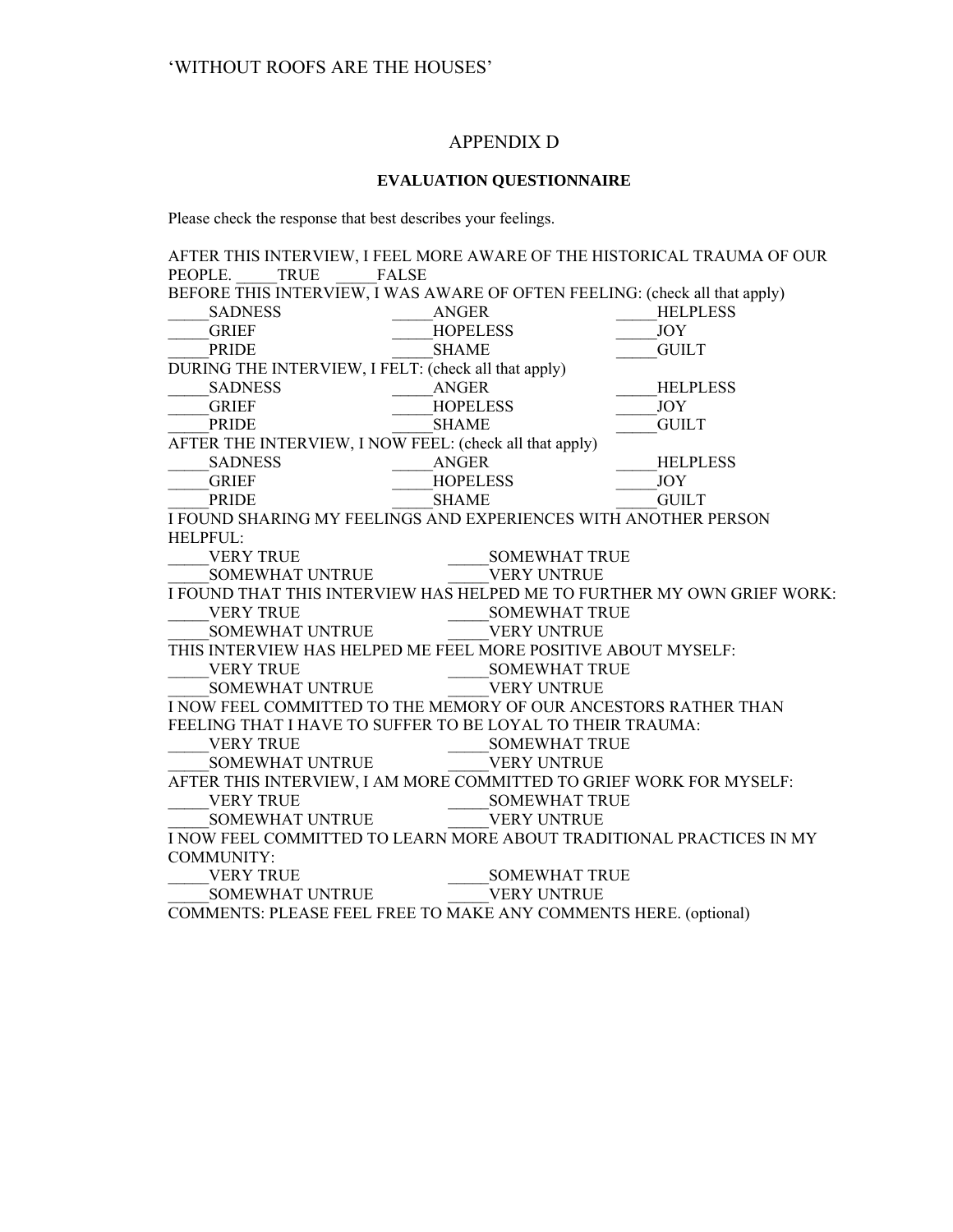# APPENDIX D

## EVALUATION QUESTIONNAIRE

Please check the response that best describes your feelings.

AFTER THIS INTERVIEW, I FEEL MORE AWARE OF THE HISTORICAL TRAUMA OF OUR PEOPLE. _____TRUE _____FALSE

BEFORE THIS INTERVIEW, I WAS AWARE OF OFTEN FEELING: (check all that apply)

_____SADNESS _____ANGER _____HELPLESS
_____GRIEF _____HOPELESS _____JOY
_____PRIDE _____SHAME _____GUILT

DURING THE INTERVIEW, I FELT: (check all that apply)

_____SADNESS _____ANGER _____HELPLESS
_____GRIEF _____HOPELESS _____JOY
_____PRIDE _____SHAME _____GUILT

AFTER THE INTERVIEW, I NOW FEEL: (check all that apply)

_____SADNESS _____ANGER _____HELPLESS
_____GRIEF _____HOPELESS _____JOY
_____PRIDE _____SHAME _____GUILT

I FOUND SHARING MY FEELINGS AND EXPERIENCES WITH ANOTHER PERSON HELPFUL:

_____VERY TRUE _____SOMEWHAT TRUE
_____SOMEWHAT UNTRUE _____VERY UNTRUE

I FOUND THAT THIS INTERVIEW HAS HELPED ME TO FURTHER MY OWN GRIEF WORK:

_____VERY TRUE _____SOMEWHAT TRUE
_____SOMEWHAT UNTRUE _____VERY UNTRUE

THIS INTERVIEW HAS HELPED ME FEEL MORE POSITIVE ABOUT MYSELF:

_____VERY TRUE _____SOMEWHAT TRUE
_____SOMEWHAT UNTRUE _____VERY UNTRUE

I NOW FEEL COMMITTED TO THE MEMORY OF OUR ANCESTORS RATHER THAN FEELING THAT I HAVE TO SUFFER TO BE LOYAL TO THEIR TRAUMA:

_____VERY TRUE _____SOMEWHAT TRUE
_____SOMEWHAT UNTRUE _____VERY UNTRUE

AFTER THIS INTERVIEW, I AM MORE COMMITTED TO GRIEF WORK FOR MYSELF:

_____VERY TRUE _____SOMEWHAT TRUE
_____SOMEWHAT UNTRUE _____VERY UNTRUE

I NOW FEEL COMMITTED TO LEARN MORE ABOUT TRADITIONAL PRACTICES IN MY COMMUNITY:

_____VERY TRUE _____SOMEWHAT TRUE
_____SOMEWHAT UNTRUE _____VERY UNTRUE

COMMENTS: PLEASE FEEL FREE TO MAKE ANY COMMENTS HERE. (optional)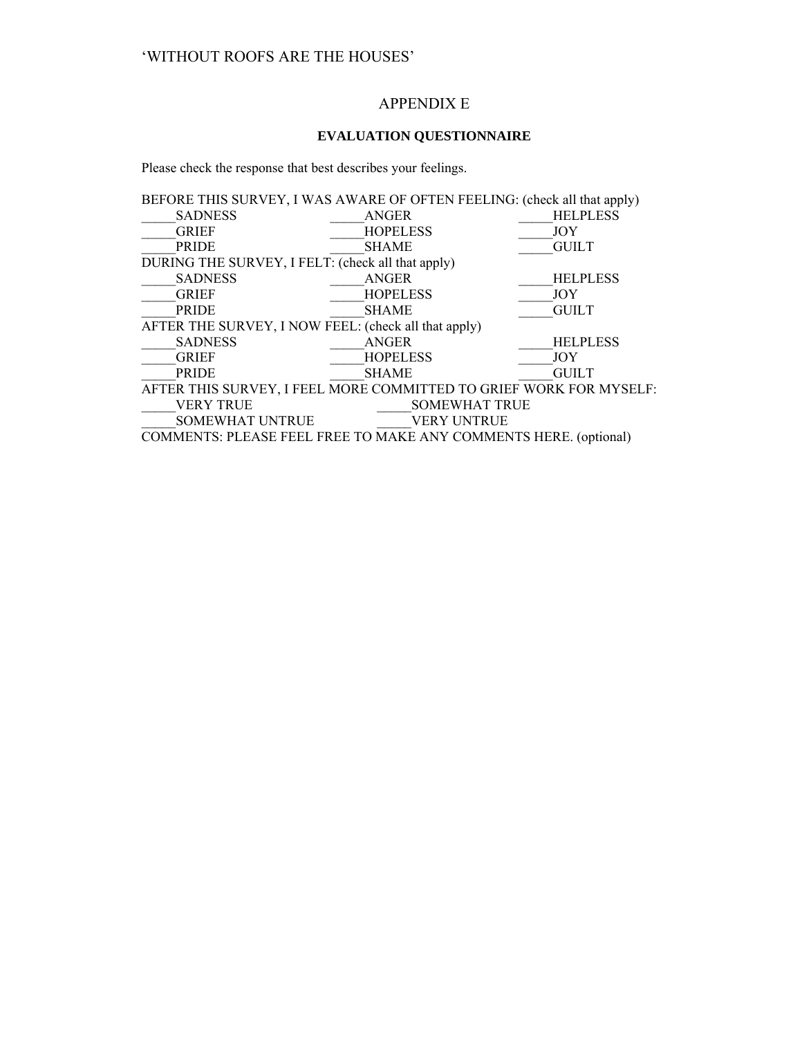# APPENDIX E

## EVALUATION QUESTIONNAIRE

Please check the response that best describes your feelings.

BEFORE THIS SURVEY, I WAS AWARE OF OFTEN FEELING: (check all that apply)

| | | |
|---|---|---|
| _____SADNESS | _____ANGER | _____HELPLESS |
| _____GRIEF | _____HOPELESS | _____JOY |
| _____PRIDE | _____SHAME | _____GUILT |

DURING THE SURVEY, I FELT: (check all that apply)

| | | |
|---|---|---|
| _____SADNESS | _____ANGER | _____HELPLESS |
| _____GRIEF | _____HOPELESS | _____JOY |
| _____PRIDE | _____SHAME | _____GUILT |

AFTER THE SURVEY, I NOW FEEL: (check all that apply)

| | | |
|---|---|---|
| _____SADNESS | _____ANGER | _____HELPLESS |
| _____GRIEF | _____HOPELESS | _____JOY |
| _____PRIDE | _____SHAME | _____GUILT |

AFTER THIS SURVEY, I FEEL MORE COMMITTED TO GRIEF WORK FOR MYSELF:

| | |
|---|---|
| _____VERY TRUE | _____SOMEWHAT TRUE |
| _____SOMEWHAT UNTRUE | _____VERY UNTRUE |

COMMENTS: PLEASE FEEL FREE TO MAKE ANY COMMENTS HERE. (optional)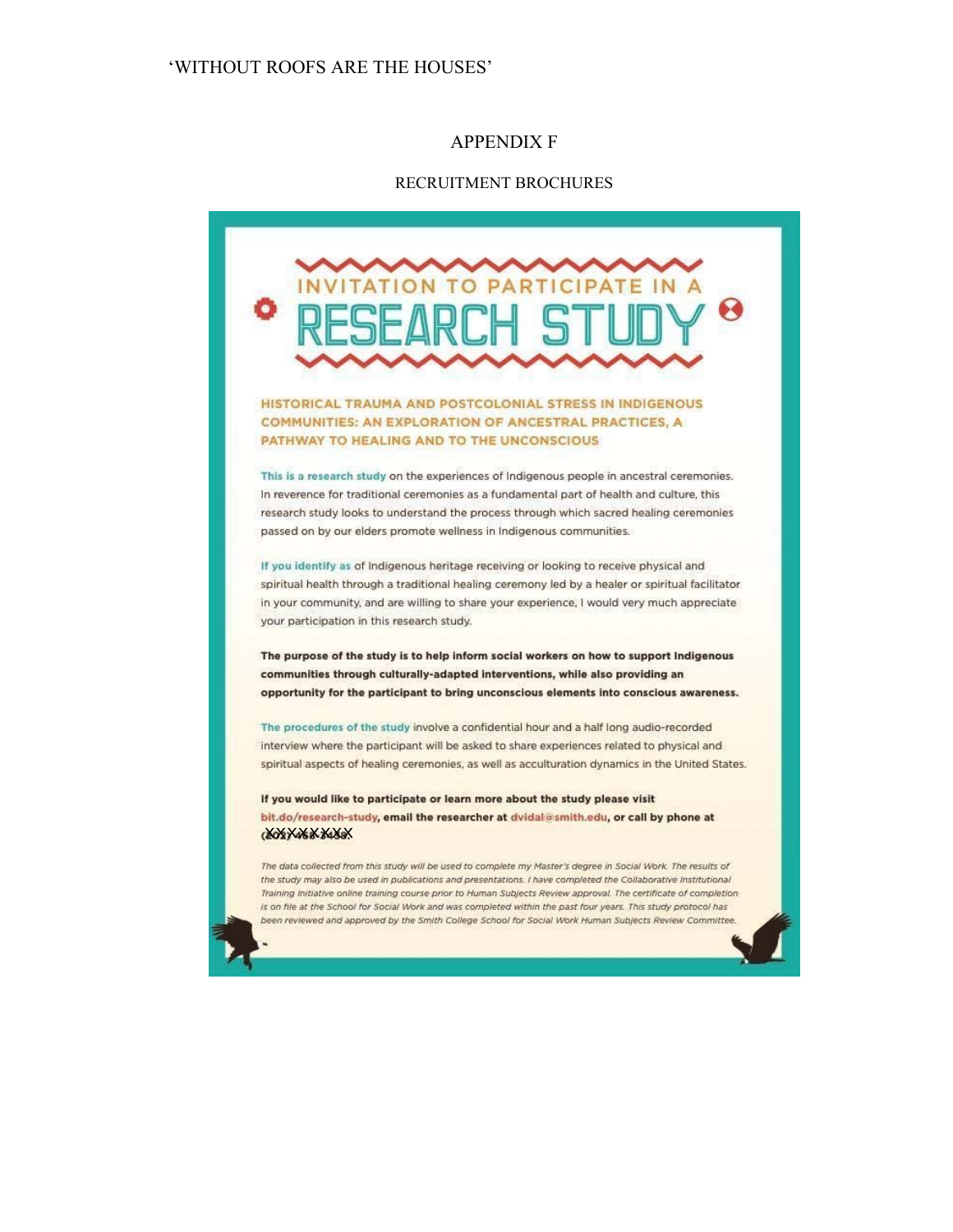# APPENDIX F

## RECRUITMENT BROCHURES

# INVITATION TO PARTICIPATE IN A RESEARCH STUDY

### HISTORICAL TRAUMA AND POSTCOLONIAL STRESS IN INDIGENOUS COMMUNITIES: AN EXPLORATION OF ANCESTRAL PRACTICES, A PATHWAY TO HEALING AND TO THE UNCONSCIOUS

This is a research study on the experiences of Indigenous people in ancestral ceremonies. In reverence for traditional ceremonies as a fundamental part of health and culture, this research study looks to understand the process through which sacred healing ceremonies passed on by our elders promote wellness in Indigenous communities.

If you identify as of Indigenous heritage receiving or looking to receive physical and spiritual health through a traditional healing ceremony led by a healer or spiritual facilitator in your community, and are willing to share your experience, I would very much appreciate your participation in this research study.

**The purpose of the study is to help inform social workers on how to support Indigenous communities through culturally-adapted interventions, while also providing an opportunity for the participant to bring unconscious elements into conscious awareness.**

The procedures of the study involve a confidential hour and a half long audio-recorded interview where the participant will be asked to share experiences related to physical and spiritual aspects of healing ceremonies, as well as acculturation dynamics in the United States.

**If you would like to participate or learn more about the study please visit bit.do/research-study, email the researcher at dvidal@smith.edu, or call by phone at XXXXXXXX**

*The data collected from this study will be used to complete my Master's degree in Social Work. The results of the study may also be used in publications and presentations. I have completed the Collaborative Institutional Training Initiative online training course prior to Human Subjects Review approval. The certificate of completion is on file at the School for Social Work and was completed within the past four years. This study protocol has been reviewed and approved by the Smith College School for Social Work Human Subjects Review Committee.*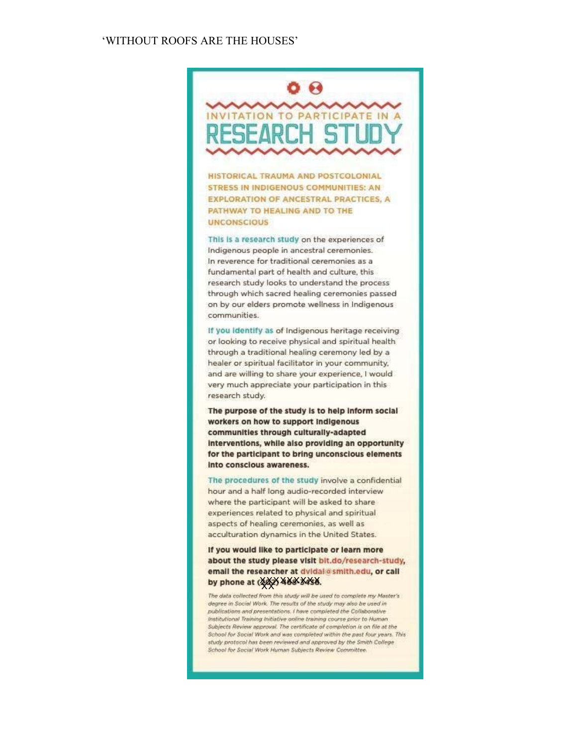INVITATION TO PARTICIPATE IN A

# RESEARCH STUDY

**HISTORICAL TRAUMA AND POSTCOLONIAL STRESS IN INDIGENOUS COMMUNITIES: AN EXPLORATION OF ANCESTRAL PRACTICES, A PATHWAY TO HEALING AND TO THE UNCONSCIOUS**

**This is a research study** on the experiences of Indigenous people in ancestral ceremonies. In reverence for traditional ceremonies as a fundamental part of health and culture, this research study looks to understand the process through which sacred healing ceremonies passed on by our elders promote wellness in Indigenous communities.

**If you identify as** of Indigenous heritage receiving or looking to receive physical and spiritual health through a traditional healing ceremony led by a healer or spiritual facilitator in your community, and are willing to share your experience, I would very much appreciate your participation in this research study.

**The purpose of the study is to help inform social workers on how to support Indigenous communities through culturally-adapted interventions, while also providing an opportunity for the participant to bring unconscious elements into conscious awareness.**

**The procedures of the study** involve a confidential hour and a half long audio-recorded interview where the participant will be asked to share experiences related to physical and spiritual aspects of healing ceremonies, as well as acculturation dynamics in the United States.

**If you would like to participate or learn more about the study please visit bit.do/research-study, email the researcher at dvidal@smith.edu, or call by phone at (XXX) XXX-XXXX.**

*The data collected from this study will be used to complete my Master's degree in Social Work. The results of the study may also be used in publications and presentations. I have completed the Collaborative Institutional Training Initiative online training course prior to Human Subjects Review approval. The certificate of completion is on file at the School for Social Work and was completed within the past four years. This study protocol has been reviewed and approved by the Smith College School for Social Work Human Subjects Review Committee.*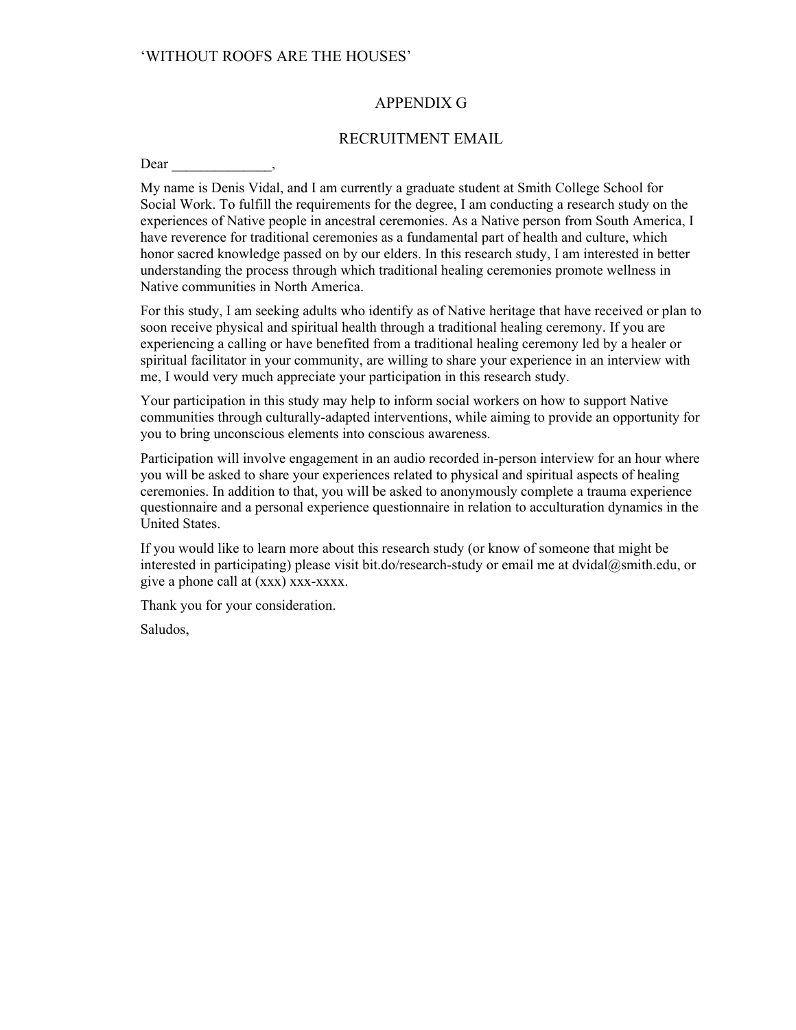# APPENDIX G

## RECRUITMENT EMAIL

Dear ______________,

My name is Denis Vidal, and I am currently a graduate student at Smith College School for Social Work. To fulfill the requirements for the degree, I am conducting a research study on the experiences of Native people in ancestral ceremonies. As a Native person from South America, I have reverence for traditional ceremonies as a fundamental part of health and culture, which honor sacred knowledge passed on by our elders. In this research study, I am interested in better understanding the process through which traditional healing ceremonies promote wellness in Native communities in North America.

For this study, I am seeking adults who identify as of Native heritage that have received or plan to soon receive physical and spiritual health through a traditional healing ceremony. If you are experiencing a calling or have benefited from a traditional healing ceremony led by a healer or spiritual facilitator in your community, are willing to share your experience in an interview with me, I would very much appreciate your participation in this research study.

Your participation in this study may help to inform social workers on how to support Native communities through culturally-adapted interventions, while aiming to provide an opportunity for you to bring unconscious elements into conscious awareness.

Participation will involve engagement in an audio recorded in-person interview for an hour where you will be asked to share your experiences related to physical and spiritual aspects of healing ceremonies. In addition to that, you will be asked to anonymously complete a trauma experience questionnaire and a personal experience questionnaire in relation to acculturation dynamics in the United States.

If you would like to learn more about this research study (or know of someone that might be interested in participating) please visit bit.do/research-study or email me at dvidal@smith.edu, or give a phone call at (xxx) xxx-xxxx.

Thank you for your consideration.

Saludos,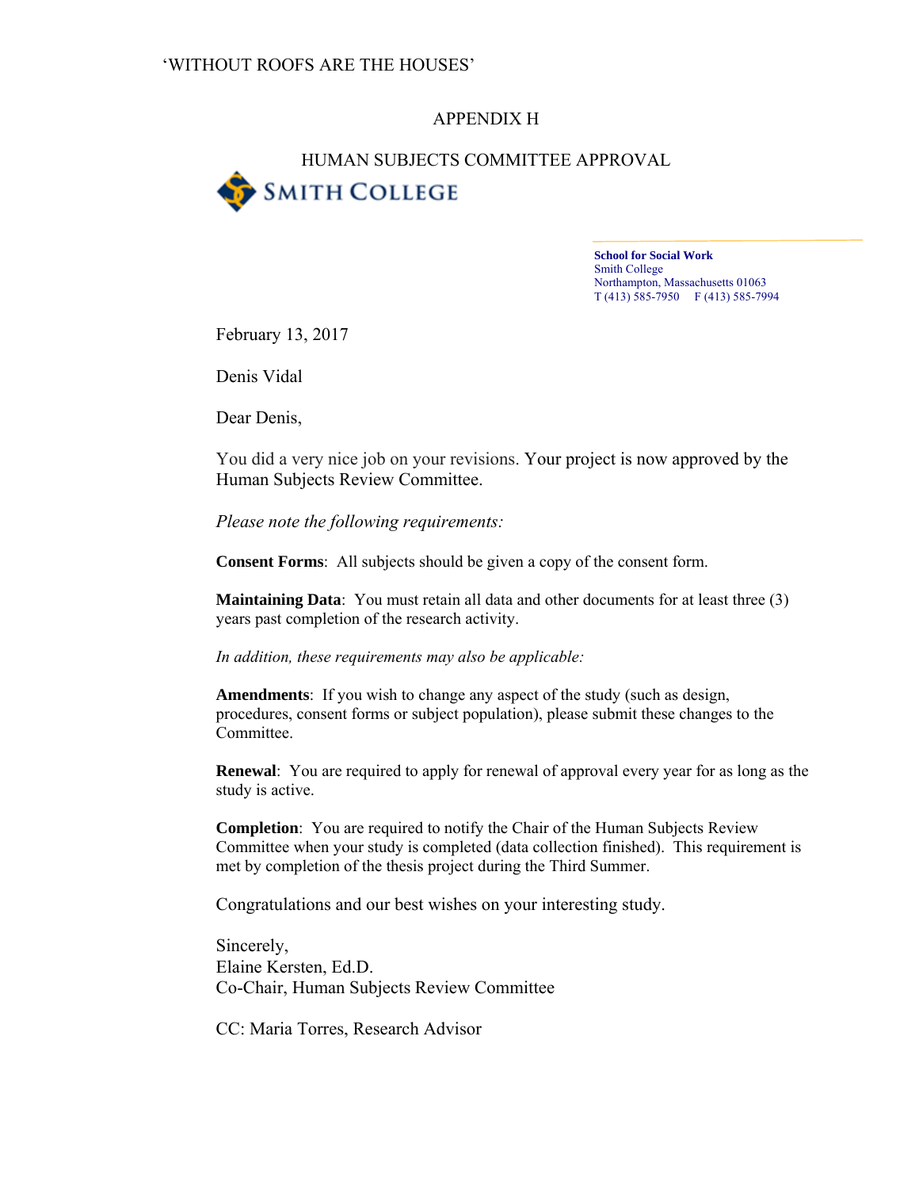## APPENDIX H

## HUMAN SUBJECTS COMMITTEE APPROVAL

SMITH COLLEGE

**School for Social Work**
Smith College
Northampton, Massachusetts 01063
T (413) 585-7950 F (413) 585-7994

February 13, 2017

Denis Vidal

Dear Denis,

You did a very nice job on your revisions. Your project is now approved by the Human Subjects Review Committee.

*Please note the following requirements:*

**Consent Forms**: All subjects should be given a copy of the consent form.

**Maintaining Data**: You must retain all data and other documents for at least three (3) years past completion of the research activity.

*In addition, these requirements may also be applicable:*

**Amendments**: If you wish to change any aspect of the study (such as design, procedures, consent forms or subject population), please submit these changes to the Committee.

**Renewal**: You are required to apply for renewal of approval every year for as long as the study is active.

**Completion**: You are required to notify the Chair of the Human Subjects Review Committee when your study is completed (data collection finished). This requirement is met by completion of the thesis project during the Third Summer.

Congratulations and our best wishes on your interesting study.

Sincerely,
Elaine Kersten, Ed.D.
Co-Chair, Human Subjects Review Committee

CC: Maria Torres, Research Advisor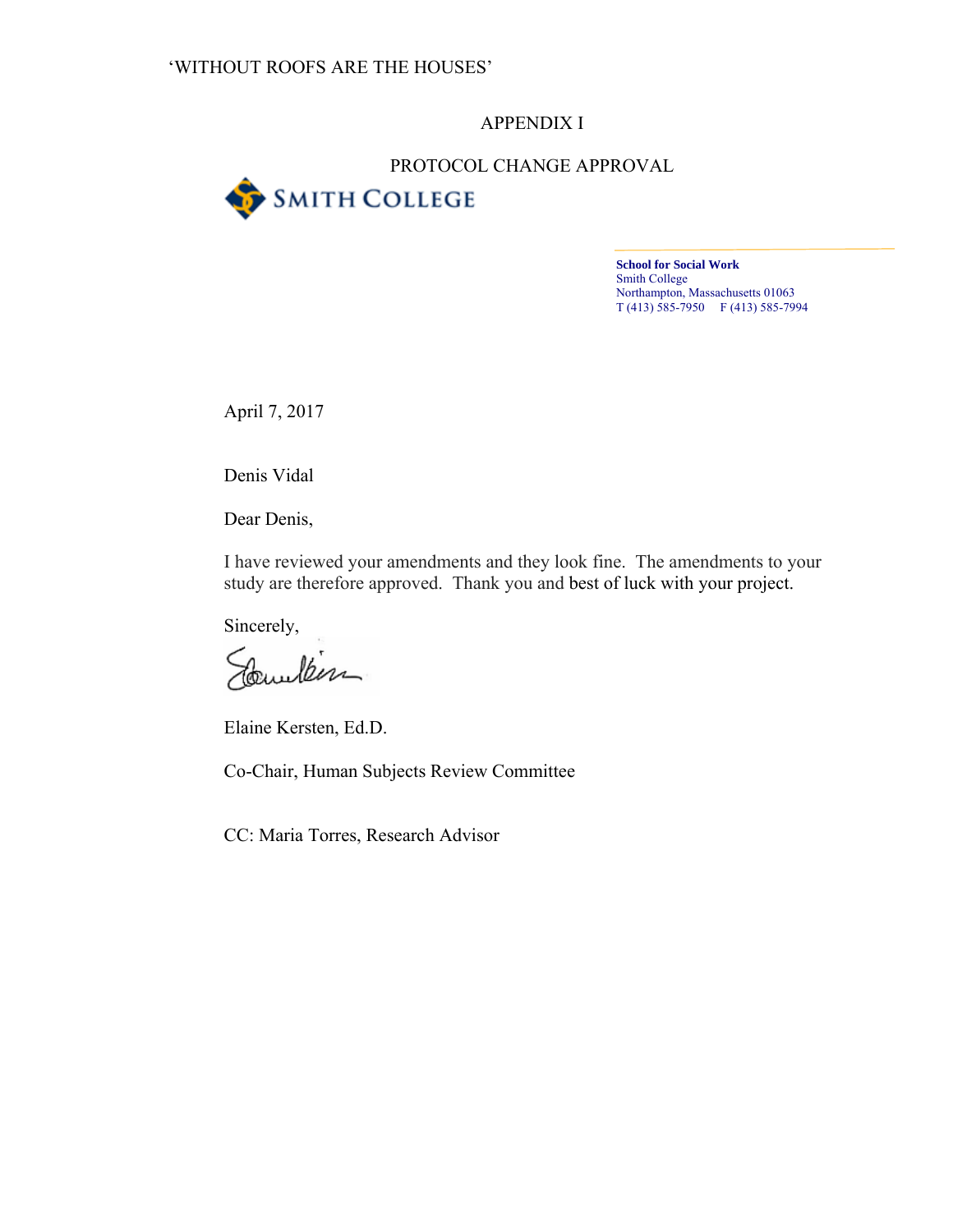# APPENDIX I

## PROTOCOL CHANGE APPROVAL

SMITH COLLEGE

**School for Social Work**
Smith College
Northampton, Massachusetts 01063
T (413) 585-7950 F (413) 585-7994

April 7, 2017

Denis Vidal

Dear Denis,

I have reviewed your amendments and they look fine. The amendments to your study are therefore approved. Thank you and best of luck with your project.

Sincerely,

Elaine Kersten, Ed.D.

Co-Chair, Human Subjects Review Committee

CC: Maria Torres, Research Advisor